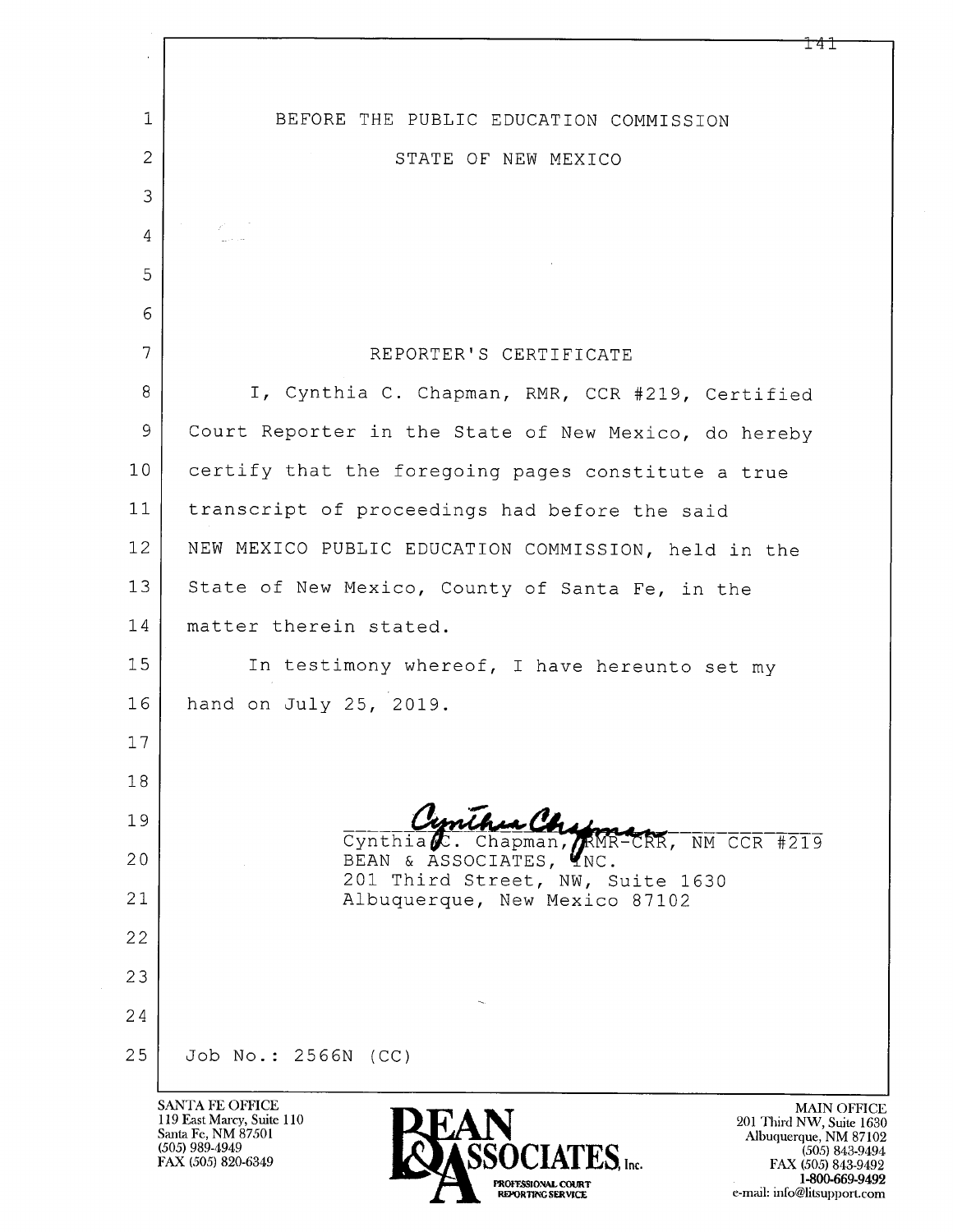BEFORE THE PUBLIC EDUCATION COMMISSION

STATE OF NEW MEXICO

## REPORTER'S CERTIFICATE

I, Cynthia C. Chapman, RMR, CCR #219, Certified Court Reporter in the State of New Mexico, do hereby certify that the foregoing pages constitute a true transcript of proceedings had before the said NEW MEXICO PUBLIC EDUCATION COMMISSION, held in the State of New Mexico, County of Santa Fe, in the matter therein stated.

In testimony whereof, I have hereunto set my hand on July 25, 2019.

Cynthia C. Chapman, RMR-CRR, NM CCR #219
BEAN & ASSOCIATES, INC.
201 Third Street, NW, Suite 1630
Albuquerque, New Mexico 87102

Job No.: 2566N (CC)

SANTA FE OFFICE
119 East Marcy, Suite 110
Santa Fe, NM 87501
(505) 989-4949
FAX (505) 820-6349

BEAN & ASSOCIATES, Inc.
PROFESSIONAL COURT REPORTING SERVICE

MAIN OFFICE
201 Third NW, Suite 1630
Albuquerque, NM 87102
(505) 843-9494
FAX (505) 843-9492
1-800-669-9492
e-mail: info@litsupport.com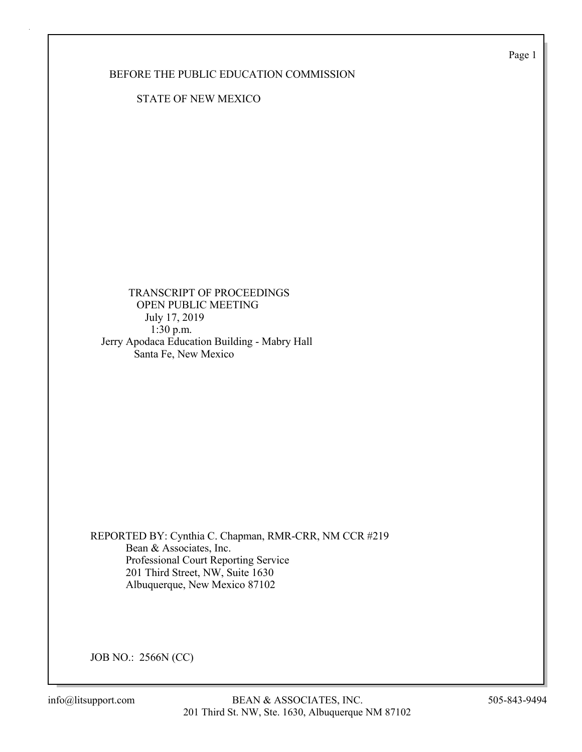BEFORE THE PUBLIC EDUCATION COMMISSION

STATE OF NEW MEXICO

TRANSCRIPT OF PROCEEDINGS
OPEN PUBLIC MEETING
July 17, 2019
1:30 p.m.
Jerry Apodaca Education Building - Mabry Hall
Santa Fe, New Mexico

REPORTED BY: Cynthia C. Chapman, RMR-CRR, NM CCR #219
Bean & Associates, Inc.
Professional Court Reporting Service
201 Third Street, NW, Suite 1630
Albuquerque, New Mexico 87102

JOB NO.: 2566N (CC)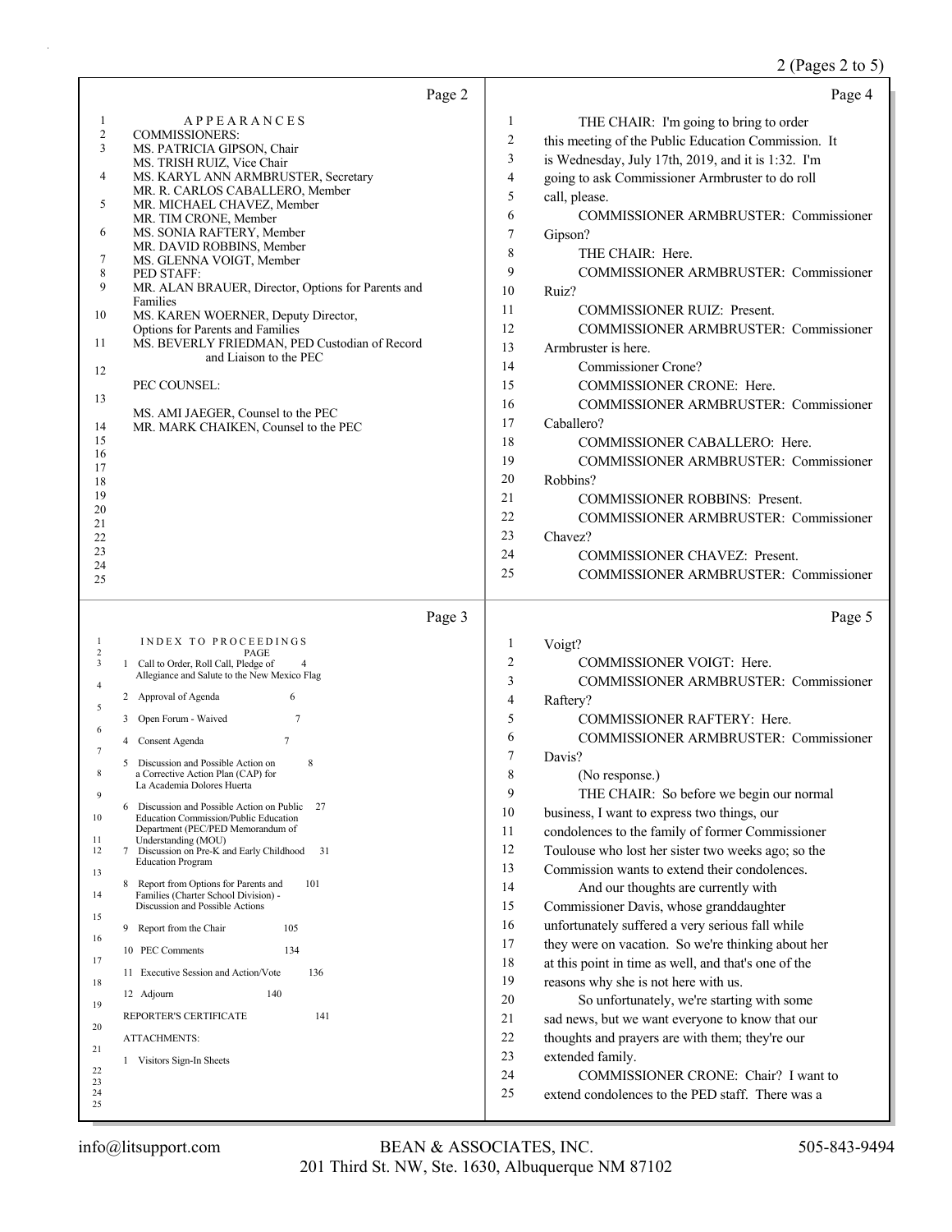Page 2

APPEARANCES

COMMISSIONERS:
MS. PATRICIA GIPSON, Chair
MS. TRISH RUIZ, Vice Chair
MS. KARYL ANN ARMBRUSTER, Secretary
MR. R. CARLOS CABALLERO, Member
MR. MICHAEL CHAVEZ, Member
MR. TIM CRONE, Member
MS. SONIA RAFTERY, Member
MR. DAVID ROBBINS, Member
MS. GLENNA VOIGT, Member

PED STAFF:
MR. ALAN BRAUER, Director, Options for Parents and Families
MS. KAREN WOERNER, Deputy Director, Options for Parents and Families
MS. BEVERLY FRIEDMAN, PED Custodian of Record and Liaison to the PEC

PEC COUNSEL:

MS. AMI JAEGER, Counsel to the PEC
MR. MARK CHAIKEN, Counsel to the PEC

Page 3

INDEX TO PROCEEDINGS

| | PAGE |
|---|---|
| 1 Call to Order, Roll Call, Pledge of Allegiance and Salute to the New Mexico Flag | 4 |
| 2 Approval of Agenda | 6 |
| 3 Open Forum - Waived | 7 |
| 4 Consent Agenda | 7 |
| 5 Discussion and Possible Action on a Corrective Action Plan (CAP) for La Academia Dolores Huerta | 8 |
| 6 Discussion and Possible Action on Public Education Commission/Public Education Department (PEC/PED Memorandum of Understanding (MOU) | 27 |
| 7 Discussion on Pre-K and Early Childhood Education Program | 31 |
| 8 Report from Options for Parents and Families (Charter School Division) - Discussion and Possible Actions | 101 |
| 9 Report from the Chair | 105 |
| 10 PEC Comments | 134 |
| 11 Executive Session and Action/Vote | 136 |
| 12 Adjourn | 140 |
| REPORTER'S CERTIFICATE | 141 |

ATTACHMENTS:

1 Visitors Sign-In Sheets

Page 4

THE CHAIR: I'm going to bring to order this meeting of the Public Education Commission. It is Wednesday, July 17th, 2019, and it is 1:32. I'm going to ask Commissioner Armbruster to do roll call, please.

COMMISSIONER ARMBRUSTER: Commissioner Gipson?

THE CHAIR: Here.

COMMISSIONER ARMBRUSTER: Commissioner Ruiz?

COMMISSIONER RUIZ: Present.

COMMISSIONER ARMBRUSTER: Commissioner Armbruster is here.

Commissioner Crone?

COMMISSIONER CRONE: Here.

COMMISSIONER ARMBRUSTER: Commissioner Caballero?

COMMISSIONER CABALLERO: Here.

COMMISSIONER ARMBRUSTER: Commissioner Robbins?

COMMISSIONER ROBBINS: Present.

COMMISSIONER ARMBRUSTER: Commissioner Chavez?

COMMISSIONER CHAVEZ: Present.

COMMISSIONER ARMBRUSTER: Commissioner

Page 5

Voigt?

COMMISSIONER VOIGT: Here.

COMMISSIONER ARMBRUSTER: Commissioner Raftery?

COMMISSIONER RAFTERY: Here.

COMMISSIONER ARMBRUSTER: Commissioner Davis?

(No response.)

THE CHAIR: So before we begin our normal business, I want to express two things, our condolences to the family of former Commissioner Toulouse who lost her sister two weeks ago; so the Commission wants to extend their condolences.

And our thoughts are currently with Commissioner Davis, whose granddaughter unfortunately suffered a very serious fall while they were on vacation. So we're thinking about her at this point in time as well, and that's one of the reasons why she is not here with us.

So unfortunately, we're starting with some sad news, but we want everyone to know that our thoughts and prayers are with them; they're our extended family.

COMMISSIONER CRONE: Chair? I want to extend condolences to the PED staff. There was a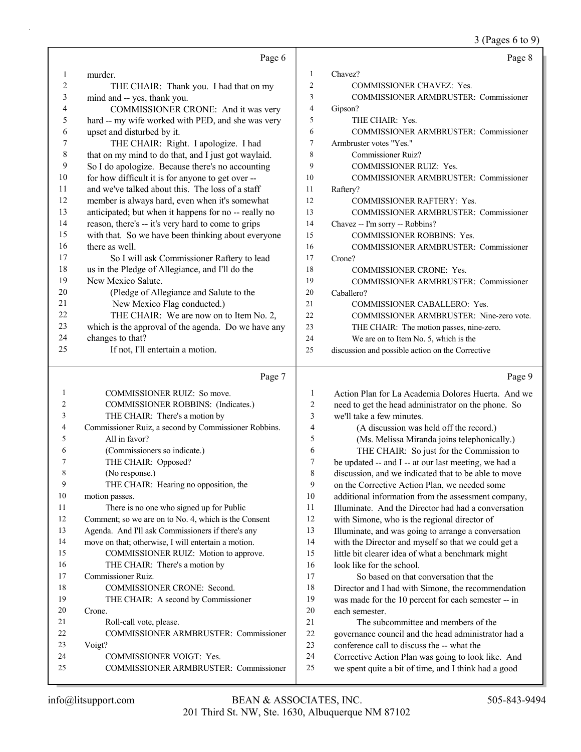## Page 6

1 murder.
2 THE CHAIR: Thank you. I had that on my
3 mind and -- yes, thank you.
4 COMMISSIONER CRONE: And it was very
5 hard -- my wife worked with PED, and she was very
6 upset and disturbed by it.
7 THE CHAIR: Right. I apologize. I had
8 that on my mind to do that, and I just got waylaid.
9 So I do apologize. Because there's no accounting
10 for how difficult it is for anyone to get over --
11 and we've talked about this. The loss of a staff
12 member is always hard, even when it's somewhat
13 anticipated; but when it happens for no -- really no
14 reason, there's -- it's very hard to come to grips
15 with that. So we have been thinking about everyone
16 there as well.
17 So I will ask Commissioner Raftery to lead
18 us in the Pledge of Allegiance, and I'll do the
19 New Mexico Salute.
20 (Pledge of Allegiance and Salute to the
21 New Mexico Flag conducted.)
22 THE CHAIR: We are now on to Item No. 2,
23 which is the approval of the agenda. Do we have any
24 changes to that?
25 If not, I'll entertain a motion.

## Page 7

1 COMMISSIONER RUIZ: So move.
2 COMMISSIONER ROBBINS: (Indicates.)
3 THE CHAIR: There's a motion by
4 Commissioner Ruiz, a second by Commissioner Robbins.
5 All in favor?
6 (Commissioners so indicate.)
7 THE CHAIR: Opposed?
8 (No response.)
9 THE CHAIR: Hearing no opposition, the
10 motion passes.
11 There is no one who signed up for Public
12 Comment; so we are on to No. 4, which is the Consent
13 Agenda. And I'll ask Commissioners if there's any
14 move on that; otherwise, I will entertain a motion.
15 COMMISSIONER RUIZ: Motion to approve.
16 THE CHAIR: There's a motion by
17 Commissioner Ruiz.
18 COMMISSIONER CRONE: Second.
19 THE CHAIR: A second by Commissioner
20 Crone.
21 Roll-call vote, please.
22 COMMISSIONER ARMBRUSTER: Commissioner
23 Voigt?
24 COMMISSIONER VOIGT: Yes.
25 COMMISSIONER ARMBRUSTER: Commissioner

## Page 8

1 Chavez?
2 COMMISSIONER CHAVEZ: Yes.
3 COMMISSIONER ARMBRUSTER: Commissioner
4 Gipson?
5 THE CHAIR: Yes.
6 COMMISSIONER ARMBRUSTER: Commissioner
7 Armbruster votes "Yes."
8 Commissioner Ruiz?
9 COMMISSIONER RUIZ: Yes.
10 COMMISSIONER ARMBRUSTER: Commissioner
11 Raftery?
12 COMMISSIONER RAFTERY: Yes.
13 COMMISSIONER ARMBRUSTER: Commissioner
14 Chavez -- I'm sorry -- Robbins?
15 COMMISSIONER ROBBINS: Yes.
16 COMMISSIONER ARMBRUSTER: Commissioner
17 Crone?
18 COMMISSIONER CRONE: Yes.
19 COMMISSIONER ARMBRUSTER: Commissioner
20 Caballero?
21 COMMISSIONER CABALLERO: Yes.
22 COMMISSIONER ARMBRUSTER: Nine-zero vote.
23 THE CHAIR: The motion passes, nine-zero.
24 We are on to Item No. 5, which is the
25 discussion and possible action on the Corrective

## Page 9

1 Action Plan for La Academia Dolores Huerta. And we
2 need to get the head administrator on the phone. So
3 we'll take a few minutes.
4 (A discussion was held off the record.)
5 (Ms. Melissa Miranda joins telephonically.)
6 THE CHAIR: So just for the Commission to
7 be updated -- and I -- at our last meeting, we had a
8 discussion, and we indicated that to be able to move
9 on the Corrective Action Plan, we needed some
10 additional information from the assessment company,
11 Illuminate. And the Director had had a conversation
12 with Simone, who is the regional director of
13 Illuminate, and was going to arrange a conversation
14 with the Director and myself so that we could get a
15 little bit clearer idea of what a benchmark might
16 look like for the school.
17 So based on that conversation that the
18 Director and I had with Simone, the recommendation
19 was made for the 10 percent for each semester -- in
20 each semester.
21 The subcommittee and members of the
22 governance council and the head administrator had a
23 conference call to discuss the -- what the
24 Corrective Action Plan was going to look like. And
25 we spent quite a bit of time, and I think had a good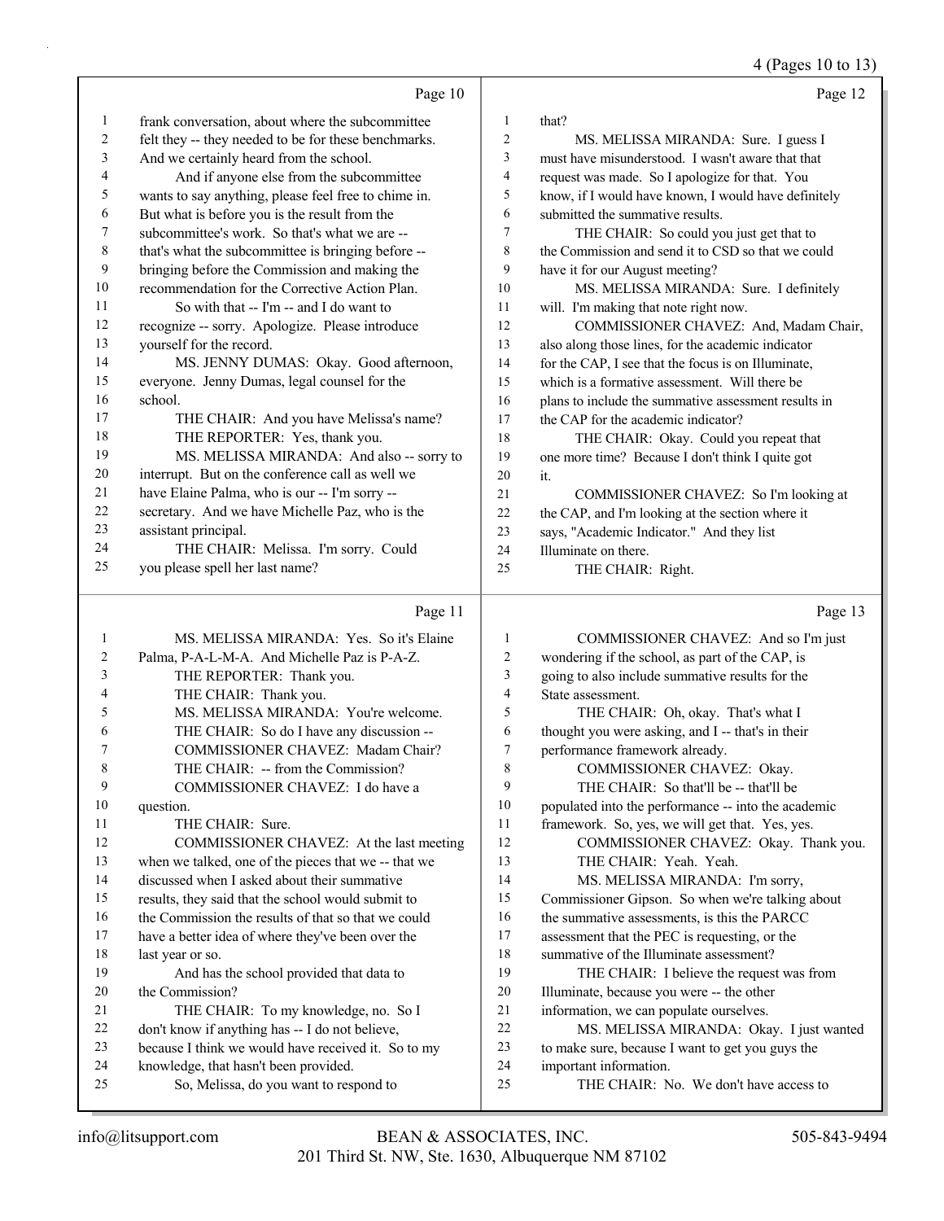Page 10

1 frank conversation, about where the subcommittee
2 felt they -- they needed to be for these benchmarks.
3 And we certainly heard from the school.
4 And if anyone else from the subcommittee
5 wants to say anything, please feel free to chime in.
6 But what is before you is the result from the
7 subcommittee's work. So that's what we are --
8 that's what the subcommittee is bringing before --
9 bringing before the Commission and making the
10 recommendation for the Corrective Action Plan.
11 So with that -- I'm -- and I do want to
12 recognize -- sorry. Apologize. Please introduce
13 yourself for the record.
14 MS. JENNY DUMAS: Okay. Good afternoon,
15 everyone. Jenny Dumas, legal counsel for the
16 school.
17 THE CHAIR: And you have Melissa's name?
18 THE REPORTER: Yes, thank you.
19 MS. MELISSA MIRANDA: And also -- sorry to
20 interrupt. But on the conference call as well we
21 have Elaine Palma, who is our -- I'm sorry --
22 secretary. And we have Michelle Paz, who is the
23 assistant principal.
24 THE CHAIR: Melissa. I'm sorry. Could
25 you please spell her last name?

Page 11

1 MS. MELISSA MIRANDA: Yes. So it's Elaine
2 Palma, P-A-L-M-A. And Michelle Paz is P-A-Z.
3 THE REPORTER: Thank you.
4 THE CHAIR: Thank you.
5 MS. MELISSA MIRANDA: You're welcome.
6 THE CHAIR: So do I have any discussion --
7 COMMISSIONER CHAVEZ: Madam Chair?
8 THE CHAIR: -- from the Commission?
9 COMMISSIONER CHAVEZ: I do have a
10 question.
11 THE CHAIR: Sure.
12 COMMISSIONER CHAVEZ: At the last meeting
13 when we talked, one of the pieces that we -- that we
14 discussed when I asked about their summative
15 results, they said that the school would submit to
16 the Commission the results of that so that we could
17 have a better idea of where they've been over the
18 last year or so.
19 And has the school provided that data to
20 the Commission?
21 THE CHAIR: To my knowledge, no. So I
22 don't know if anything has -- I do not believe,
23 because I think we would have received it. So to my
24 knowledge, that hasn't been provided.
25 So, Melissa, do you want to respond to

Page 12

1 that?
2 MS. MELISSA MIRANDA: Sure. I guess I
3 must have misunderstood. I wasn't aware that that
4 request was made. So I apologize for that. You
5 know, if I would have known, I would have definitely
6 submitted the summative results.
7 THE CHAIR: So could you just get that to
8 the Commission and send it to CSD so that we could
9 have it for our August meeting?
10 MS. MELISSA MIRANDA: Sure. I definitely
11 will. I'm making that note right now.
12 COMMISSIONER CHAVEZ: And, Madam Chair,
13 also along those lines, for the academic indicator
14 for the CAP, I see that the focus is on Illuminate,
15 which is a formative assessment. Will there be
16 plans to include the summative assessment results in
17 the CAP for the academic indicator?
18 THE CHAIR: Okay. Could you repeat that
19 one more time? Because I don't think I quite got
20 it.
21 COMMISSIONER CHAVEZ: So I'm looking at
22 the CAP, and I'm looking at the section where it
23 says, "Academic Indicator." And they list
24 Illuminate on there.
25 THE CHAIR: Right.

Page 13

1 COMMISSIONER CHAVEZ: And so I'm just
2 wondering if the school, as part of the CAP, is
3 going to also include summative results for the
4 State assessment.
5 THE CHAIR: Oh, okay. That's what I
6 thought you were asking, and I -- that's in their
7 performance framework already.
8 COMMISSIONER CHAVEZ: Okay.
9 THE CHAIR: So that'll be -- that'll be
10 populated into the performance -- into the academic
11 framework. So, yes, we will get that. Yes, yes.
12 COMMISSIONER CHAVEZ: Okay. Thank you.
13 THE CHAIR: Yeah. Yeah.
14 MS. MELISSA MIRANDA: I'm sorry,
15 Commissioner Gipson. So when we're talking about
16 the summative assessments, is this the PARCC
17 assessment that the PEC is requesting, or the
18 summative of the Illuminate assessment?
19 THE CHAIR: I believe the request was from
20 Illuminate, because you were -- the other
21 information, we can populate ourselves.
22 MS. MELISSA MIRANDA: Okay. I just wanted
23 to make sure, because I want to get you guys the
24 important information.
25 THE CHAIR: No. We don't have access to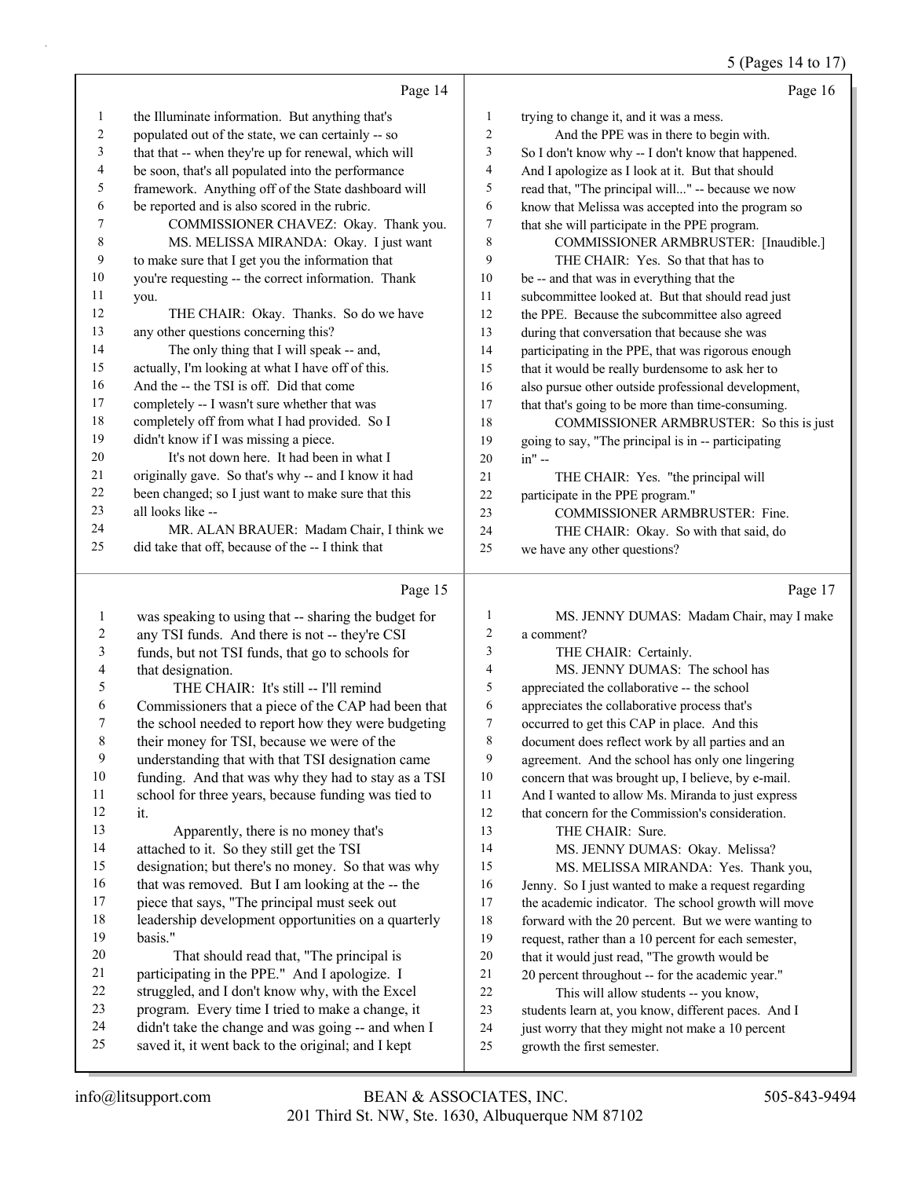5 (Pages 14 to 17)

Page 14

1 the Illuminate information. But anything that's
2 populated out of the state, we can certainly -- so
3 that that -- when they're up for renewal, which will
4 be soon, that's all populated into the performance
5 framework. Anything off of the State dashboard will
6 be reported and is also scored in the rubric.
7 COMMISSIONER CHAVEZ: Okay. Thank you.
8 MS. MELISSA MIRANDA: Okay. I just want
9 to make sure that I get you the information that
10 you're requesting -- the correct information. Thank
11 you.
12 THE CHAIR: Okay. Thanks. So do we have
13 any other questions concerning this?
14 The only thing that I will speak -- and,
15 actually, I'm looking at what I have off of this.
16 And the -- the TSI is off. Did that come
17 completely -- I wasn't sure whether that was
18 completely off from what I had provided. So I
19 didn't know if I was missing a piece.
20 It's not down here. It had been in what I
21 originally gave. So that's why -- and I know it had
22 been changed; so I just want to make sure that this
23 all looks like --
24 MR. ALAN BRAUER: Madam Chair, I think we
25 did take that off, because of the -- I think that

Page 15

1 was speaking to using that -- sharing the budget for
2 any TSI funds. And there is not -- they're CSI
3 funds, but not TSI funds, that go to schools for
4 that designation.
5 THE CHAIR: It's still -- I'll remind
6 Commissioners that a piece of the CAP had been that
7 the school needed to report how they were budgeting
8 their money for TSI, because we were of the
9 understanding that with that TSI designation came
10 funding. And that was why they had to stay as a TSI
11 school for three years, because funding was tied to
12 it.
13 Apparently, there is no money that's
14 attached to it. So they still get the TSI
15 designation; but there's no money. So that was why
16 that was removed. But I am looking at the -- the
17 piece that says, "The principal must seek out
18 leadership development opportunities on a quarterly
19 basis."
20 That should read that, "The principal is
21 participating in the PPE." And I apologize. I
22 struggled, and I don't know why, with the Excel
23 program. Every time I tried to make a change, it
24 didn't take the change and was going -- and when I
25 saved it, it went back to the original; and I kept

Page 16

1 trying to change it, and it was a mess.
2 And the PPE was in there to begin with.
3 So I don't know why -- I don't know that happened.
4 And I apologize as I look at it. But that should
5 read that, "The principal will..." -- because we now
6 know that Melissa was accepted into the program so
7 that she will participate in the PPE program.
8 COMMISSIONER ARMBRUSTER: [Inaudible.]
9 THE CHAIR: Yes. So that that has to
10 be -- and that was in everything that the
11 subcommittee looked at. But that should read just
12 the PPE. Because the subcommittee also agreed
13 during that conversation that because she was
14 participating in the PPE, that was rigorous enough
15 that it would be really burdensome to ask her to
16 also pursue other outside professional development,
17 that that's going to be more than time-consuming.
18 COMMISSIONER ARMBRUSTER: So this is just
19 going to say, "The principal is in -- participating
20 in" --
21 THE CHAIR: Yes. "the principal will
22 participate in the PPE program."
23 COMMISSIONER ARMBRUSTER: Fine.
24 THE CHAIR: Okay. So with that said, do
25 we have any other questions?

Page 17

1 MS. JENNY DUMAS: Madam Chair, may I make
2 a comment?
3 THE CHAIR: Certainly.
4 MS. JENNY DUMAS: The school has
5 appreciated the collaborative -- the school
6 appreciates the collaborative process that's
7 occurred to get this CAP in place. And this
8 document does reflect work by all parties and an
9 agreement. And the school has only one lingering
10 concern that was brought up, I believe, by e-mail.
11 And I wanted to allow Ms. Miranda to just express
12 that concern for the Commission's consideration.
13 THE CHAIR: Sure.
14 MS. JENNY DUMAS: Okay. Melissa?
15 MS. MELISSA MIRANDA: Yes. Thank you,
16 Jenny. So I just wanted to make a request regarding
17 the academic indicator. The school growth will move
18 forward with the 20 percent. But we were wanting to
19 request, rather than a 10 percent for each semester,
20 that it would just read, "The growth would be
21 20 percent throughout -- for the academic year."
22 This will allow students -- you know,
23 students learn at, you know, different paces. And I
24 just worry that they might not make a 10 percent
25 growth the first semester.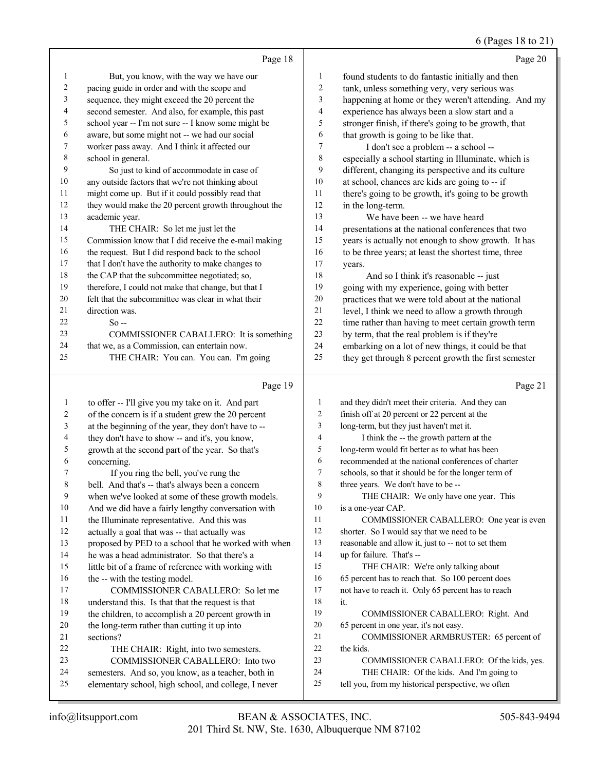Page 18

But, you know, with the way we have our pacing guide in order and with the scope and sequence, they might exceed the 20 percent the second semester. And also, for example, this past school year -- I'm not sure -- I know some might be aware, but some might not -- we had our social worker pass away. And I think it affected our school in general.

So just to kind of accommodate in case of any outside factors that we're not thinking about might come up. But if it could possibly read that they would make the 20 percent growth throughout the academic year.

THE CHAIR: So let me just let the Commission know that I did receive the e-mail making the request. But I did respond back to the school that I don't have the authority to make changes to the CAP that the subcommittee negotiated; so, therefore, I could not make that change, but that I felt that the subcommittee was clear in what their direction was.

So --

COMMISSIONER CABALLERO: It is something that we, as a Commission, can entertain now.

THE CHAIR: You can. You can. I'm going

Page 19

to offer -- I'll give you my take on it. And part of the concern is if a student grew the 20 percent at the beginning of the year, they don't have to -- they don't have to show -- and it's, you know, growth at the second part of the year. So that's concerning.

If you ring the bell, you've rung the bell. And that's -- that's always been a concern when we've looked at some of these growth models. And we did have a fairly lengthy conversation with the Illuminate representative. And this was actually a goal that was -- that actually was proposed by PED to a school that he worked with when he was a head administrator. So that there's a little bit of a frame of reference with working with the -- with the testing model.

COMMISSIONER CABALLERO: So let me understand this. Is that that the request is that the children, to accomplish a 20 percent growth in the long-term rather than cutting it up into sections?

THE CHAIR: Right, into two semesters.

COMMISSIONER CABALLERO: Into two semesters. And so, you know, as a teacher, both in elementary school, high school, and college, I never

Page 20

found students to do fantastic initially and then tank, unless something very, very serious was happening at home or they weren't attending. And my experience has always been a slow start and a stronger finish, if there's going to be growth, that that growth is going to be like that.

I don't see a problem -- a school -- especially a school starting in Illuminate, which is different, changing its perspective and its culture at school, chances are kids are going to -- if there's going to be growth, it's going to be growth in the long-term.

We have been -- we have heard presentations at the national conferences that two years is actually not enough to show growth. It has to be three years; at least the shortest time, three years.

And so I think it's reasonable -- just going with my experience, going with better practices that we were told about at the national level, I think we need to allow a growth through time rather than having to meet certain growth term by term, that the real problem is if they're embarking on a lot of new things, it could be that they get through 8 percent growth the first semester

Page 21

and they didn't meet their criteria. And they can finish off at 20 percent or 22 percent at the long-term, but they just haven't met it.

I think the -- the growth pattern at the long-term would fit better as to what has been recommended at the national conferences of charter schools, so that it should be for the longer term of three years. We don't have to be --

THE CHAIR: We only have one year. This is a one-year CAP.

COMMISSIONER CABALLERO: One year is even shorter. So I would say that we need to be reasonable and allow it, just to -- not to set them up for failure. That's --

THE CHAIR: We're only talking about 65 percent has to reach that. So 100 percent does not have to reach it. Only 65 percent has to reach it.

COMMISSIONER CABALLERO: Right. And 65 percent in one year, it's not easy.

COMMISSIONER ARMBRUSTER: 65 percent of the kids.

COMMISSIONER CABALLERO: Of the kids, yes.

THE CHAIR: Of the kids. And I'm going to tell you, from my historical perspective, we often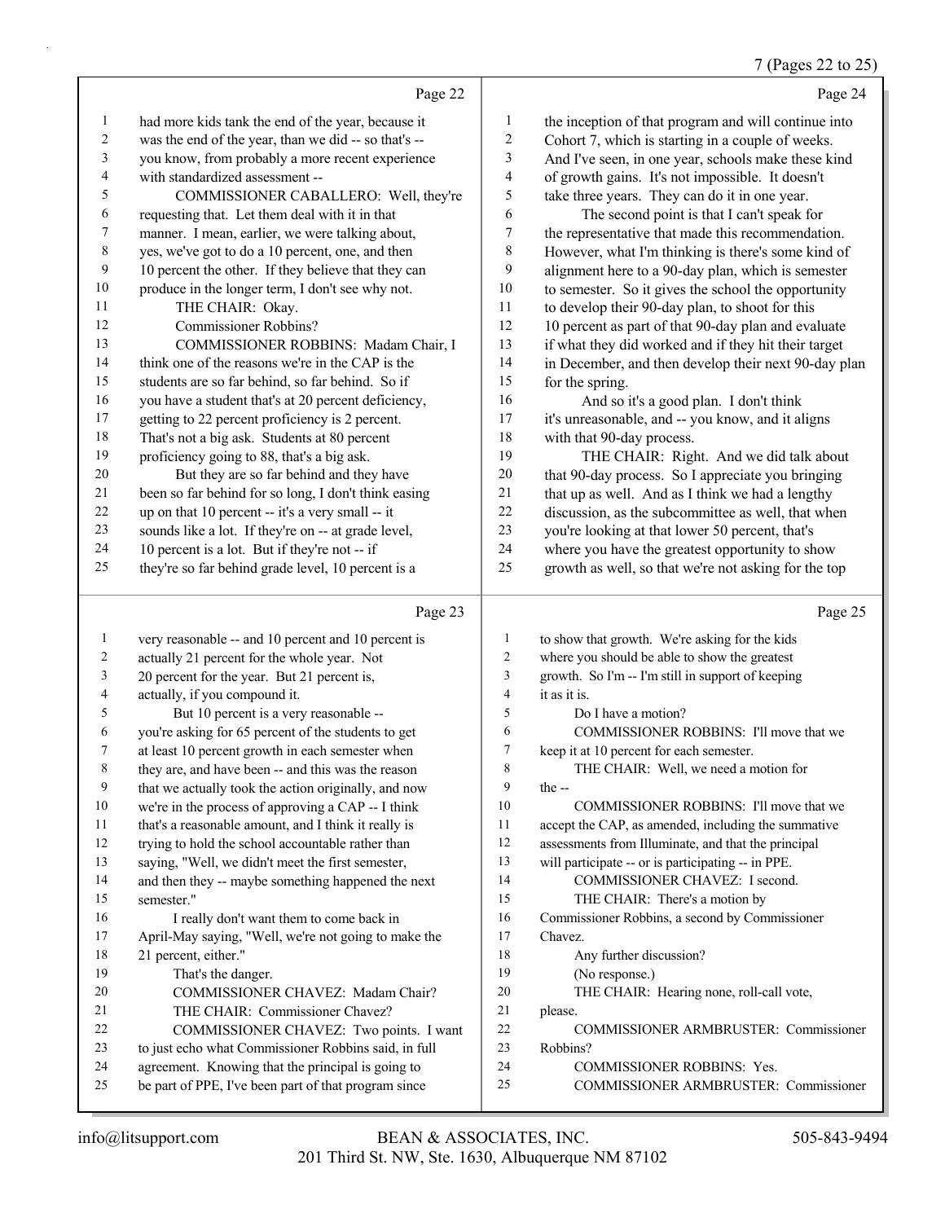## Page 22

had more kids tank the end of the year, because it was the end of the year, than we did -- so that's -- you know, from probably a more recent experience with standardized assessment --

COMMISSIONER CABALLERO: Well, they're requesting that. Let them deal with it in that manner. I mean, earlier, we were talking about, yes, we've got to do a 10 percent, one, and then 10 percent the other. If they believe that they can produce in the longer term, I don't see why not.

THE CHAIR: Okay.

Commissioner Robbins?

COMMISSIONER ROBBINS: Madam Chair, I think one of the reasons we're in the CAP is the students are so far behind, so far behind. So if you have a student that's at 20 percent deficiency, getting to 22 percent proficiency is 2 percent. That's not a big ask. Students at 80 percent proficiency going to 88, that's a big ask.

But they are so far behind and they have been so far behind for so long, I don't think easing up on that 10 percent -- it's a very small -- it sounds like a lot. If they're on -- at grade level, 10 percent is a lot. But if they're not -- if they're so far behind grade level, 10 percent is a

## Page 23

very reasonable -- and 10 percent and 10 percent is actually 21 percent for the whole year. Not 20 percent for the year. But 21 percent is, actually, if you compound it.

But 10 percent is a very reasonable -- you're asking for 65 percent of the students to get at least 10 percent growth in each semester when they are, and have been -- and this was the reason that we actually took the action originally, and now we're in the process of approving a CAP -- I think that's a reasonable amount, and I think it really is trying to hold the school accountable rather than saying, "Well, we didn't meet the first semester, and then they -- maybe something happened the next semester."

I really don't want them to come back in April-May saying, "Well, we're not going to make the 21 percent, either."

That's the danger.

COMMISSIONER CHAVEZ: Madam Chair?

THE CHAIR: Commissioner Chavez?

COMMISSIONER CHAVEZ: Two points. I want to just echo what Commissioner Robbins said, in full agreement. Knowing that the principal is going to be part of PPE, I've been part of that program since

## Page 24

the inception of that program and will continue into Cohort 7, which is starting in a couple of weeks. And I've seen, in one year, schools make these kind of growth gains. It's not impossible. It doesn't take three years. They can do it in one year.

The second point is that I can't speak for the representative that made this recommendation. However, what I'm thinking is there's some kind of alignment here to a 90-day plan, which is semester to semester. So it gives the school the opportunity to develop their 90-day plan, to shoot for this 10 percent as part of that 90-day plan and evaluate if what they did worked and if they hit their target in December, and then develop their next 90-day plan for the spring.

And so it's a good plan. I don't think it's unreasonable, and -- you know, and it aligns with that 90-day process.

THE CHAIR: Right. And we did talk about that 90-day process. So I appreciate you bringing that up as well. And as I think we had a lengthy discussion, as the subcommittee as well, that when you're looking at that lower 50 percent, that's where you have the greatest opportunity to show growth as well, so that we're not asking for the top

## Page 25

to show that growth. We're asking for the kids where you should be able to show the greatest growth. So I'm -- I'm still in support of keeping it as it is.

Do I have a motion?

COMMISSIONER ROBBINS: I'll move that we keep it at 10 percent for each semester.

THE CHAIR: Well, we need a motion for the --

COMMISSIONER ROBBINS: I'll move that we accept the CAP, as amended, including the summative assessments from Illuminate, and that the principal will participate -- or is participating -- in PPE.

COMMISSIONER CHAVEZ: I second.

THE CHAIR: There's a motion by Commissioner Robbins, a second by Commissioner Chavez.

Any further discussion?

(No response.)

THE CHAIR: Hearing none, roll-call vote, please.

COMMISSIONER ARMBRUSTER: Commissioner Robbins?

COMMISSIONER ROBBINS: Yes.

COMMISSIONER ARMBRUSTER: Commissioner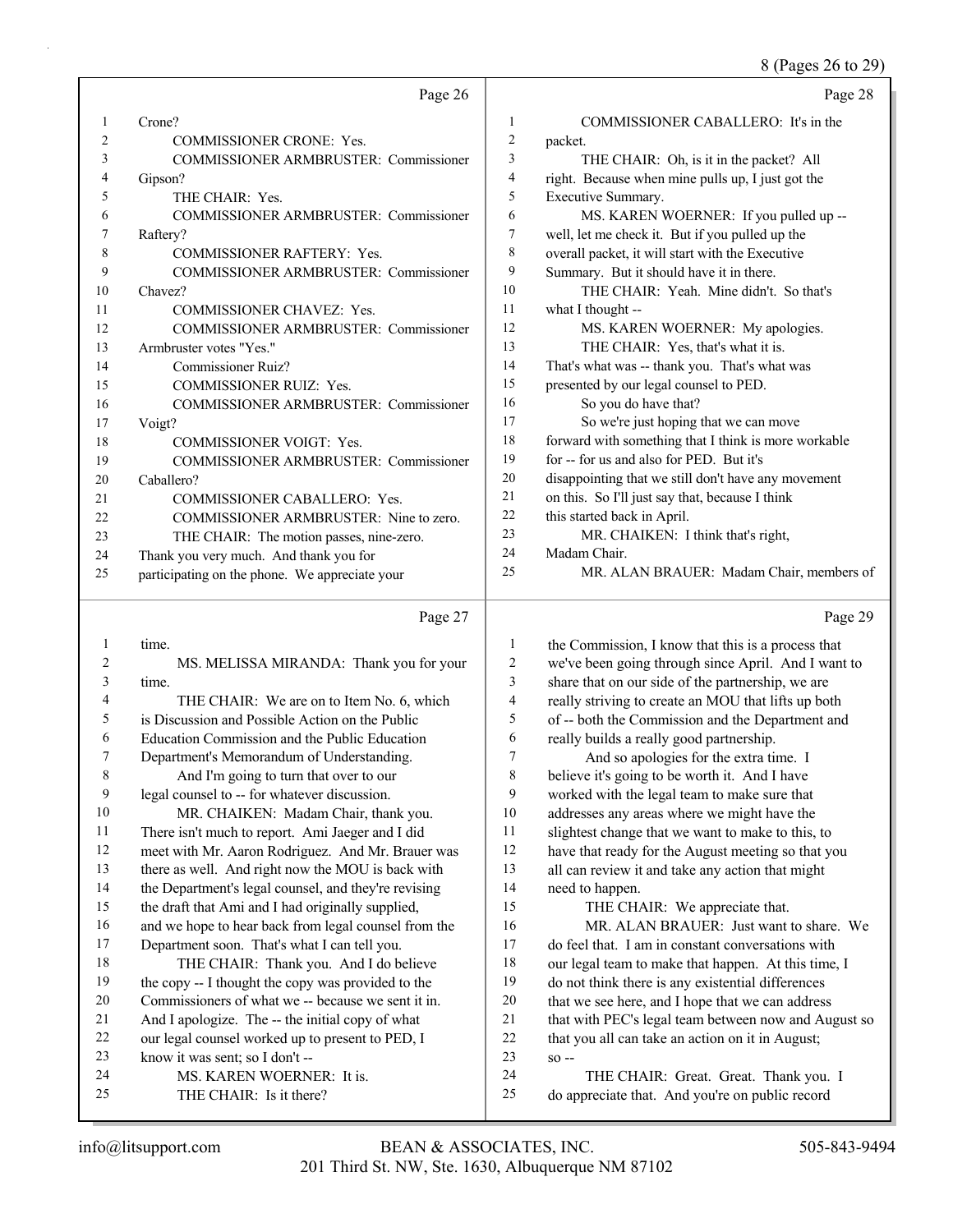Page 26

1 Crone?
2 COMMISSIONER CRONE: Yes.
3 COMMISSIONER ARMBRUSTER: Commissioner
4 Gipson?
5 THE CHAIR: Yes.
6 COMMISSIONER ARMBRUSTER: Commissioner
7 Raftery?
8 COMMISSIONER RAFTERY: Yes.
9 COMMISSIONER ARMBRUSTER: Commissioner
10 Chavez?
11 COMMISSIONER CHAVEZ: Yes.
12 COMMISSIONER ARMBRUSTER: Commissioner
13 Armbruster votes "Yes."
14 Commissioner Ruiz?
15 COMMISSIONER RUIZ: Yes.
16 COMMISSIONER ARMBRUSTER: Commissioner
17 Voigt?
18 COMMISSIONER VOIGT: Yes.
19 COMMISSIONER ARMBRUSTER: Commissioner
20 Caballero?
21 COMMISSIONER CABALLERO: Yes.
22 COMMISSIONER ARMBRUSTER: Nine to zero.
23 THE CHAIR: The motion passes, nine-zero.
24 Thank you very much. And thank you for
25 participating on the phone. We appreciate your

Page 27

1 time.
2 MS. MELISSA MIRANDA: Thank you for your
3 time.
4 THE CHAIR: We are on to Item No. 6, which
5 is Discussion and Possible Action on the Public
6 Education Commission and the Public Education
7 Department's Memorandum of Understanding.
8 And I'm going to turn that over to our
9 legal counsel to -- for whatever discussion.
10 MR. CHAIKEN: Madam Chair, thank you.
11 There isn't much to report. Ami Jaeger and I did
12 meet with Mr. Aaron Rodriguez. And Mr. Brauer was
13 there as well. And right now the MOU is back with
14 the Department's legal counsel, and they're revising
15 the draft that Ami and I had originally supplied,
16 and we hope to hear back from legal counsel from the
17 Department soon. That's what I can tell you.
18 THE CHAIR: Thank you. And I do believe
19 the copy -- I thought the copy was provided to the
20 Commissioners of what we -- because we sent it in.
21 And I apologize. The -- the initial copy of what
22 our legal counsel worked up to present to PED, I
23 know it was sent; so I don't --
24 MS. KAREN WOERNER: It is.
25 THE CHAIR: Is it there?

Page 28

1 COMMISSIONER CABALLERO: It's in the
2 packet.
3 THE CHAIR: Oh, is it in the packet? All
4 right. Because when mine pulls up, I just got the
5 Executive Summary.
6 MS. KAREN WOERNER: If you pulled up --
7 well, let me check it. But if you pulled up the
8 overall packet, it will start with the Executive
9 Summary. But it should have it in there.
10 THE CHAIR: Yeah. Mine didn't. So that's
11 what I thought --
12 MS. KAREN WOERNER: My apologies.
13 THE CHAIR: Yes, that's what it is.
14 That's what was -- thank you. That's what was
15 presented by our legal counsel to PED.
16 So you do have that?
17 So we're just hoping that we can move
18 forward with something that I think is more workable
19 for -- for us and also for PED. But it's
20 disappointing that we still don't have any movement
21 on this. So I'll just say that, because I think
22 this started back in April.
23 MR. CHAIKEN: I think that's right,
24 Madam Chair.
25 MR. ALAN BRAUER: Madam Chair, members of

Page 29

1 the Commission, I know that this is a process that
2 we've been going through since April. And I want to
3 share that on our side of the partnership, we are
4 really striving to create an MOU that lifts up both
5 of -- both the Commission and the Department and
6 really builds a really good partnership.
7 And so apologies for the extra time. I
8 believe it's going to be worth it. And I have
9 worked with the legal team to make sure that
10 addresses any areas where we might have the
11 slightest change that we want to make to this, to
12 have that ready for the August meeting so that you
13 all can review it and take any action that might
14 need to happen.
15 THE CHAIR: We appreciate that.
16 MR. ALAN BRAUER: Just want to share. We
17 do feel that. I am in constant conversations with
18 our legal team to make that happen. At this time, I
19 do not think there is any existential differences
20 that we see here, and I hope that we can address
21 that with PEC's legal team between now and August so
22 that you all can take an action on it in August;
23 so --
24 THE CHAIR: Great. Great. Thank you. I
25 do appreciate that. And you're on public record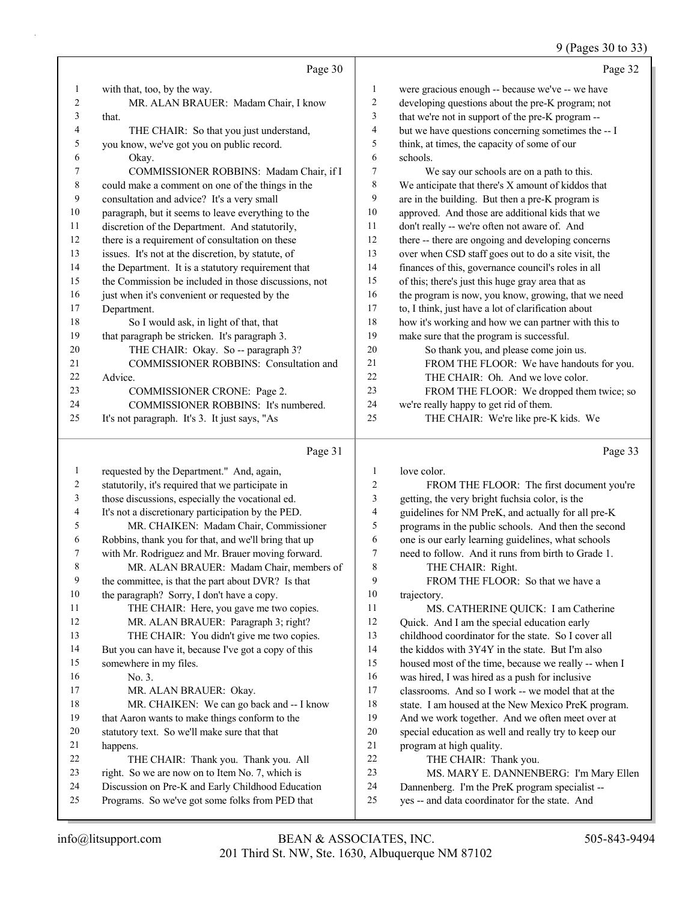Page 30

1 with that, too, by the way.
2 MR. ALAN BRAUER: Madam Chair, I know
3 that.
4 THE CHAIR: So that you just understand,
5 you know, we've got you on public record.
6 Okay.
7 COMMISSIONER ROBBINS: Madam Chair, if I
8 could make a comment on one of the things in the
9 consultation and advice? It's a very small
10 paragraph, but it seems to leave everything to the
11 discretion of the Department. And statutorily,
12 there is a requirement of consultation on these
13 issues. It's not at the discretion, by statute, of
14 the Department. It is a statutory requirement that
15 the Commission be included in those discussions, not
16 just when it's convenient or requested by the
17 Department.
18 So I would ask, in light of that, that
19 that paragraph be stricken. It's paragraph 3.
20 THE CHAIR: Okay. So -- paragraph 3?
21 COMMISSIONER ROBBINS: Consultation and
22 Advice.
23 COMMISSIONER CRONE: Page 2.
24 COMMISSIONER ROBBINS: It's numbered.
25 It's not paragraph. It's 3. It just says, "As

Page 31

1 requested by the Department." And, again,
2 statutorily, it's required that we participate in
3 those discussions, especially the vocational ed.
4 It's not a discretionary participation by the PED.
5 MR. CHAIKEN: Madam Chair, Commissioner
6 Robbins, thank you for that, and we'll bring that up
7 with Mr. Rodriguez and Mr. Brauer moving forward.
8 MR. ALAN BRAUER: Madam Chair, members of
9 the committee, is that the part about DVR? Is that
10 the paragraph? Sorry, I don't have a copy.
11 THE CHAIR: Here, you gave me two copies.
12 MR. ALAN BRAUER: Paragraph 3; right?
13 THE CHAIR: You didn't give me two copies.
14 But you can have it, because I've got a copy of this
15 somewhere in my files.
16 No. 3.
17 MR. ALAN BRAUER: Okay.
18 MR. CHAIKEN: We can go back and -- I know
19 that Aaron wants to make things conform to the
20 statutory text. So we'll make sure that that
21 happens.
22 THE CHAIR: Thank you. Thank you. All
23 right. So we are now on to Item No. 7, which is
24 Discussion on Pre-K and Early Childhood Education
25 Programs. So we've got some folks from PED that

Page 32

1 were gracious enough -- because we've -- we have
2 developing questions about the pre-K program; not
3 that we're not in support of the pre-K program --
4 but we have questions concerning sometimes the -- I
5 think, at times, the capacity of some of our
6 schools.
7 We say our schools are on a path to this.
8 We anticipate that there's X amount of kiddos that
9 are in the building. But then a pre-K program is
10 approved. And those are additional kids that we
11 don't really -- we're often not aware of. And
12 there -- there are ongoing and developing concerns
13 over when CSD staff goes out to do a site visit, the
14 finances of this, governance council's roles in all
15 of this; there's just this huge gray area that as
16 the program is now, you know, growing, that we need
17 to, I think, just have a lot of clarification about
18 how it's working and how we can partner with this to
19 make sure that the program is successful.
20 So thank you, and please come join us.
21 FROM THE FLOOR: We have handouts for you.
22 THE CHAIR: Oh. And we love color.
23 FROM THE FLOOR: We dropped them twice; so
24 we're really happy to get rid of them.
25 THE CHAIR: We're like pre-K kids. We

Page 33

1 love color.
2 FROM THE FLOOR: The first document you're
3 getting, the very bright fuchsia color, is the
4 guidelines for NM PreK, and actually for all pre-K
5 programs in the public schools. And then the second
6 one is our early learning guidelines, what schools
7 need to follow. And it runs from birth to Grade 1.
8 THE CHAIR: Right.
9 FROM THE FLOOR: So that we have a
10 trajectory.
11 MS. CATHERINE QUICK: I am Catherine
12 Quick. And I am the special education early
13 childhood coordinator for the state. So I cover all
14 the kiddos with 3Y4Y in the state. But I'm also
15 housed most of the time, because we really -- when I
16 was hired, I was hired as a push for inclusive
17 classrooms. And so I work -- we model that at the
18 state. I am housed at the New Mexico PreK program.
19 And we work together. And we often meet over at
20 special education as well and really try to keep our
21 program at high quality.
22 THE CHAIR: Thank you.
23 MS. MARY E. DANNENBERG: I'm Mary Ellen
24 Dannenberg. I'm the PreK program specialist --
25 yes -- and data coordinator for the state. And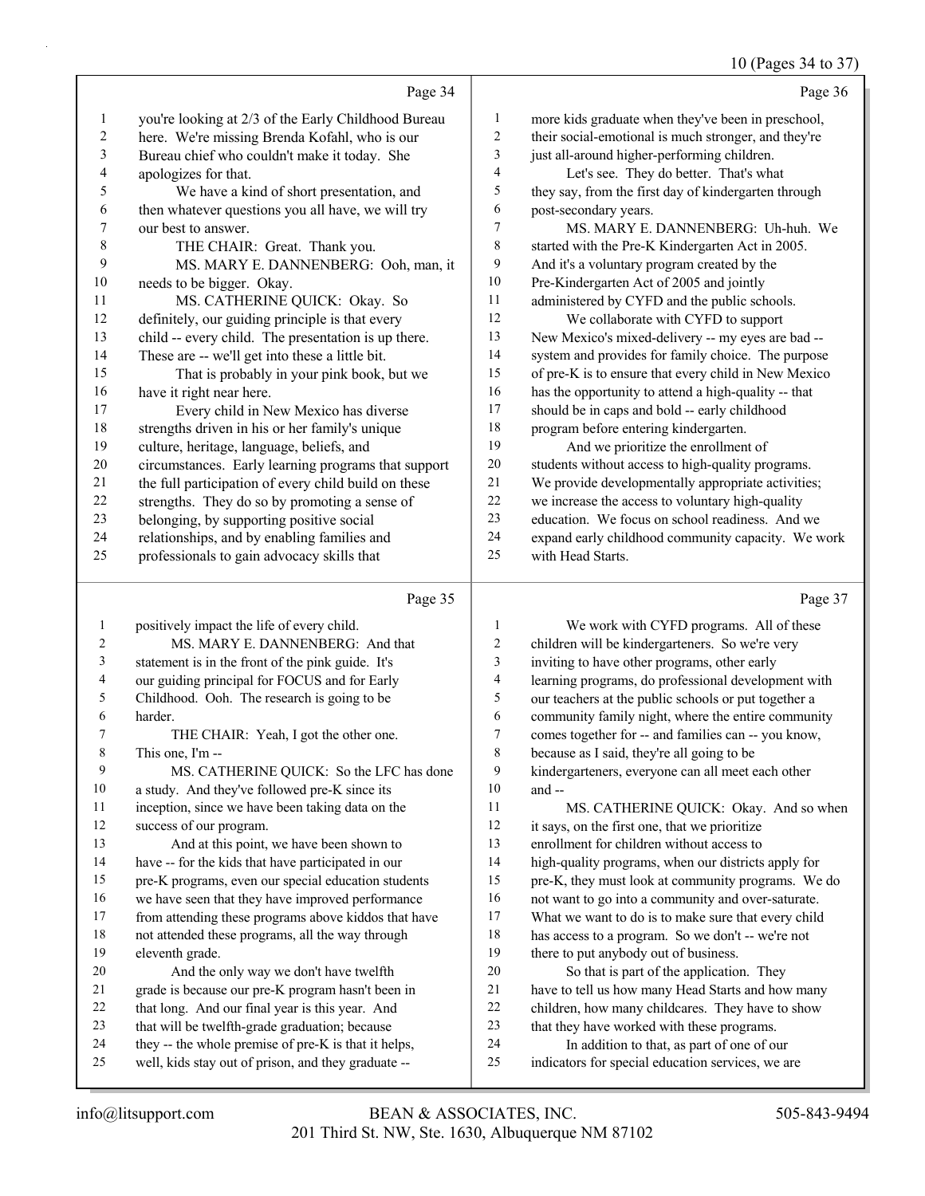## Page 34

1 you're looking at 2/3 of the Early Childhood Bureau
2 here. We're missing Brenda Kofahl, who is our
3 Bureau chief who couldn't make it today. She
4 apologizes for that.
5 We have a kind of short presentation, and
6 then whatever questions you all have, we will try
7 our best to answer.
8 THE CHAIR: Great. Thank you.
9 MS. MARY E. DANNENBERG: Ooh, man, it
10 needs to be bigger. Okay.
11 MS. CATHERINE QUICK: Okay. So
12 definitely, our guiding principle is that every
13 child -- every child. The presentation is up there.
14 These are -- we'll get into these a little bit.
15 That is probably in your pink book, but we
16 have it right near here.
17 Every child in New Mexico has diverse
18 strengths driven in his or her family's unique
19 culture, heritage, language, beliefs, and
20 circumstances. Early learning programs that support
21 the full participation of every child build on these
22 strengths. They do so by promoting a sense of
23 belonging, by supporting positive social
24 relationships, and by enabling families and
25 professionals to gain advocacy skills that

## Page 35

1 positively impact the life of every child.
2 MS. MARY E. DANNENBERG: And that
3 statement is in the front of the pink guide. It's
4 our guiding principal for FOCUS and for Early
5 Childhood. Ooh. The research is going to be
6 harder.
7 THE CHAIR: Yeah, I got the other one.
8 This one, I'm --
9 MS. CATHERINE QUICK: So the LFC has done
10 a study. And they've followed pre-K since its
11 inception, since we have been taking data on the
12 success of our program.
13 And at this point, we have been shown to
14 have -- for the kids that have participated in our
15 pre-K programs, even our special education students
16 we have seen that they have improved performance
17 from attending these programs above kiddos that have
18 not attended these programs, all the way through
19 eleventh grade.
20 And the only way we don't have twelfth
21 grade is because our pre-K program hasn't been in
22 that long. And our final year is this year. And
23 that will be twelfth-grade graduation; because
24 they -- the whole premise of pre-K is that it helps,
25 well, kids stay out of prison, and they graduate --

## Page 36

1 more kids graduate when they've been in preschool,
2 their social-emotional is much stronger, and they're
3 just all-around higher-performing children.
4 Let's see. They do better. That's what
5 they say, from the first day of kindergarten through
6 post-secondary years.
7 MS. MARY E. DANNENBERG: Uh-huh. We
8 started with the Pre-K Kindergarten Act in 2005.
9 And it's a voluntary program created by the
10 Pre-Kindergarten Act of 2005 and jointly
11 administered by CYFD and the public schools.
12 We collaborate with CYFD to support
13 New Mexico's mixed-delivery -- my eyes are bad --
14 system and provides for family choice. The purpose
15 of pre-K is to ensure that every child in New Mexico
16 has the opportunity to attend a high-quality -- that
17 should be in caps and bold -- early childhood
18 program before entering kindergarten.
19 And we prioritize the enrollment of
20 students without access to high-quality programs.
21 We provide developmentally appropriate activities;
22 we increase the access to voluntary high-quality
23 education. We focus on school readiness. And we
24 expand early childhood community capacity. We work
25 with Head Starts.

## Page 37

1 We work with CYFD programs. All of these
2 children will be kindergarteners. So we're very
3 inviting to have other programs, other early
4 learning programs, do professional development with
5 our teachers at the public schools or put together a
6 community family night, where the entire community
7 comes together for -- and families can -- you know,
8 because as I said, they're all going to be
9 kindergarteners, everyone can all meet each other
10 and --
11 MS. CATHERINE QUICK: Okay. And so when
12 it says, on the first one, that we prioritize
13 enrollment for children without access to
14 high-quality programs, when our districts apply for
15 pre-K, they must look at community programs. We do
16 not want to go into a community and over-saturate.
17 What we want to do is to make sure that every child
18 has access to a program. So we don't -- we're not
19 there to put anybody out of business.
20 So that is part of the application. They
21 have to tell us how many Head Starts and how many
22 children, how many childcares. They have to show
23 that they have worked with these programs.
24 In addition to that, as part of one of our
25 indicators for special education services, we are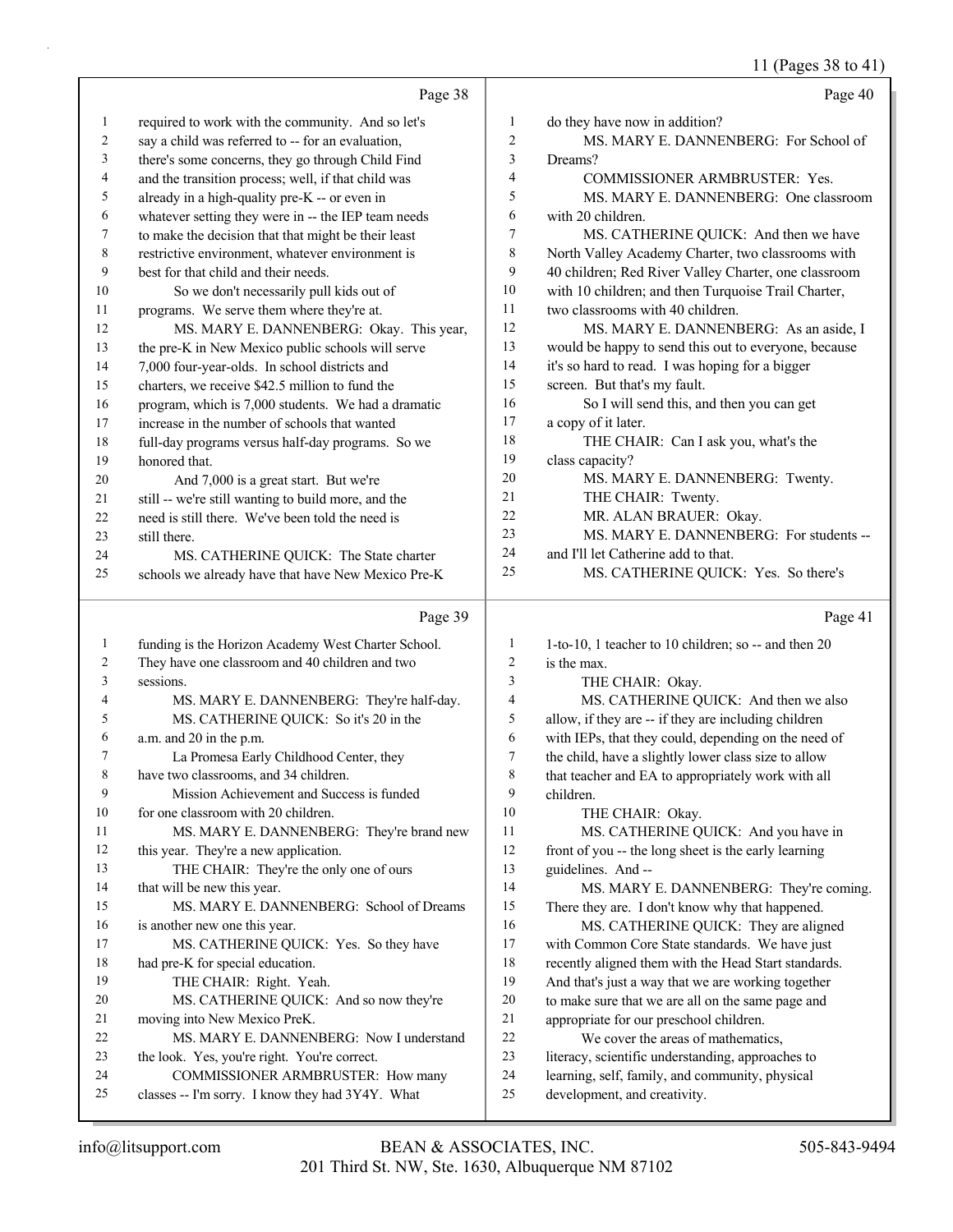Page 38

1 required to work with the community. And so let's
2 say a child was referred to -- for an evaluation,
3 there's some concerns, they go through Child Find
4 and the transition process; well, if that child was
5 already in a high-quality pre-K -- or even in
6 whatever setting they were in -- the IEP team needs
7 to make the decision that that might be their least
8 restrictive environment, whatever environment is
9 best for that child and their needs.
10 So we don't necessarily pull kids out of
11 programs. We serve them where they're at.
12 MS. MARY E. DANNENBERG: Okay. This year,
13 the pre-K in New Mexico public schools will serve
14 7,000 four-year-olds. In school districts and
15 charters, we receive $42.5 million to fund the
16 program, which is 7,000 students. We had a dramatic
17 increase in the number of schools that wanted
18 full-day programs versus half-day programs. So we
19 honored that.
20 And 7,000 is a great start. But we're
21 still -- we're still wanting to build more, and the
22 need is still there. We've been told the need is
23 still there.
24 MS. CATHERINE QUICK: The State charter
25 schools we already have that have New Mexico Pre-K

Page 39

1 funding is the Horizon Academy West Charter School.
2 They have one classroom and 40 children and two
3 sessions.
4 MS. MARY E. DANNENBERG: They're half-day.
5 MS. CATHERINE QUICK: So it's 20 in the
6 a.m. and 20 in the p.m.
7 La Promesa Early Childhood Center, they
8 have two classrooms, and 34 children.
9 Mission Achievement and Success is funded
10 for one classroom with 20 children.
11 MS. MARY E. DANNENBERG: They're brand new
12 this year. They're a new application.
13 THE CHAIR: They're the only one of ours
14 that will be new this year.
15 MS. MARY E. DANNENBERG: School of Dreams
16 is another new one this year.
17 MS. CATHERINE QUICK: Yes. So they have
18 had pre-K for special education.
19 THE CHAIR: Right. Yeah.
20 MS. CATHERINE QUICK: And so now they're
21 moving into New Mexico PreK.
22 MS. MARY E. DANNENBERG: Now I understand
23 the look. Yes, you're right. You're correct.
24 COMMISSIONER ARMBRUSTER: How many
25 classes -- I'm sorry. I know they had 3Y4Y. What

Page 40

1 do they have now in addition?
2 MS. MARY E. DANNENBERG: For School of
3 Dreams?
4 COMMISSIONER ARMBRUSTER: Yes.
5 MS. MARY E. DANNENBERG: One classroom
6 with 20 children.
7 MS. CATHERINE QUICK: And then we have
8 North Valley Academy Charter, two classrooms with
9 40 children; Red River Valley Charter, one classroom
10 with 10 children; and then Turquoise Trail Charter,
11 two classrooms with 40 children.
12 MS. MARY E. DANNENBERG: As an aside, I
13 would be happy to send this out to everyone, because
14 it's so hard to read. I was hoping for a bigger
15 screen. But that's my fault.
16 So I will send this, and then you can get
17 a copy of it later.
18 THE CHAIR: Can I ask you, what's the
19 class capacity?
20 MS. MARY E. DANNENBERG: Twenty.
21 THE CHAIR: Twenty.
22 MR. ALAN BRAUER: Okay.
23 MS. MARY E. DANNENBERG: For students --
24 and I'll let Catherine add to that.
25 MS. CATHERINE QUICK: Yes. So there's

Page 41

1 1-to-10, 1 teacher to 10 children; so -- and then 20
2 is the max.
3 THE CHAIR: Okay.
4 MS. CATHERINE QUICK: And then we also
5 allow, if they are -- if they are including children
6 with IEPs, that they could, depending on the need of
7 the child, have a slightly lower class size to allow
8 that teacher and EA to appropriately work with all
9 children.
10 THE CHAIR: Okay.
11 MS. CATHERINE QUICK: And you have in
12 front of you -- the long sheet is the early learning
13 guidelines. And --
14 MS. MARY E. DANNENBERG: They're coming.
15 There they are. I don't know why that happened.
16 MS. CATHERINE QUICK: They are aligned
17 with Common Core State standards. We have just
18 recently aligned them with the Head Start standards.
19 And that's just a way that we are working together
20 to make sure that we are all on the same page and
21 appropriate for our preschool children.
22 We cover the areas of mathematics,
23 literacy, scientific understanding, approaches to
24 learning, self, family, and community, physical
25 development, and creativity.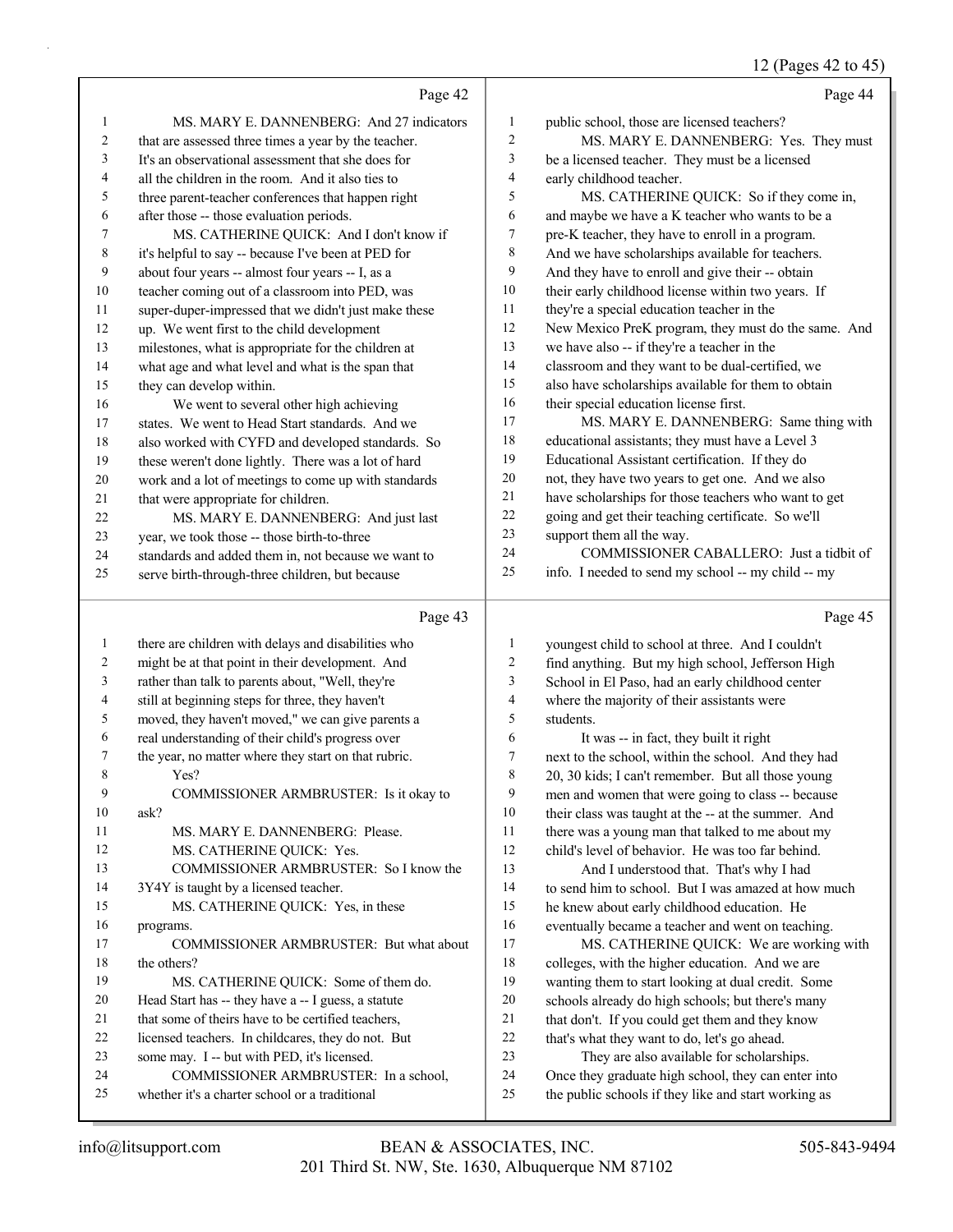Page 42

MS. MARY E. DANNENBERG: And 27 indicators that are assessed three times a year by the teacher. It's an observational assessment that she does for all the children in the room. And it also ties to three parent-teacher conferences that happen right after those -- those evaluation periods.

MS. CATHERINE QUICK: And I don't know if it's helpful to say -- because I've been at PED for about four years -- almost four years -- I, as a teacher coming out of a classroom into PED, was super-duper-impressed that we didn't just make these up. We went first to the child development milestones, what is appropriate for the children at what age and what level and what is the span that they can develop within.

We went to several other high achieving states. We went to Head Start standards. And we also worked with CYFD and developed standards. So these weren't done lightly. There was a lot of hard work and a lot of meetings to come up with standards that were appropriate for children.

MS. MARY E. DANNENBERG: And just last year, we took those -- those birth-to-three standards and added them in, not because we want to serve birth-through-three children, but because

Page 43

there are children with delays and disabilities who might be at that point in their development. And rather than talk to parents about, "Well, they're still at beginning steps for three, they haven't moved, they haven't moved," we can give parents a real understanding of their child's progress over the year, no matter where they start on that rubric.

Yes?

COMMISSIONER ARMBRUSTER: Is it okay to ask?

MS. MARY E. DANNENBERG: Please.

MS. CATHERINE QUICK: Yes.

COMMISSIONER ARMBRUSTER: So I know the 3Y4Y is taught by a licensed teacher.

MS. CATHERINE QUICK: Yes, in these programs.

COMMISSIONER ARMBRUSTER: But what about the others?

MS. CATHERINE QUICK: Some of them do. Head Start has -- they have a -- I guess, a statute that some of theirs have to be certified teachers, licensed teachers. In childcares, they do not. But some may. I -- but with PED, it's licensed.

COMMISSIONER ARMBRUSTER: In a school, whether it's a charter school or a traditional

Page 44

public school, those are licensed teachers?

MS. MARY E. DANNENBERG: Yes. They must be a licensed teacher. They must be a licensed early childhood teacher.

MS. CATHERINE QUICK: So if they come in, and maybe we have a K teacher who wants to be a pre-K teacher, they have to enroll in a program. And we have scholarships available for teachers. And they have to enroll and give their -- obtain their early childhood license within two years. If they're a special education teacher in the New Mexico PreK program, they must do the same. And we have also -- if they're a teacher in the classroom and they want to be dual-certified, we also have scholarships available for them to obtain their special education license first.

MS. MARY E. DANNENBERG: Same thing with educational assistants; they must have a Level 3 Educational Assistant certification. If they do not, they have two years to get one. And we also have scholarships for those teachers who want to get going and get their teaching certificate. So we'll support them all the way.

COMMISSIONER CABALLERO: Just a tidbit of info. I needed to send my school -- my child -- my

Page 45

youngest child to school at three. And I couldn't find anything. But my high school, Jefferson High School in El Paso, had an early childhood center where the majority of their assistants were students.

It was -- in fact, they built it right next to the school, within the school. And they had 20, 30 kids; I can't remember. But all those young men and women that were going to class -- because their class was taught at the -- at the summer. And there was a young man that talked to me about my child's level of behavior. He was too far behind.

And I understood that. That's why I had to send him to school. But I was amazed at how much he knew about early childhood education. He eventually became a teacher and went on teaching.

MS. CATHERINE QUICK: We are working with colleges, with the higher education. And we are wanting them to start looking at dual credit. Some schools already do high schools; but there's many that don't. If you could get them and they know that's what they want to do, let's go ahead.

They are also available for scholarships. Once they graduate high school, they can enter into the public schools if they like and start working as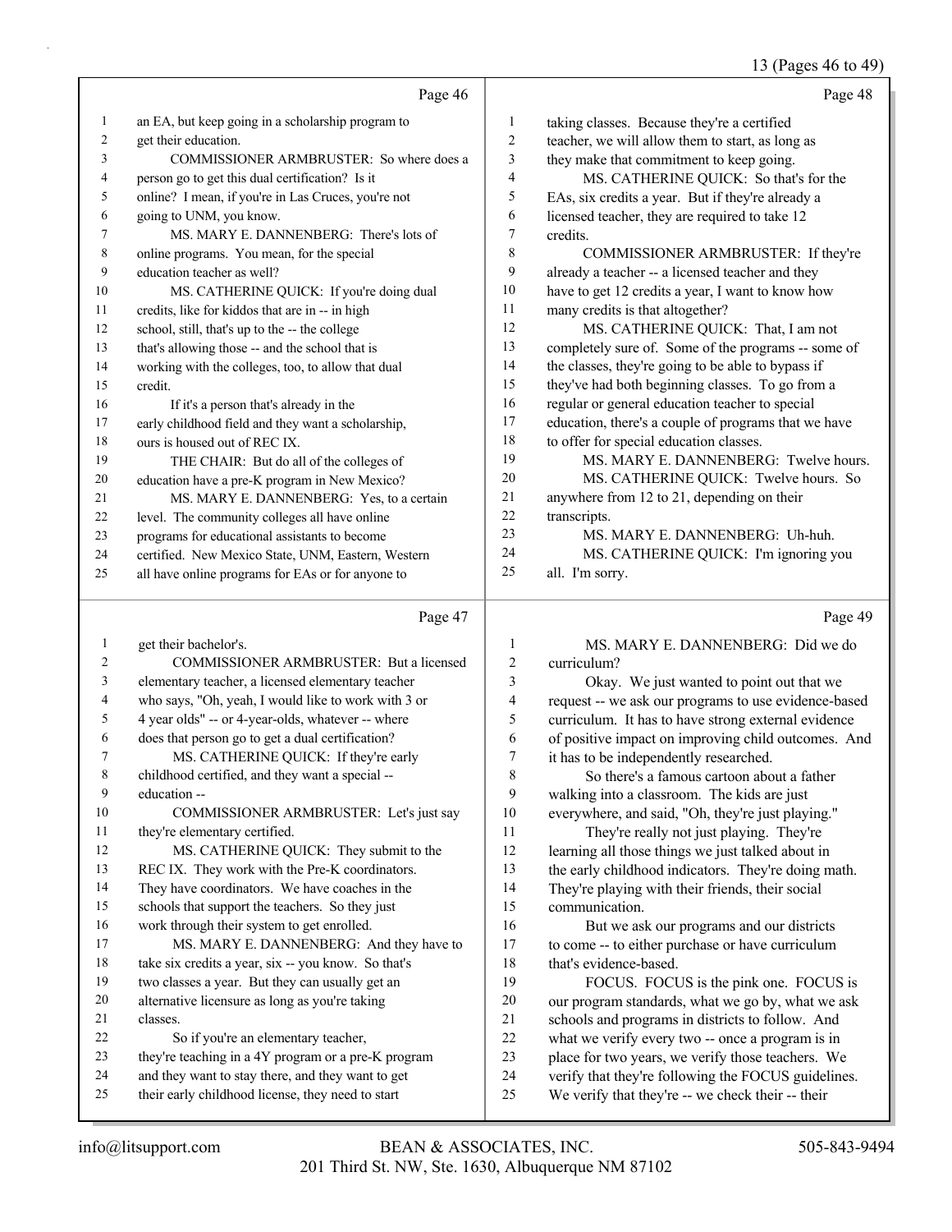Page 46

an EA, but keep going in a scholarship program to get their education.

COMMISSIONER ARMBRUSTER: So where does a person go to get this dual certification? Is it online? I mean, if you're in Las Cruces, you're not going to UNM, you know.

MS. MARY E. DANNENBERG: There's lots of online programs. You mean, for the special education teacher as well?

MS. CATHERINE QUICK: If you're doing dual credits, like for kiddos that are in -- in high school, still, that's up to the -- the college that's allowing those -- and the school that is working with the colleges, too, to allow that dual credit.

If it's a person that's already in the early childhood field and they want a scholarship, ours is housed out of REC IX.

THE CHAIR: But do all of the colleges of education have a pre-K program in New Mexico?

MS. MARY E. DANNENBERG: Yes, to a certain level. The community colleges all have online programs for educational assistants to become certified. New Mexico State, UNM, Eastern, Western all have online programs for EAs or for anyone to

Page 47

get their bachelor's.

COMMISSIONER ARMBRUSTER: But a licensed elementary teacher, a licensed elementary teacher who says, "Oh, yeah, I would like to work with 3 or 4 year olds" -- or 4-year-olds, whatever -- where does that person go to get a dual certification?

MS. CATHERINE QUICK: If they're early childhood certified, and they want a special -- education --

COMMISSIONER ARMBRUSTER: Let's just say they're elementary certified.

MS. CATHERINE QUICK: They submit to the REC IX. They work with the Pre-K coordinators. They have coordinators. We have coaches in the schools that support the teachers. So they just work through their system to get enrolled.

MS. MARY E. DANNENBERG: And they have to take six credits a year, six -- you know. So that's two classes a year. But they can usually get an alternative licensure as long as you're taking classes.

So if you're an elementary teacher, they're teaching in a 4Y program or a pre-K program and they want to stay there, and they want to get their early childhood license, they need to start

Page 48

taking classes. Because they're a certified teacher, we will allow them to start, as long as they make that commitment to keep going.

MS. CATHERINE QUICK: So that's for the EAs, six credits a year. But if they're already a licensed teacher, they are required to take 12 credits.

COMMISSIONER ARMBRUSTER: If they're already a teacher -- a licensed teacher and they have to get 12 credits a year, I want to know how many credits is that altogether?

MS. CATHERINE QUICK: That, I am not completely sure of. Some of the programs -- some of the classes, they're going to be able to bypass if they've had both beginning classes. To go from a regular or general education teacher to special education, there's a couple of programs that we have to offer for special education classes.

MS. MARY E. DANNENBERG: Twelve hours.

MS. CATHERINE QUICK: Twelve hours. So anywhere from 12 to 21, depending on their transcripts.

MS. MARY E. DANNENBERG: Uh-huh.

MS. CATHERINE QUICK: I'm ignoring you all. I'm sorry.

Page 49

MS. MARY E. DANNENBERG: Did we do curriculum?

Okay. We just wanted to point out that we request -- we ask our programs to use evidence-based curriculum. It has to have strong external evidence of positive impact on improving child outcomes. And it has to be independently researched.

So there's a famous cartoon about a father walking into a classroom. The kids are just everywhere, and said, "Oh, they're just playing."

They're really not just playing. They're learning all those things we just talked about in the early childhood indicators. They're doing math. They're playing with their friends, their social communication.

But we ask our programs and our districts to come -- to either purchase or have curriculum that's evidence-based.

FOCUS. FOCUS is the pink one. FOCUS is our program standards, what we go by, what we ask schools and programs in districts to follow. And what we verify every two -- once a program is in place for two years, we verify those teachers. We verify that they're following the FOCUS guidelines. We verify that they're -- we check their -- their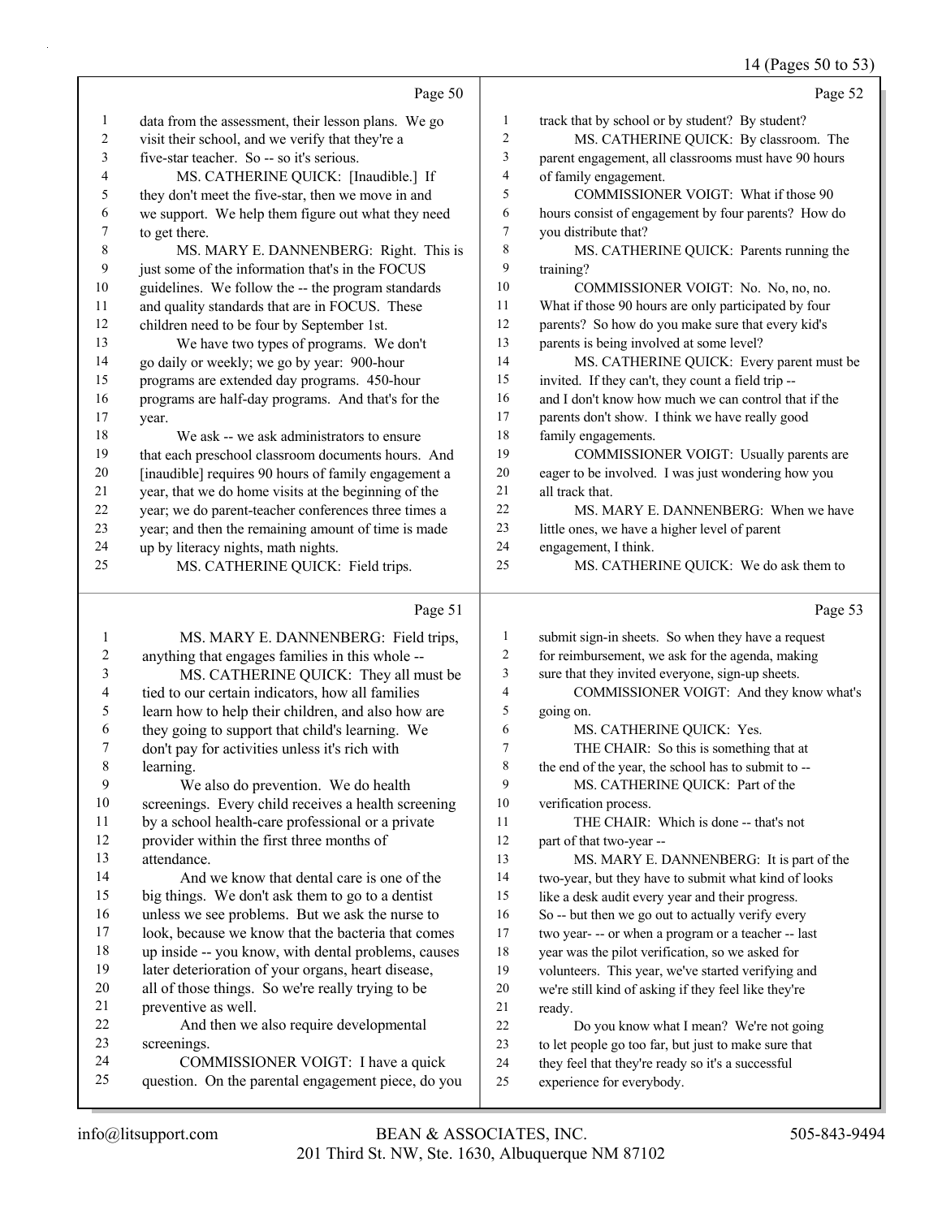Page 50

1 data from the assessment, their lesson plans. We go
2 visit their school, and we verify that they're a
3 five-star teacher. So -- so it's serious.
4 MS. CATHERINE QUICK: [Inaudible.] If
5 they don't meet the five-star, then we move in and
6 we support. We help them figure out what they need
7 to get there.
8 MS. MARY E. DANNENBERG: Right. This is
9 just some of the information that's in the FOCUS
10 guidelines. We follow the -- the program standards
11 and quality standards that are in FOCUS. These
12 children need to be four by September 1st.
13 We have two types of programs. We don't
14 go daily or weekly; we go by year: 900-hour
15 programs are extended day programs. 450-hour
16 programs are half-day programs. And that's for the
17 year.
18 We ask -- we ask administrators to ensure
19 that each preschool classroom documents hours. And
20 [inaudible] requires 90 hours of family engagement a
21 year, that we do home visits at the beginning of the
22 year; we do parent-teacher conferences three times a
23 year; and then the remaining amount of time is made
24 up by literacy nights, math nights.
25 MS. CATHERINE QUICK: Field trips.

Page 51

1 MS. MARY E. DANNENBERG: Field trips,
2 anything that engages families in this whole --
3 MS. CATHERINE QUICK: They all must be
4 tied to our certain indicators, how all families
5 learn how to help their children, and also how are
6 they going to support that child's learning. We
7 don't pay for activities unless it's rich with
8 learning.
9 We also do prevention. We do health
10 screenings. Every child receives a health screening
11 by a school health-care professional or a private
12 provider within the first three months of
13 attendance.
14 And we know that dental care is one of the
15 big things. We don't ask them to go to a dentist
16 unless we see problems. But we ask the nurse to
17 look, because we know that the bacteria that comes
18 up inside -- you know, with dental problems, causes
19 later deterioration of your organs, heart disease,
20 all of those things. So we're really trying to be
21 preventive as well.
22 And then we also require developmental
23 screenings.
24 COMMISSIONER VOIGT: I have a quick
25 question. On the parental engagement piece, do you

Page 52

1 track that by school or by student? By student?
2 MS. CATHERINE QUICK: By classroom. The
3 parent engagement, all classrooms must have 90 hours
4 of family engagement.
5 COMMISSIONER VOIGT: What if those 90
6 hours consist of engagement by four parents? How do
7 you distribute that?
8 MS. CATHERINE QUICK: Parents running the
9 training?
10 COMMISSIONER VOIGT: No. No, no, no.
11 What if those 90 hours are only participated by four
12 parents? So how do you make sure that every kid's
13 parents is being involved at some level?
14 MS. CATHERINE QUICK: Every parent must be
15 invited. If they can't, they count a field trip --
16 and I don't know how much we can control that if the
17 parents don't show. I think we have really good
18 family engagements.
19 COMMISSIONER VOIGT: Usually parents are
20 eager to be involved. I was just wondering how you
21 all track that.
22 MS. MARY E. DANNENBERG: When we have
23 little ones, we have a higher level of parent
24 engagement, I think.
25 MS. CATHERINE QUICK: We do ask them to

Page 53

1 submit sign-in sheets. So when they have a request
2 for reimbursement, we ask for the agenda, making
3 sure that they invited everyone, sign-up sheets.
4 COMMISSIONER VOIGT: And they know what's
5 going on.
6 MS. CATHERINE QUICK: Yes.
7 THE CHAIR: So this is something that at
8 the end of the year, the school has to submit to --
9 MS. CATHERINE QUICK: Part of the
10 verification process.
11 THE CHAIR: Which is done -- that's not
12 part of that two-year --
13 MS. MARY E. DANNENBERG: It is part of the
14 two-year, but they have to submit what kind of looks
15 like a desk audit every year and their progress.
16 So -- but then we go out to actually verify every
17 two year- -- or when a program or a teacher -- last
18 year was the pilot verification, so we asked for
19 volunteers. This year, we've started verifying and
20 we're still kind of asking if they feel like they're
21 ready.
22 Do you know what I mean? We're not going
23 to let people go too far, but just to make sure that
24 they feel that they're ready so it's a successful
25 experience for everybody.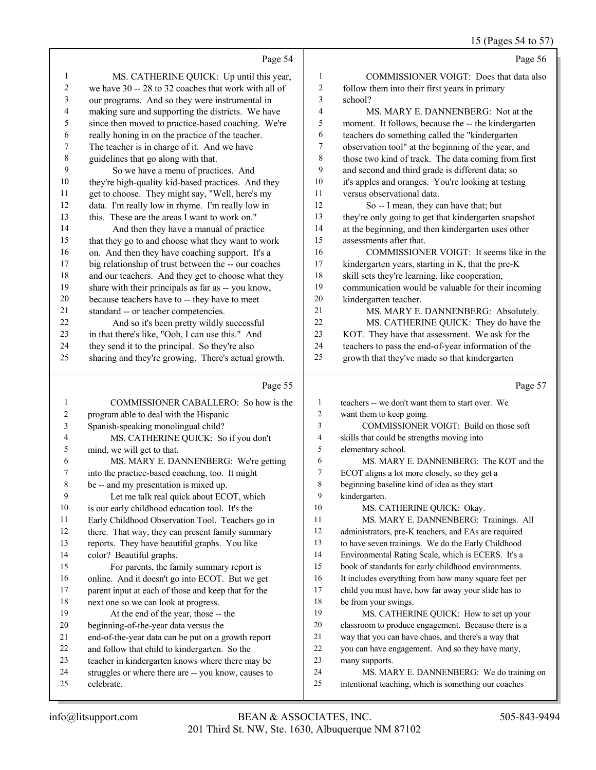Page 54

1 MS. CATHERINE QUICK: Up until this year,
2 we have 30 -- 28 to 32 coaches that work with all of
3 our programs. And so they were instrumental in
4 making sure and supporting the districts. We have
5 since then moved to practice-based coaching. We're
6 really honing in on the practice of the teacher.
7 The teacher is in charge of it. And we have
8 guidelines that go along with that.
9 So we have a menu of practices. And
10 they're high-quality kid-based practices. And they
11 get to choose. They might say, "Well, here's my
12 data. I'm really low in rhyme. I'm really low in
13 this. These are the areas I want to work on."
14 And then they have a manual of practice
15 that they go to and choose what they want to work
16 on. And then they have coaching support. It's a
17 big relationship of trust between the -- our coaches
18 and our teachers. And they get to choose what they
19 share with their principals as far as -- you know,
20 because teachers have to -- they have to meet
21 standard -- or teacher competencies.
22 And so it's been pretty wildly successful
23 in that there's like, "Ooh, I can use this." And
24 they send it to the principal. So they're also
25 sharing and they're growing. There's actual growth.

Page 55

1 COMMISSIONER CABALLERO: So how is the
2 program able to deal with the Hispanic
3 Spanish-speaking monolingual child?
4 MS. CATHERINE QUICK: So if you don't
5 mind, we will get to that.
6 MS. MARY E. DANNENBERG: We're getting
7 into the practice-based coaching, too. It might
8 be -- and my presentation is mixed up.
9 Let me talk real quick about ECOT, which
10 is our early childhood education tool. It's the
11 Early Childhood Observation Tool. Teachers go in
12 there. That way, they can present family summary
13 reports. They have beautiful graphs. You like
14 color? Beautiful graphs.
15 For parents, the family summary report is
16 online. And it doesn't go into ECOT. But we get
17 parent input at each of those and keep that for the
18 next one so we can look at progress.
19 At the end of the year, those -- the
20 beginning-of-the-year data versus the
21 end-of-the-year data can be put on a growth report
22 and follow that child to kindergarten. So the
23 teacher in kindergarten knows where there may be
24 struggles or where there are -- you know, causes to
25 celebrate.

Page 56

1 COMMISSIONER VOIGT: Does that data also
2 follow them into their first years in primary
3 school?
4 MS. MARY E. DANNENBERG: Not at the
5 moment. It follows, because the -- the kindergarten
6 teachers do something called the "kindergarten
7 observation tool" at the beginning of the year, and
8 those two kind of track. The data coming from first
9 and second and third grade is different data; so
10 it's apples and oranges. You're looking at testing
11 versus observational data.
12 So -- I mean, they can have that; but
13 they're only going to get that kindergarten snapshot
14 at the beginning, and then kindergarten uses other
15 assessments after that.
16 COMMISSIONER VOIGT: It seems like in the
17 kindergarten years, starting in K, that the pre-K
18 skill sets they're learning, like cooperation,
19 communication would be valuable for their incoming
20 kindergarten teacher.
21 MS. MARY E. DANNENBERG: Absolutely.
22 MS. CATHERINE QUICK: They do have the
23 KOT. They have that assessment. We ask for the
24 teachers to pass the end-of-year information of the
25 growth that they've made so that kindergarten

Page 57

1 teachers -- we don't want them to start over. We
2 want them to keep going.
3 COMMISSIONER VOIGT: Build on those soft
4 skills that could be strengths moving into
5 elementary school.
6 MS. MARY E. DANNENBERG: The KOT and the
7 ECOT aligns a lot more closely, so they get a
8 beginning baseline kind of idea as they start
9 kindergarten.
10 MS. CATHERINE QUICK: Okay.
11 MS. MARY E. DANNENBERG: Trainings. All
12 administrators, pre-K teachers, and EAs are required
13 to have seven trainings. We do the Early Childhood
14 Environmental Rating Scale, which is ECERS. It's a
15 book of standards for early childhood environments.
16 It includes everything from how many square feet per
17 child you must have, how far away your slide has to
18 be from your swings.
19 MS. CATHERINE QUICK: How to set up your
20 classroom to produce engagement. Because there is a
21 way that you can have chaos, and there's a way that
22 you can have engagement. And so they have many,
23 many supports.
24 MS. MARY E. DANNENBERG: We do training on
25 intentional teaching, which is something our coaches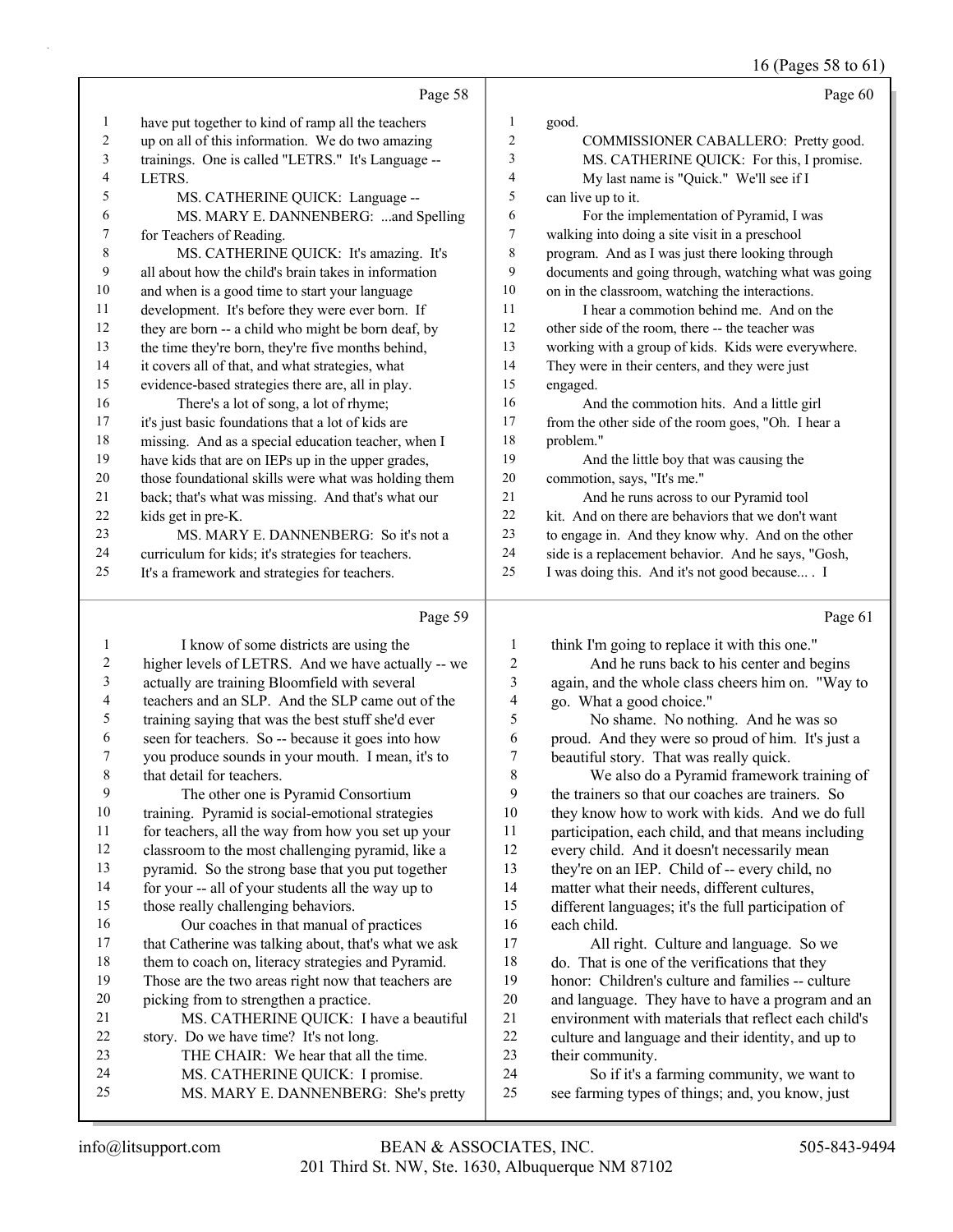Page 58

1 have put together to kind of ramp all the teachers
2 up on all of this information. We do two amazing
3 trainings. One is called "LETRS." It's Language --
4 LETRS.
5 MS. CATHERINE QUICK: Language --
6 MS. MARY E. DANNENBERG: ...and Spelling
7 for Teachers of Reading.
8 MS. CATHERINE QUICK: It's amazing. It's
9 all about how the child's brain takes in information
10 and when is a good time to start your language
11 development. It's before they were ever born. If
12 they are born -- a child who might be born deaf, by
13 the time they're born, they're five months behind,
14 it covers all of that, and what strategies, what
15 evidence-based strategies there are, all in play.
16 There's a lot of song, a lot of rhyme;
17 it's just basic foundations that a lot of kids are
18 missing. And as a special education teacher, when I
19 have kids that are on IEPs up in the upper grades,
20 those foundational skills were what was holding them
21 back; that's what was missing. And that's what our
22 kids get in pre-K.
23 MS. MARY E. DANNENBERG: So it's not a
24 curriculum for kids; it's strategies for teachers.
25 It's a framework and strategies for teachers.

Page 59

1 I know of some districts are using the
2 higher levels of LETRS. And we have actually -- we
3 actually are training Bloomfield with several
4 teachers and an SLP. And the SLP came out of the
5 training saying that was the best stuff she'd ever
6 seen for teachers. So -- because it goes into how
7 you produce sounds in your mouth. I mean, it's to
8 that detail for teachers.
9 The other one is Pyramid Consortium
10 training. Pyramid is social-emotional strategies
11 for teachers, all the way from how you set up your
12 classroom to the most challenging pyramid, like a
13 pyramid. So the strong base that you put together
14 for your -- all of your students all the way up to
15 those really challenging behaviors.
16 Our coaches in that manual of practices
17 that Catherine was talking about, that's what we ask
18 them to coach on, literacy strategies and Pyramid.
19 Those are the two areas right now that teachers are
20 picking from to strengthen a practice.
21 MS. CATHERINE QUICK: I have a beautiful
22 story. Do we have time? It's not long.
23 THE CHAIR: We hear that all the time.
24 MS. CATHERINE QUICK: I promise.
25 MS. MARY E. DANNENBERG: She's pretty

Page 60

1 good.
2 COMMISSIONER CABALLERO: Pretty good.
3 MS. CATHERINE QUICK: For this, I promise.
4 My last name is "Quick." We'll see if I
5 can live up to it.
6 For the implementation of Pyramid, I was
7 walking into doing a site visit in a preschool
8 program. And as I was just there looking through
9 documents and going through, watching what was going
10 on in the classroom, watching the interactions.
11 I hear a commotion behind me. And on the
12 other side of the room, there -- the teacher was
13 working with a group of kids. Kids were everywhere.
14 They were in their centers, and they were just
15 engaged.
16 And the commotion hits. And a little girl
17 from the other side of the room goes, "Oh. I hear a
18 problem."
19 And the little boy that was causing the
20 commotion, says, "It's me."
21 And he runs across to our Pyramid tool
22 kit. And on there are behaviors that we don't want
23 to engage in. And they know why. And on the other
24 side is a replacement behavior. And he says, "Gosh,
25 I was doing this. And it's not good because... . I

Page 61

1 think I'm going to replace it with this one."
2 And he runs back to his center and begins
3 again, and the whole class cheers him on. "Way to
4 go. What a good choice."
5 No shame. No nothing. And he was so
6 proud. And they were so proud of him. It's just a
7 beautiful story. That was really quick.
8 We also do a Pyramid framework training of
9 the trainers so that our coaches are trainers. So
10 they know how to work with kids. And we do full
11 participation, each child, and that means including
12 every child. And it doesn't necessarily mean
13 they're on an IEP. Child of -- every child, no
14 matter what their needs, different cultures,
15 different languages; it's the full participation of
16 each child.
17 All right. Culture and language. So we
18 do. That is one of the verifications that they
19 honor: Children's culture and families -- culture
20 and language. They have to have a program and an
21 environment with materials that reflect each child's
22 culture and language and their identity, and up to
23 their community.
24 So if it's a farming community, we want to
25 see farming types of things; and, you know, just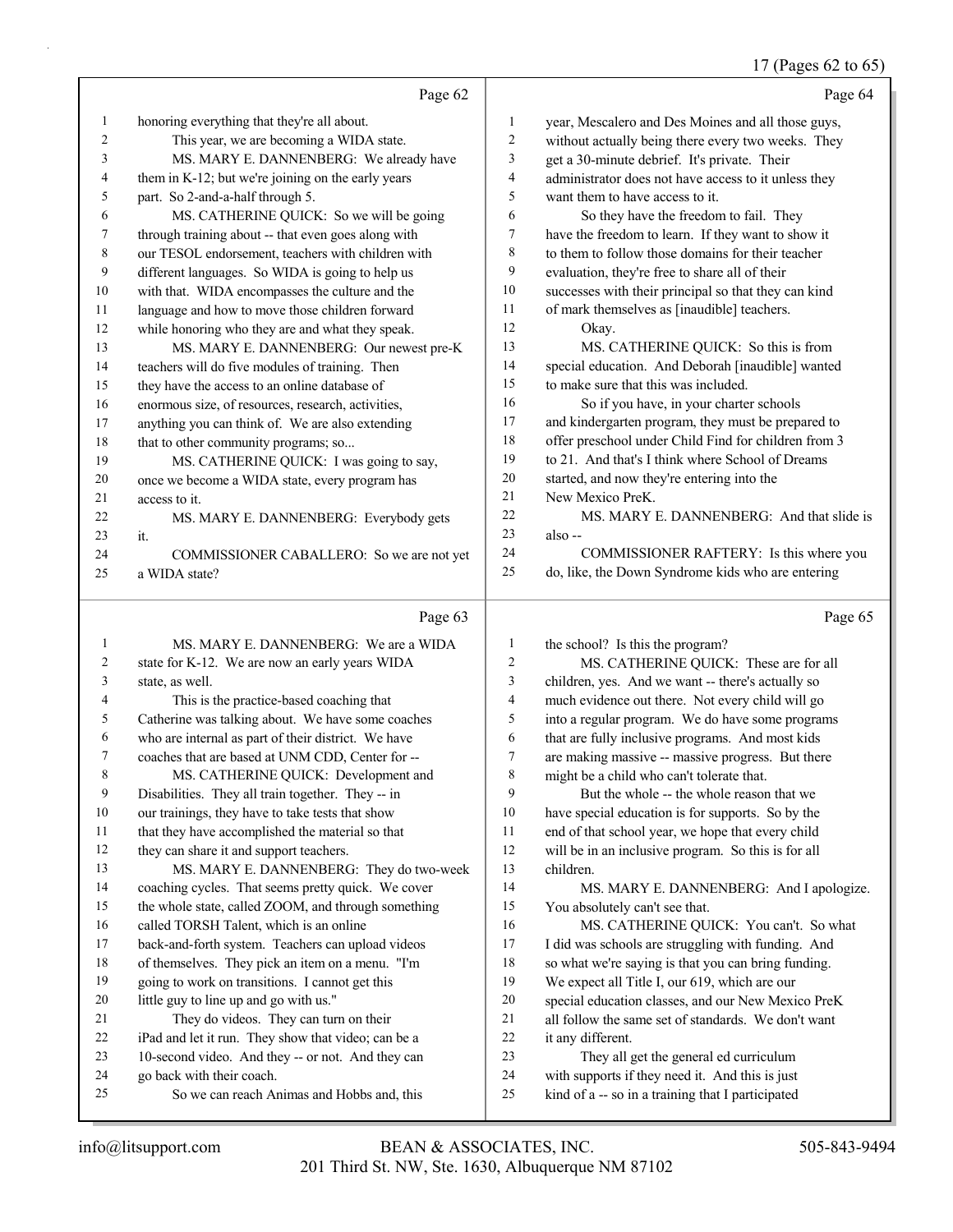Page 62

1 honoring everything that they're all about.
2 This year, we are becoming a WIDA state.
3 MS. MARY E. DANNENBERG: We already have
4 them in K-12; but we're joining on the early years
5 part. So 2-and-a-half through 5.
6 MS. CATHERINE QUICK: So we will be going
7 through training about -- that even goes along with
8 our TESOL endorsement, teachers with children with
9 different languages. So WIDA is going to help us
10 with that. WIDA encompasses the culture and the
11 language and how to move those children forward
12 while honoring who they are and what they speak.
13 MS. MARY E. DANNENBERG: Our newest pre-K
14 teachers will do five modules of training. Then
15 they have the access to an online database of
16 enormous size, of resources, research, activities,
17 anything you can think of. We are also extending
18 that to other community programs; so...
19 MS. CATHERINE QUICK: I was going to say,
20 once we become a WIDA state, every program has
21 access to it.
22 MS. MARY E. DANNENBERG: Everybody gets
23 it.
24 COMMISSIONER CABALLERO: So we are not yet
25 a WIDA state?

Page 63

1 MS. MARY E. DANNENBERG: We are a WIDA
2 state for K-12. We are now an early years WIDA
3 state, as well.
4 This is the practice-based coaching that
5 Catherine was talking about. We have some coaches
6 who are internal as part of their district. We have
7 coaches that are based at UNM CDD, Center for --
8 MS. CATHERINE QUICK: Development and
9 Disabilities. They all train together. They -- in
10 our trainings, they have to take tests that show
11 that they have accomplished the material so that
12 they can share it and support teachers.
13 MS. MARY E. DANNENBERG: They do two-week
14 coaching cycles. That seems pretty quick. We cover
15 the whole state, called ZOOM, and through something
16 called TORSH Talent, which is an online
17 back-and-forth system. Teachers can upload videos
18 of themselves. They pick an item on a menu. "I'm
19 going to work on transitions. I cannot get this
20 little guy to line up and go with us."
21 They do videos. They can turn on their
22 iPad and let it run. They show that video; can be a
23 10-second video. And they -- or not. And they can
24 go back with their coach.
25 So we can reach Animas and Hobbs and, this

Page 64

1 year, Mescalero and Des Moines and all those guys,
2 without actually being there every two weeks. They
3 get a 30-minute debrief. It's private. Their
4 administrator does not have access to it unless they
5 want them to have access to it.
6 So they have the freedom to fail. They
7 have the freedom to learn. If they want to show it
8 to them to follow those domains for their teacher
9 evaluation, they're free to share all of their
10 successes with their principal so that they can kind
11 of mark themselves as [inaudible] teachers.
12 Okay.
13 MS. CATHERINE QUICK: So this is from
14 special education. And Deborah [inaudible] wanted
15 to make sure that this was included.
16 So if you have, in your charter schools
17 and kindergarten program, they must be prepared to
18 offer preschool under Child Find for children from 3
19 to 21. And that's I think where School of Dreams
20 started, and now they're entering into the
21 New Mexico PreK.
22 MS. MARY E. DANNENBERG: And that slide is
23 also --
24 COMMISSIONER RAFTERY: Is this where you
25 do, like, the Down Syndrome kids who are entering

Page 65

1 the school? Is this the program?
2 MS. CATHERINE QUICK: These are for all
3 children, yes. And we want -- there's actually so
4 much evidence out there. Not every child will go
5 into a regular program. We do have some programs
6 that are fully inclusive programs. And most kids
7 are making massive -- massive progress. But there
8 might be a child who can't tolerate that.
9 But the whole -- the whole reason that we
10 have special education is for supports. So by the
11 end of that school year, we hope that every child
12 will be in an inclusive program. So this is for all
13 children.
14 MS. MARY E. DANNENBERG: And I apologize.
15 You absolutely can't see that.
16 MS. CATHERINE QUICK: You can't. So what
17 I did was schools are struggling with funding. And
18 so what we're saying is that you can bring funding.
19 We expect all Title I, our 619, which are our
20 special education classes, and our New Mexico PreK
21 all follow the same set of standards. We don't want
22 it any different.
23 They all get the general ed curriculum
24 with supports if they need it. And this is just
25 kind of a -- so in a training that I participated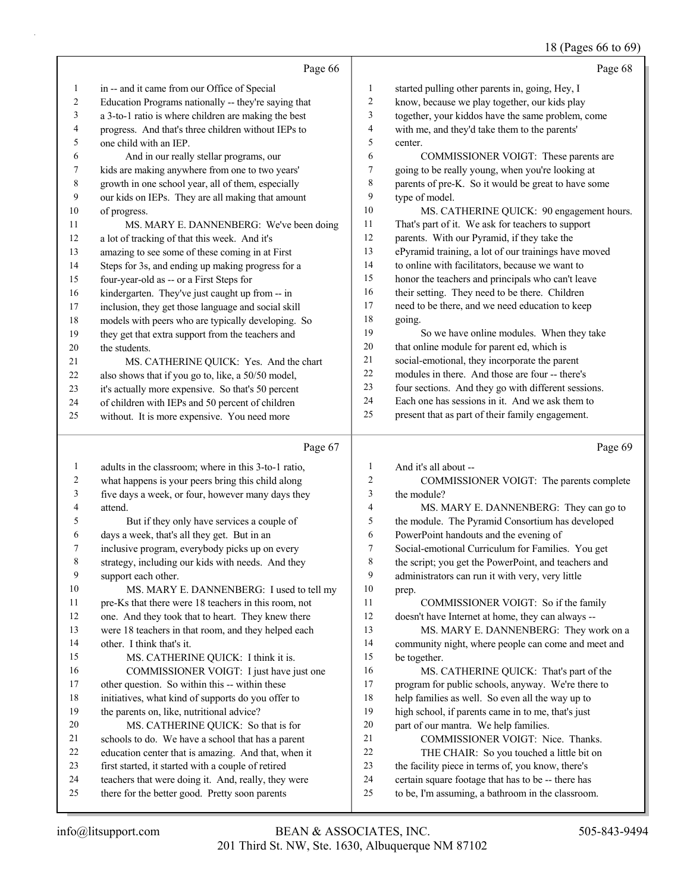Page 66

1 in -- and it came from our Office of Special
2 Education Programs nationally -- they're saying that
3 a 3-to-1 ratio is where children are making the best
4 progress. And that's three children without IEPs to
5 one child with an IEP.
6 And in our really stellar programs, our
7 kids are making anywhere from one to two years'
8 growth in one school year, all of them, especially
9 our kids on IEPs. They are all making that amount
10 of progress.
11 MS. MARY E. DANNENBERG: We've been doing
12 a lot of tracking of that this week. And it's
13 amazing to see some of these coming in at First
14 Steps for 3s, and ending up making progress for a
15 four-year-old as -- or a First Steps for
16 kindergarten. They've just caught up from -- in
17 inclusion, they get those language and social skill
18 models with peers who are typically developing. So
19 they get that extra support from the teachers and
20 the students.
21 MS. CATHERINE QUICK: Yes. And the chart
22 also shows that if you go to, like, a 50/50 model,
23 it's actually more expensive. So that's 50 percent
24 of children with IEPs and 50 percent of children
25 without. It is more expensive. You need more

Page 67

1 adults in the classroom; where in this 3-to-1 ratio,
2 what happens is your peers bring this child along
3 five days a week, or four, however many days they
4 attend.
5 But if they only have services a couple of
6 days a week, that's all they get. But in an
7 inclusive program, everybody picks up on every
8 strategy, including our kids with needs. And they
9 support each other.
10 MS. MARY E. DANNENBERG: I used to tell my
11 pre-Ks that there were 18 teachers in this room, not
12 one. And they took that to heart. They knew there
13 were 18 teachers in that room, and they helped each
14 other. I think that's it.
15 MS. CATHERINE QUICK: I think it is.
16 COMMISSIONER VOIGT: I just have just one
17 other question. So within this -- within these
18 initiatives, what kind of supports do you offer to
19 the parents on, like, nutritional advice?
20 MS. CATHERINE QUICK: So that is for
21 schools to do. We have a school that has a parent
22 education center that is amazing. And that, when it
23 first started, it started with a couple of retired
24 teachers that were doing it. And, really, they were
25 there for the better good. Pretty soon parents

Page 68

1 started pulling other parents in, going, Hey, I
2 know, because we play together, our kids play
3 together, your kiddos have the same problem, come
4 with me, and they'd take them to the parents'
5 center.
6 COMMISSIONER VOIGT: These parents are
7 going to be really young, when you're looking at
8 parents of pre-K. So it would be great to have some
9 type of model.
10 MS. CATHERINE QUICK: 90 engagement hours.
11 That's part of it. We ask for teachers to support
12 parents. With our Pyramid, if they take the
13 ePyramid training, a lot of our trainings have moved
14 to online with facilitators, because we want to
15 honor the teachers and principals who can't leave
16 their setting. They need to be there. Children
17 need to be there, and we need education to keep
18 going.
19 So we have online modules. When they take
20 that online module for parent ed, which is
21 social-emotional, they incorporate the parent
22 modules in there. And those are four -- there's
23 four sections. And they go with different sessions.
24 Each one has sessions in it. And we ask them to
25 present that as part of their family engagement.

Page 69

1 And it's all about --
2 COMMISSIONER VOIGT: The parents complete
3 the module?
4 MS. MARY E. DANNENBERG: They can go to
5 the module. The Pyramid Consortium has developed
6 PowerPoint handouts and the evening of
7 Social-emotional Curriculum for Families. You get
8 the script; you get the PowerPoint, and teachers and
9 administrators can run it with very, very little
10 prep.
11 COMMISSIONER VOIGT: So if the family
12 doesn't have Internet at home, they can always --
13 MS. MARY E. DANNENBERG: They work on a
14 community night, where people can come and meet and
15 be together.
16 MS. CATHERINE QUICK: That's part of the
17 program for public schools, anyway. We're there to
18 help families as well. So even all the way up to
19 high school, if parents came in to me, that's just
20 part of our mantra. We help families.
21 COMMISSIONER VOIGT: Nice. Thanks.
22 THE CHAIR: So you touched a little bit on
23 the facility piece in terms of, you know, there's
24 certain square footage that has to be -- there has
25 to be, I'm assuming, a bathroom in the classroom.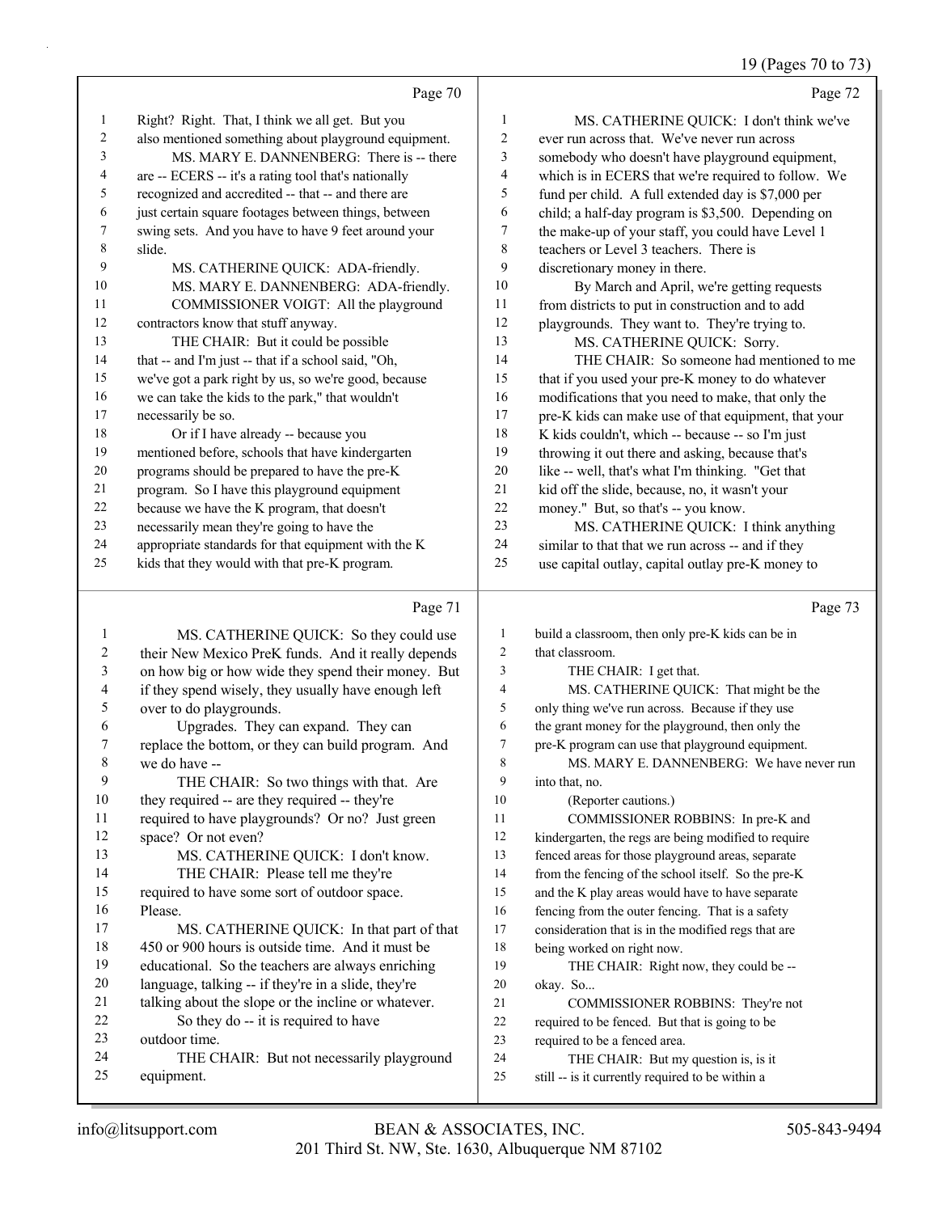Page 70

1 Right? Right. That, I think we all get. But you
2 also mentioned something about playground equipment.
3 MS. MARY E. DANNENBERG: There is -- there
4 are -- ECERS -- it's a rating tool that's nationally
5 recognized and accredited -- that -- and there are
6 just certain square footages between things, between
7 swing sets. And you have to have 9 feet around your
8 slide.
9 MS. CATHERINE QUICK: ADA-friendly.
10 MS. MARY E. DANNENBERG: ADA-friendly.
11 COMMISSIONER VOIGT: All the playground
12 contractors know that stuff anyway.
13 THE CHAIR: But it could be possible
14 that -- and I'm just -- that if a school said, "Oh,
15 we've got a park right by us, so we're good, because
16 we can take the kids to the park," that wouldn't
17 necessarily be so.
18 Or if I have already -- because you
19 mentioned before, schools that have kindergarten
20 programs should be prepared to have the pre-K
21 program. So I have this playground equipment
22 because we have the K program, that doesn't
23 necessarily mean they're going to have the
24 appropriate standards for that equipment with the K
25 kids that they would with that pre-K program.

Page 71

1 MS. CATHERINE QUICK: So they could use
2 their New Mexico PreK funds. And it really depends
3 on how big or how wide they spend their money. But
4 if they spend wisely, they usually have enough left
5 over to do playgrounds.
6 Upgrades. They can expand. They can
7 replace the bottom, or they can build program. And
8 we do have --
9 THE CHAIR: So two things with that. Are
10 they required -- are they required -- they're
11 required to have playgrounds? Or no? Just green
12 space? Or not even?
13 MS. CATHERINE QUICK: I don't know.
14 THE CHAIR: Please tell me they're
15 required to have some sort of outdoor space.
16 Please.
17 MS. CATHERINE QUICK: In that part of that
18 450 or 900 hours is outside time. And it must be
19 educational. So the teachers are always enriching
20 language, talking -- if they're in a slide, they're
21 talking about the slope or the incline or whatever.
22 So they do -- it is required to have
23 outdoor time.
24 THE CHAIR: But not necessarily playground
25 equipment.

Page 72

1 MS. CATHERINE QUICK: I don't think we've
2 ever run across that. We've never run across
3 somebody who doesn't have playground equipment,
4 which is in ECERS that we're required to follow. We
5 fund per child. A full extended day is $7,000 per
6 child; a half-day program is $3,500. Depending on
7 the make-up of your staff, you could have Level 1
8 teachers or Level 3 teachers. There is
9 discretionary money in there.
10 By March and April, we're getting requests
11 from districts to put in construction and to add
12 playgrounds. They want to. They're trying to.
13 MS. CATHERINE QUICK: Sorry.
14 THE CHAIR: So someone had mentioned to me
15 that if you used your pre-K money to do whatever
16 modifications that you need to make, that only the
17 pre-K kids can make use of that equipment, that your
18 K kids couldn't, which -- because -- so I'm just
19 throwing it out there and asking, because that's
20 like -- well, that's what I'm thinking. "Get that
21 kid off the slide, because, no, it wasn't your
22 money." But, so that's -- you know.
23 MS. CATHERINE QUICK: I think anything
24 similar to that that we run across -- and if they
25 use capital outlay, capital outlay pre-K money to

Page 73

1 build a classroom, then only pre-K kids can be in
2 that classroom.
3 THE CHAIR: I get that.
4 MS. CATHERINE QUICK: That might be the
5 only thing we've run across. Because if they use
6 the grant money for the playground, then only the
7 pre-K program can use that playground equipment.
8 MS. MARY E. DANNENBERG: We have never run
9 into that, no.
10 (Reporter cautions.)
11 COMMISSIONER ROBBINS: In pre-K and
12 kindergarten, the regs are being modified to require
13 fenced areas for those playground areas, separate
14 from the fencing of the school itself. So the pre-K
15 and the K play areas would have to have separate
16 fencing from the outer fencing. That is a safety
17 consideration that is in the modified regs that are
18 being worked on right now.
19 THE CHAIR: Right now, they could be --
20 okay. So...
21 COMMISSIONER ROBBINS: They're not
22 required to be fenced. But that is going to be
23 required to be a fenced area.
24 THE CHAIR: But my question is, is it
25 still -- is it currently required to be within a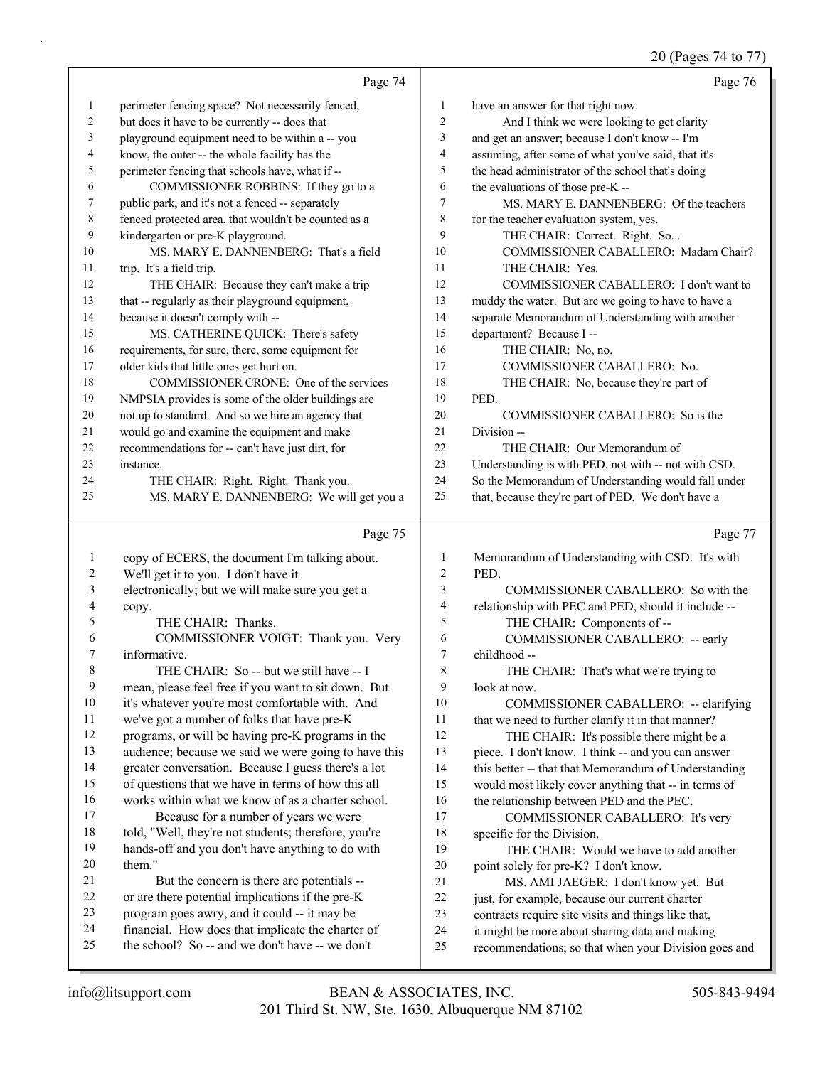Page 74

1 perimeter fencing space? Not necessarily fenced,
2 but does it have to be currently -- does that
3 playground equipment need to be within a -- you
4 know, the outer -- the whole facility has the
5 perimeter fencing that schools have, what if --
6 COMMISSIONER ROBBINS: If they go to a
7 public park, and it's not a fenced -- separately
8 fenced protected area, that wouldn't be counted as a
9 kindergarten or pre-K playground.
10 MS. MARY E. DANNENBERG: That's a field
11 trip. It's a field trip.
12 THE CHAIR: Because they can't make a trip
13 that -- regularly as their playground equipment,
14 because it doesn't comply with --
15 MS. CATHERINE QUICK: There's safety
16 requirements, for sure, there, some equipment for
17 older kids that little ones get hurt on.
18 COMMISSIONER CRONE: One of the services
19 NMPSIA provides is some of the older buildings are
20 not up to standard. And so we hire an agency that
21 would go and examine the equipment and make
22 recommendations for -- can't have just dirt, for
23 instance.
24 THE CHAIR: Right. Right. Thank you.
25 MS. MARY E. DANNENBERG: We will get you a

Page 75

1 copy of ECERS, the document I'm talking about.
2 We'll get it to you. I don't have it
3 electronically; but we will make sure you get a
4 copy.
5 THE CHAIR: Thanks.
6 COMMISSIONER VOIGT: Thank you. Very
7 informative.
8 THE CHAIR: So -- but we still have -- I
9 mean, please feel free if you want to sit down. But
10 it's whatever you're most comfortable with. And
11 we've got a number of folks that have pre-K
12 programs, or will be having pre-K programs in the
13 audience; because we said we were going to have this
14 greater conversation. Because I guess there's a lot
15 of questions that we have in terms of how this all
16 works within what we know of as a charter school.
17 Because for a number of years we were
18 told, "Well, they're not students; therefore, you're
19 hands-off and you don't have anything to do with
20 them."
21 But the concern is there are potentials --
22 or are there potential implications if the pre-K
23 program goes awry, and it could -- it may be
24 financial. How does that implicate the charter of
25 the school? So -- and we don't have -- we don't

Page 76

1 have an answer for that right now.
2 And I think we were looking to get clarity
3 and get an answer; because I don't know -- I'm
4 assuming, after some of what you've said, that it's
5 the head administrator of the school that's doing
6 the evaluations of those pre-K --
7 MS. MARY E. DANNENBERG: Of the teachers
8 for the teacher evaluation system, yes.
9 THE CHAIR: Correct. Right. So...
10 COMMISSIONER CABALLERO: Madam Chair?
11 THE CHAIR: Yes.
12 COMMISSIONER CABALLERO: I don't want to
13 muddy the water. But are we going to have to have a
14 separate Memorandum of Understanding with another
15 department? Because I --
16 THE CHAIR: No, no.
17 COMMISSIONER CABALLERO: No.
18 THE CHAIR: No, because they're part of
19 PED.
20 COMMISSIONER CABALLERO: So is the
21 Division --
22 THE CHAIR: Our Memorandum of
23 Understanding is with PED, not with -- not with CSD.
24 So the Memorandum of Understanding would fall under
25 that, because they're part of PED. We don't have a

Page 77

1 Memorandum of Understanding with CSD. It's with
2 PED.
3 COMMISSIONER CABALLERO: So with the
4 relationship with PEC and PED, should it include --
5 THE CHAIR: Components of --
6 COMMISSIONER CABALLERO: -- early
7 childhood --
8 THE CHAIR: That's what we're trying to
9 look at now.
10 COMMISSIONER CABALLERO: -- clarifying
11 that we need to further clarify it in that manner?
12 THE CHAIR: It's possible there might be a
13 piece. I don't know. I think -- and you can answer
14 this better -- that that Memorandum of Understanding
15 would most likely cover anything that -- in terms of
16 the relationship between PED and the PEC.
17 COMMISSIONER CABALLERO: It's very
18 specific for the Division.
19 THE CHAIR: Would we have to add another
20 point solely for pre-K? I don't know.
21 MS. AMI JAEGER: I don't know yet. But
22 just, for example, because our current charter
23 contracts require site visits and things like that,
24 it might be more about sharing data and making
25 recommendations; so that when your Division goes and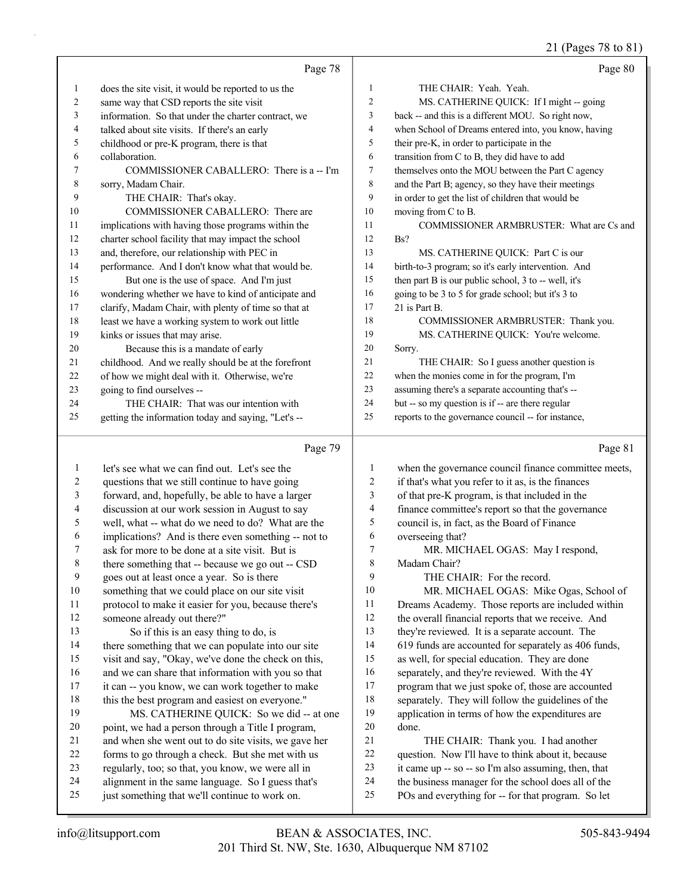Page 78

1 does the site visit, it would be reported to us the
2 same way that CSD reports the site visit
3 information. So that under the charter contract, we
4 talked about site visits. If there's an early
5 childhood or pre-K program, there is that
6 collaboration.
7 COMMISSIONER CABALLERO: There is a -- I'm
8 sorry, Madam Chair.
9 THE CHAIR: That's okay.
10 COMMISSIONER CABALLERO: There are
11 implications with having those programs within the
12 charter school facility that may impact the school
13 and, therefore, our relationship with PEC in
14 performance. And I don't know what that would be.
15 But one is the use of space. And I'm just
16 wondering whether we have to kind of anticipate and
17 clarify, Madam Chair, with plenty of time so that at
18 least we have a working system to work out little
19 kinks or issues that may arise.
20 Because this is a mandate of early
21 childhood. And we really should be at the forefront
22 of how we might deal with it. Otherwise, we're
23 going to find ourselves --
24 THE CHAIR: That was our intention with
25 getting the information today and saying, "Let's --

Page 79

1 let's see what we can find out. Let's see the
2 questions that we still continue to have going
3 forward, and, hopefully, be able to have a larger
4 discussion at our work session in August to say
5 well, what -- what do we need to do? What are the
6 implications? And is there even something -- not to
7 ask for more to be done at a site visit. But is
8 there something that -- because we go out -- CSD
9 goes out at least once a year. So is there
10 something that we could place on our site visit
11 protocol to make it easier for you, because there's
12 someone already out there?"
13 So if this is an easy thing to do, is
14 there something that we can populate into our site
15 visit and say, "Okay, we've done the check on this,
16 and we can share that information with you so that
17 it can -- you know, we can work together to make
18 this the best program and easiest on everyone."
19 MS. CATHERINE QUICK: So we did -- at one
20 point, we had a person through a Title I program,
21 and when she went out to do site visits, we gave her
22 forms to go through a check. But she met with us
23 regularly, too; so that, you know, we were all in
24 alignment in the same language. So I guess that's
25 just something that we'll continue to work on.

Page 80

1 THE CHAIR: Yeah. Yeah.
2 MS. CATHERINE QUICK: If I might -- going
3 back -- and this is a different MOU. So right now,
4 when School of Dreams entered into, you know, having
5 their pre-K, in order to participate in the
6 transition from C to B, they did have to add
7 themselves onto the MOU between the Part C agency
8 and the Part B; agency, so they have their meetings
9 in order to get the list of children that would be
10 moving from C to B.
11 COMMISSIONER ARMBRUSTER: What are Cs and
12 Bs?
13 MS. CATHERINE QUICK: Part C is our
14 birth-to-3 program; so it's early intervention. And
15 then part B is our public school, 3 to -- well, it's
16 going to be 3 to 5 for grade school; but it's 3 to
17 21 is Part B.
18 COMMISSIONER ARMBRUSTER: Thank you.
19 MS. CATHERINE QUICK: You're welcome.
20 Sorry.
21 THE CHAIR: So I guess another question is
22 when the monies come in for the program, I'm
23 assuming there's a separate accounting that's --
24 but -- so my question is if -- are there regular
25 reports to the governance council -- for instance,

Page 81

1 when the governance council finance committee meets,
2 if that's what you refer to it as, is the finances
3 of that pre-K program, is that included in the
4 finance committee's report so that the governance
5 council is, in fact, as the Board of Finance
6 overseeing that?
7 MR. MICHAEL OGAS: May I respond,
8 Madam Chair?
9 THE CHAIR: For the record.
10 MR. MICHAEL OGAS: Mike Ogas, School of
11 Dreams Academy. Those reports are included within
12 the overall financial reports that we receive. And
13 they're reviewed. It is a separate account. The
14 619 funds are accounted for separately as 406 funds,
15 as well, for special education. They are done
16 separately, and they're reviewed. With the 4Y
17 program that we just spoke of, those are accounted
18 separately. They will follow the guidelines of the
19 application in terms of how the expenditures are
20 done.
21 THE CHAIR: Thank you. I had another
22 question. Now I'll have to think about it, because
23 it came up -- so -- so I'm also assuming, then, that
24 the business manager for the school does all of the
25 POs and everything for -- for that program. So let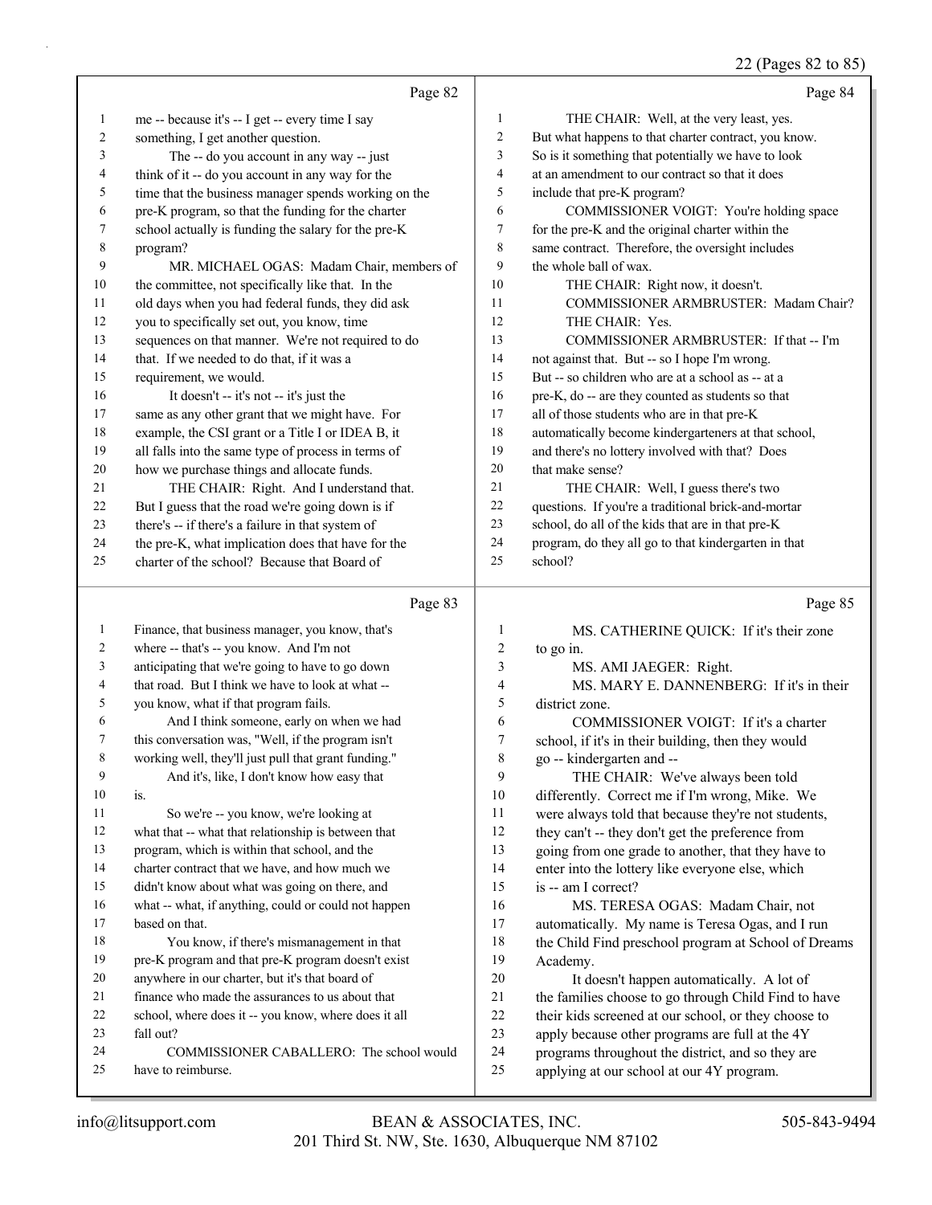Page 82

1 me -- because it's -- I get -- every time I say
2 something, I get another question.
3 The -- do you account in any way -- just
4 think of it -- do you account in any way for the
5 time that the business manager spends working on the
6 pre-K program, so that the funding for the charter
7 school actually is funding the salary for the pre-K
8 program?
9 MR. MICHAEL OGAS: Madam Chair, members of
10 the committee, not specifically like that. In the
11 old days when you had federal funds, they did ask
12 you to specifically set out, you know, time
13 sequences on that manner. We're not required to do
14 that. If we needed to do that, if it was a
15 requirement, we would.
16 It doesn't -- it's not -- it's just the
17 same as any other grant that we might have. For
18 example, the CSI grant or a Title I or IDEA B, it
19 all falls into the same type of process in terms of
20 how we purchase things and allocate funds.
21 THE CHAIR: Right. And I understand that.
22 But I guess that the road we're going down is if
23 there's -- if there's a failure in that system of
24 the pre-K, what implication does that have for the
25 charter of the school? Because that Board of

Page 83

1 Finance, that business manager, you know, that's
2 where -- that's -- you know. And I'm not
3 anticipating that we're going to have to go down
4 that road. But I think we have to look at what --
5 you know, what if that program fails.
6 And I think someone, early on when we had
7 this conversation was, "Well, if the program isn't
8 working well, they'll just pull that grant funding."
9 And it's, like, I don't know how easy that
10 is.
11 So we're -- you know, we're looking at
12 what that -- what that relationship is between that
13 program, which is within that school, and the
14 charter contract that we have, and how much we
15 didn't know about what was going on there, and
16 what -- what, if anything, could or could not happen
17 based on that.
18 You know, if there's mismanagement in that
19 pre-K program and that pre-K program doesn't exist
20 anywhere in our charter, but it's that board of
21 finance who made the assurances to us about that
22 school, where does it -- you know, where does it all
23 fall out?
24 COMMISSIONER CABALLERO: The school would
25 have to reimburse.

Page 84

1 THE CHAIR: Well, at the very least, yes.
2 But what happens to that charter contract, you know.
3 So is it something that potentially we have to look
4 at an amendment to our contract so that it does
5 include that pre-K program?
6 COMMISSIONER VOIGT: You're holding space
7 for the pre-K and the original charter within the
8 same contract. Therefore, the oversight includes
9 the whole ball of wax.
10 THE CHAIR: Right now, it doesn't.
11 COMMISSIONER ARMBRUSTER: Madam Chair?
12 THE CHAIR: Yes.
13 COMMISSIONER ARMBRUSTER: If that -- I'm
14 not against that. But -- so I hope I'm wrong.
15 But -- so children who are at a school as -- at a
16 pre-K, do -- are they counted as students so that
17 all of those students who are in that pre-K
18 automatically become kindergarteners at that school,
19 and there's no lottery involved with that? Does
20 that make sense?
21 THE CHAIR: Well, I guess there's two
22 questions. If you're a traditional brick-and-mortar
23 school, do all of the kids that are in that pre-K
24 program, do they all go to that kindergarten in that
25 school?

Page 85

1 MS. CATHERINE QUICK: If it's their zone
2 to go in.
3 MS. AMI JAEGER: Right.
4 MS. MARY E. DANNENBERG: If it's in their
5 district zone.
6 COMMISSIONER VOIGT: If it's a charter
7 school, if it's in their building, then they would
8 go -- kindergarten and --
9 THE CHAIR: We've always been told
10 differently. Correct me if I'm wrong, Mike. We
11 were always told that because they're not students,
12 they can't -- they don't get the preference from
13 going from one grade to another, that they have to
14 enter into the lottery like everyone else, which
15 is -- am I correct?
16 MS. TERESA OGAS: Madam Chair, not
17 automatically. My name is Teresa Ogas, and I run
18 the Child Find preschool program at School of Dreams
19 Academy.
20 It doesn't happen automatically. A lot of
21 the families choose to go through Child Find to have
22 their kids screened at our school, or they choose to
23 apply because other programs are full at the 4Y
24 programs throughout the district, and so they are
25 applying at our school at our 4Y program.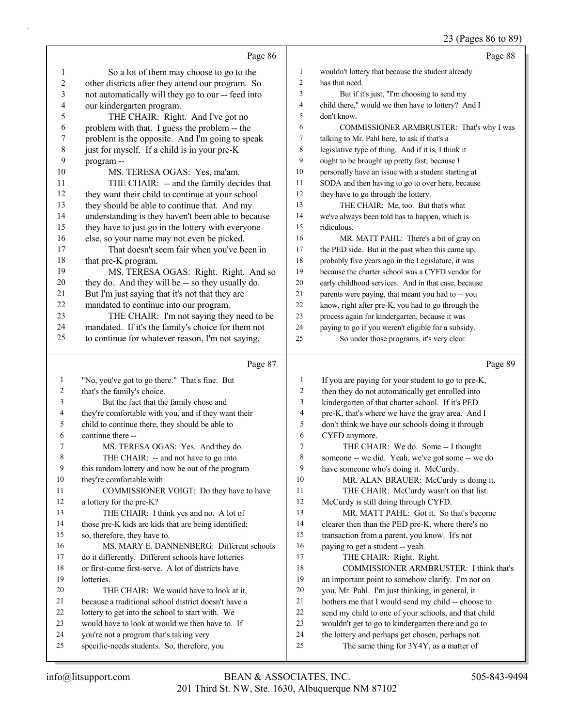Page 86

1 So a lot of them may choose to go to the
2 other districts after they attend our program. So
3 not automatically will they go to our -- feed into
4 our kindergarten program.
5 THE CHAIR: Right. And I've got no
6 problem with that. I guess the problem -- the
7 problem is the opposite. And I'm going to speak
8 just for myself. If a child is in your pre-K
9 program --
10 MS. TERESA OGAS: Yes, ma'am.
11 THE CHAIR: -- and the family decides that
12 they want their child to continue at your school
13 they should be able to continue that. And my
14 understanding is they haven't been able to because
15 they have to just go in the lottery with everyone
16 else, so your name may not even be picked.
17 That doesn't seem fair when you've been in
18 that pre-K program.
19 MS. TERESA OGAS: Right. Right. And so
20 they do. And they will be -- so they usually do.
21 But I'm just saying that it's not that they are
22 mandated to continue into our program.
23 THE CHAIR: I'm not saying they need to be
24 mandated. If it's the family's choice for them not
25 to continue for whatever reason, I'm not saying,

Page 87

1 "No, you've got to go there." That's fine. But
2 that's the family's choice.
3 But the fact that the family chose and
4 they're comfortable with you, and if they want their
5 child to continue there, they should be able to
6 continue there --
7 MS. TERESA OGAS: Yes. And they do.
8 THE CHAIR: -- and not have to go into
9 this random lottery and now be out of the program
10 they're comfortable with.
11 COMMISSIONER VOIGT: Do they have to have
12 a lottery for the pre-K?
13 THE CHAIR: I think yes and no. A lot of
14 those pre-K kids are kids that are being identified;
15 so, therefore, they have to.
16 MS. MARY E. DANNENBERG: Different schools
17 do it differently. Different schools have lotteries
18 or first-come first-serve. A lot of districts have
19 lotteries.
20 THE CHAIR: We would have to look at it,
21 because a traditional school district doesn't have a
22 lottery to get into the school to start with. We
23 would have to look at would we then have to. If
24 you're not a program that's taking very
25 specific-needs students. So, therefore, you

Page 88

1 wouldn't lottery that because the student already
2 has that need.
3 But if it's just, "I'm choosing to send my
4 child there," would we then have to lottery? And I
5 don't know.
6 COMMISSIONER ARMBRUSTER: That's why I was
7 talking to Mr. Pahl here, to ask if that's a
8 legislative type of thing. And if it is, I think it
9 ought to be brought up pretty fast; because I
10 personally have an issue with a student starting at
11 SODA and then having to go to over here, because
12 they have to go through the lottery.
13 THE CHAIR: Me, too. But that's what
14 we've always been told has to happen, which is
15 ridiculous.
16 MR. MATT PAHL: There's a bit of gray on
17 the PED side. But in the past when this came up,
18 probably five years ago in the Legislature, it was
19 because the charter school was a CYFD vendor for
20 early childhood services. And in that case, because
21 parents were paying, that meant you had to -- you
22 know, right after pre-K, you had to go through the
23 process again for kindergarten, because it was
24 paying to go if you weren't eligible for a subsidy.
25 So under those programs, it's very clear.

Page 89

1 If you are paying for your student to go to pre-K,
2 then they do not automatically get enrolled into
3 kindergarten of that charter school. If it's PED
4 pre-K, that's where we have the gray area. And I
5 don't think we have our schools doing it through
6 CYFD anymore.
7 THE CHAIR: We do. Some -- I thought
8 someone -- we did. Yeah, we've got some -- we do
9 have someone who's doing it. McCurdy.
10 MR. ALAN BRAUER: McCurdy is doing it.
11 THE CHAIR: McCurdy wasn't on that list.
12 McCurdy is still doing through CYFD.
13 MR. MATT PAHL: Got it. So that's become
14 clearer then than the PED pre-K, where there's no
15 transaction from a parent, you know. It's not
16 paying to get a student -- yeah.
17 THE CHAIR: Right. Right.
18 COMMISSIONER ARMBRUSTER: I think that's
19 an important point to somehow clarify. I'm not on
20 you, Mr. Pahl. I'm just thinking, in general, it
21 bothers me that I would send my child -- choose to
22 send my child to one of your schools, and that child
23 wouldn't get to go to kindergarten there and go to
24 the lottery and perhaps get chosen, perhaps not.
25 The same thing for 3Y4Y, as a matter of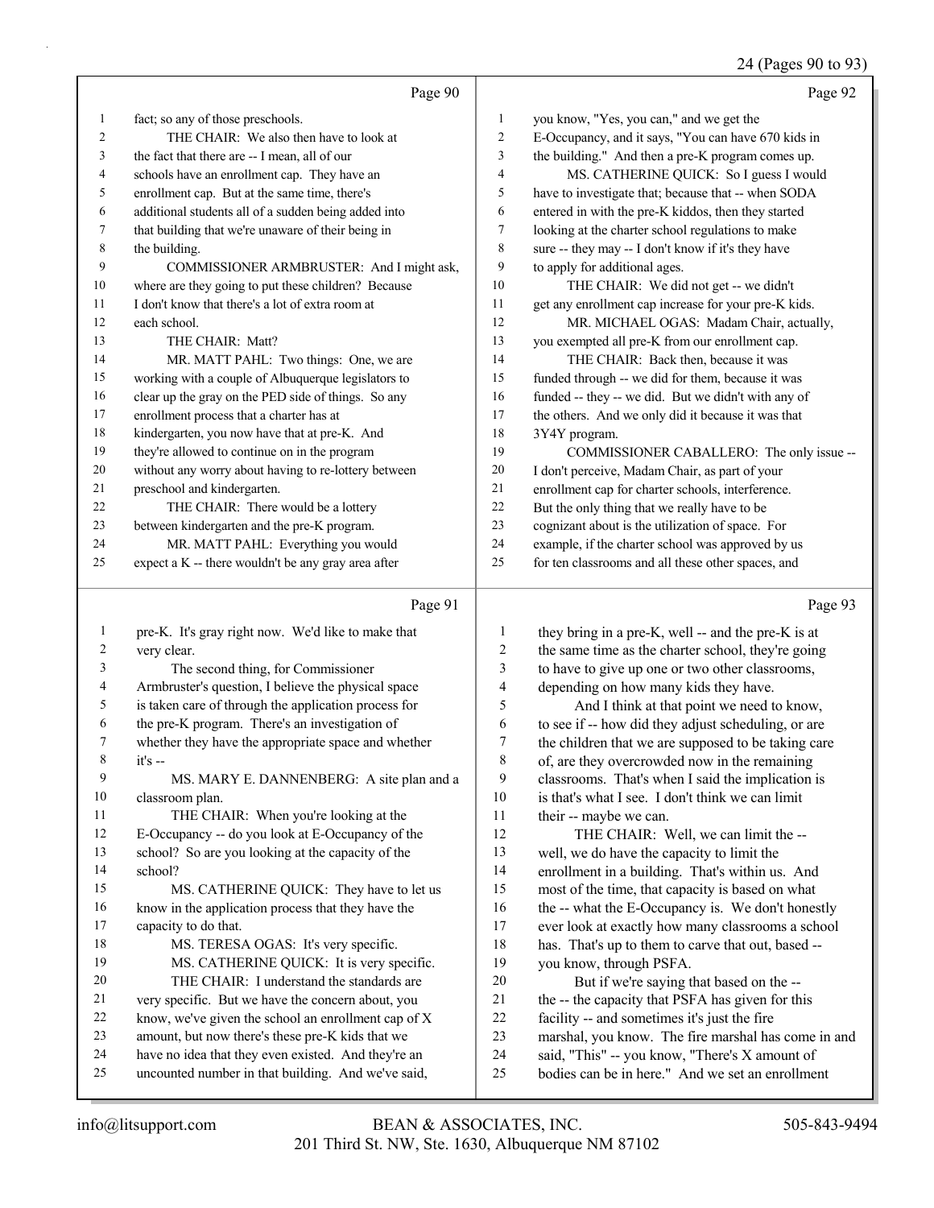Page 90

1 fact; so any of those preschools.
2 THE CHAIR: We also then have to look at
3 the fact that there are -- I mean, all of our
4 schools have an enrollment cap. They have an
5 enrollment cap. But at the same time, there's
6 additional students all of a sudden being added into
7 that building that we're unaware of their being in
8 the building.
9 COMMISSIONER ARMBRUSTER: And I might ask,
10 where are they going to put these children? Because
11 I don't know that there's a lot of extra room at
12 each school.
13 THE CHAIR: Matt?
14 MR. MATT PAHL: Two things: One, we are
15 working with a couple of Albuquerque legislators to
16 clear up the gray on the PED side of things. So any
17 enrollment process that a charter has at
18 kindergarten, you now have that at pre-K. And
19 they're allowed to continue on in the program
20 without any worry about having to re-lottery between
21 preschool and kindergarten.
22 THE CHAIR: There would be a lottery
23 between kindergarten and the pre-K program.
24 MR. MATT PAHL: Everything you would
25 expect a K -- there wouldn't be any gray area after

Page 91

1 pre-K. It's gray right now. We'd like to make that
2 very clear.
3 The second thing, for Commissioner
4 Armbruster's question, I believe the physical space
5 is taken care of through the application process for
6 the pre-K program. There's an investigation of
7 whether they have the appropriate space and whether
8 it's --
9 MS. MARY E. DANNENBERG: A site plan and a
10 classroom plan.
11 THE CHAIR: When you're looking at the
12 E-Occupancy -- do you look at E-Occupancy of the
13 school? So are you looking at the capacity of the
14 school?
15 MS. CATHERINE QUICK: They have to let us
16 know in the application process that they have the
17 capacity to do that.
18 MS. TERESA OGAS: It's very specific.
19 MS. CATHERINE QUICK: It is very specific.
20 THE CHAIR: I understand the standards are
21 very specific. But we have the concern about, you
22 know, we've given the school an enrollment cap of X
23 amount, but now there's these pre-K kids that we
24 have no idea that they even existed. And they're an
25 uncounted number in that building. And we've said,

Page 92

1 you know, "Yes, you can," and we get the
2 E-Occupancy, and it says, "You can have 670 kids in
3 the building." And then a pre-K program comes up.
4 MS. CATHERINE QUICK: So I guess I would
5 have to investigate that; because that -- when SODA
6 entered in with the pre-K kiddos, then they started
7 looking at the charter school regulations to make
8 sure -- they may -- I don't know if it's they have
9 to apply for additional ages.
10 THE CHAIR: We did not get -- we didn't
11 get any enrollment cap increase for your pre-K kids.
12 MR. MICHAEL OGAS: Madam Chair, actually,
13 you exempted all pre-K from our enrollment cap.
14 THE CHAIR: Back then, because it was
15 funded through -- we did for them, because it was
16 funded -- they -- we did. But we didn't with any of
17 the others. And we only did it because it was that
18 3Y4Y program.
19 COMMISSIONER CABALLERO: The only issue --
20 I don't perceive, Madam Chair, as part of your
21 enrollment cap for charter schools, interference.
22 But the only thing that we really have to be
23 cognizant about is the utilization of space. For
24 example, if the charter school was approved by us
25 for ten classrooms and all these other spaces, and

Page 93

1 they bring in a pre-K, well -- and the pre-K is at
2 the same time as the charter school, they're going
3 to have to give up one or two other classrooms,
4 depending on how many kids they have.
5 And I think at that point we need to know,
6 to see if -- how did they adjust scheduling, or are
7 the children that we are supposed to be taking care
8 of, are they overcrowded now in the remaining
9 classrooms. That's when I said the implication is
10 is that's what I see. I don't think we can limit
11 their -- maybe we can.
12 THE CHAIR: Well, we can limit the --
13 well, we do have the capacity to limit the
14 enrollment in a building. That's within us. And
15 most of the time, that capacity is based on what
16 the -- what the E-Occupancy is. We don't honestly
17 ever look at exactly how many classrooms a school
18 has. That's up to them to carve that out, based --
19 you know, through PSFA.
20 But if we're saying that based on the --
21 the -- the capacity that PSFA has given for this
22 facility -- and sometimes it's just the fire
23 marshal, you know. The fire marshal has come in and
24 said, "This" -- you know, "There's X amount of
25 bodies can be in here." And we set an enrollment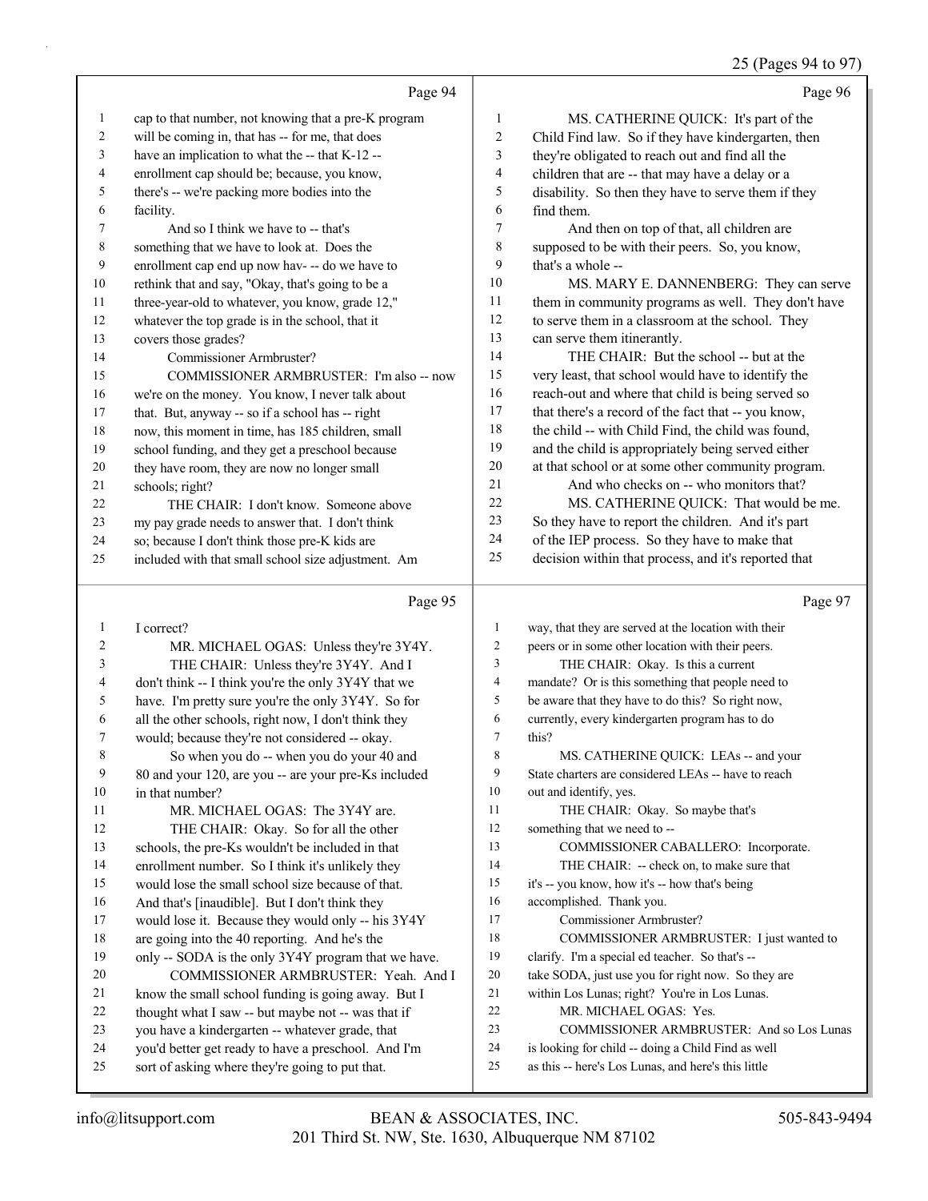Page 94

1 cap to that number, not knowing that a pre-K program
2 will be coming in, that has -- for me, that does
3 have an implication to what the -- that K-12 --
4 enrollment cap should be; because, you know,
5 there's -- we're packing more bodies into the
6 facility.
7 And so I think we have to -- that's
8 something that we have to look at. Does the
9 enrollment cap end up now hav- -- do we have to
10 rethink that and say, "Okay, that's going to be a
11 three-year-old to whatever, you know, grade 12,"
12 whatever the top grade is in the school, that it
13 covers those grades?
14 Commissioner Armbruster?
15 COMMISSIONER ARMBRUSTER: I'm also -- now
16 we're on the money. You know, I never talk about
17 that. But, anyway -- so if a school has -- right
18 now, this moment in time, has 185 children, small
19 school funding, and they get a preschool because
20 they have room, they are now no longer small
21 schools; right?
22 THE CHAIR: I don't know. Someone above
23 my pay grade needs to answer that. I don't think
24 so; because I don't think those pre-K kids are
25 included with that small school size adjustment. Am

Page 95

1 I correct?
2 MR. MICHAEL OGAS: Unless they're 3Y4Y.
3 THE CHAIR: Unless they're 3Y4Y. And I
4 don't think -- I think you're the only 3Y4Y that we
5 have. I'm pretty sure you're the only 3Y4Y. So for
6 all the other schools, right now, I don't think they
7 would; because they're not considered -- okay.
8 So when you do -- when you do your 40 and
9 80 and your 120, are you -- are your pre-Ks included
10 in that number?
11 MR. MICHAEL OGAS: The 3Y4Y are.
12 THE CHAIR: Okay. So for all the other
13 schools, the pre-Ks wouldn't be included in that
14 enrollment number. So I think it's unlikely they
15 would lose the small school size because of that.
16 And that's [inaudible]. But I don't think they
17 would lose it. Because they would only -- his 3Y4Y
18 are going into the 40 reporting. And he's the
19 only -- SODA is the only 3Y4Y program that we have.
20 COMMISSIONER ARMBRUSTER: Yeah. And I
21 know the small school funding is going away. But I
22 thought what I saw -- but maybe not -- was that if
23 you have a kindergarten -- whatever grade, that
24 you'd better get ready to have a preschool. And I'm
25 sort of asking where they're going to put that.

Page 96

1 MS. CATHERINE QUICK: It's part of the
2 Child Find law. So if they have kindergarten, then
3 they're obligated to reach out and find all the
4 children that are -- that may have a delay or a
5 disability. So then they have to serve them if they
6 find them.
7 And then on top of that, all children are
8 supposed to be with their peers. So, you know,
9 that's a whole --
10 MS. MARY E. DANNENBERG: They can serve
11 them in community programs as well. They don't have
12 to serve them in a classroom at the school. They
13 can serve them itinerantly.
14 THE CHAIR: But the school -- but at the
15 very least, that school would have to identify the
16 reach-out and where that child is being served so
17 that there's a record of the fact that -- you know,
18 the child -- with Child Find, the child was found,
19 and the child is appropriately being served either
20 at that school or at some other community program.
21 And who checks on -- who monitors that?
22 MS. CATHERINE QUICK: That would be me.
23 So they have to report the children. And it's part
24 of the IEP process. So they have to make that
25 decision within that process, and it's reported that

Page 97

1 way, that they are served at the location with their
2 peers or in some other location with their peers.
3 THE CHAIR: Okay. Is this a current
4 mandate? Or is this something that people need to
5 be aware that they have to do this? So right now,
6 currently, every kindergarten program has to do
7 this?
8 MS. CATHERINE QUICK: LEAs -- and your
9 State charters are considered LEAs -- have to reach
10 out and identify, yes.
11 THE CHAIR: Okay. So maybe that's
12 something that we need to --
13 COMMISSIONER CABALLERO: Incorporate.
14 THE CHAIR: -- check on, to make sure that
15 it's -- you know, how it's -- how that's being
16 accomplished. Thank you.
17 Commissioner Armbruster?
18 COMMISSIONER ARMBRUSTER: I just wanted to
19 clarify. I'm a special ed teacher. So that's --
20 take SODA, just use you for right now. So they are
21 within Los Lunas; right? You're in Los Lunas.
22 MR. MICHAEL OGAS: Yes.
23 COMMISSIONER ARMBRUSTER: And so Los Lunas
24 is looking for child -- doing a Child Find as well
25 as this -- here's Los Lunas, and here's this little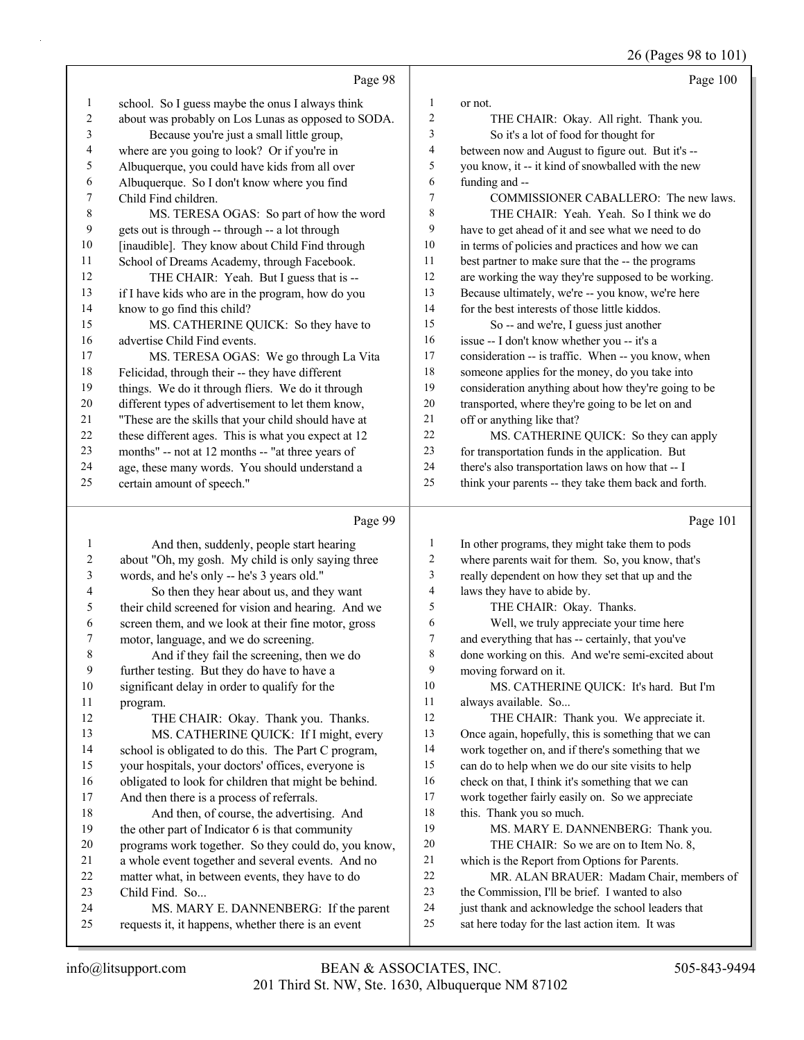Page 98

1 school. So I guess maybe the onus I always think
2 about was probably on Los Lunas as opposed to SODA.
3 Because you're just a small little group,
4 where are you going to look? Or if you're in
5 Albuquerque, you could have kids from all over
6 Albuquerque. So I don't know where you find
7 Child Find children.
8 MS. TERESA OGAS: So part of how the word
9 gets out is through -- through -- a lot through
10 [inaudible]. They know about Child Find through
11 School of Dreams Academy, through Facebook.
12 THE CHAIR: Yeah. But I guess that is --
13 if I have kids who are in the program, how do you
14 know to go find this child?
15 MS. CATHERINE QUICK: So they have to
16 advertise Child Find events.
17 MS. TERESA OGAS: We go through La Vita
18 Felicidad, through their -- they have different
19 things. We do it through fliers. We do it through
20 different types of advertisement to let them know,
21 "These are the skills that your child should have at
22 these different ages. This is what you expect at 12
23 months" -- not at 12 months -- "at three years of
24 age, these many words. You should understand a
25 certain amount of speech."

Page 99

1 And then, suddenly, people start hearing
2 about "Oh, my gosh. My child is only saying three
3 words, and he's only -- he's 3 years old."
4 So then they hear about us, and they want
5 their child screened for vision and hearing. And we
6 screen them, and we look at their fine motor, gross
7 motor, language, and we do screening.
8 And if they fail the screening, then we do
9 further testing. But they do have to have a
10 significant delay in order to qualify for the
11 program.
12 THE CHAIR: Okay. Thank you. Thanks.
13 MS. CATHERINE QUICK: If I might, every
14 school is obligated to do this. The Part C program,
15 your hospitals, your doctors' offices, everyone is
16 obligated to look for children that might be behind.
17 And then there is a process of referrals.
18 And then, of course, the advertising. And
19 the other part of Indicator 6 is that community
20 programs work together. So they could do, you know,
21 a whole event together and several events. And no
22 matter what, in between events, they have to do
23 Child Find. So...
24 MS. MARY E. DANNENBERG: If the parent
25 requests it, it happens, whether there is an event

Page 100

1 or not.
2 THE CHAIR: Okay. All right. Thank you.
3 So it's a lot of food for thought for
4 between now and August to figure out. But it's --
5 you know, it -- it kind of snowballed with the new
6 funding and --
7 COMMISSIONER CABALLERO: The new laws.
8 THE CHAIR: Yeah. Yeah. So I think we do
9 have to get ahead of it and see what we need to do
10 in terms of policies and practices and how we can
11 best partner to make sure that the -- the programs
12 are working the way they're supposed to be working.
13 Because ultimately, we're -- you know, we're here
14 for the best interests of those little kiddos.
15 So -- and we're, I guess just another
16 issue -- I don't know whether you -- it's a
17 consideration -- is traffic. When -- you know, when
18 someone applies for the money, do you take into
19 consideration anything about how they're going to be
20 transported, where they're going to be let on and
21 off or anything like that?
22 MS. CATHERINE QUICK: So they can apply
23 for transportation funds in the application. But
24 there's also transportation laws on how that -- I
25 think your parents -- they take them back and forth.

Page 101

1 In other programs, they might take them to pods
2 where parents wait for them. So, you know, that's
3 really dependent on how they set that up and the
4 laws they have to abide by.
5 THE CHAIR: Okay. Thanks.
6 Well, we truly appreciate your time here
7 and everything that has -- certainly, that you've
8 done working on this. And we're semi-excited about
9 moving forward on it.
10 MS. CATHERINE QUICK: It's hard. But I'm
11 always available. So...
12 THE CHAIR: Thank you. We appreciate it.
13 Once again, hopefully, this is something that we can
14 work together on, and if there's something that we
15 can do to help when we do our site visits to help
16 check on that, I think it's something that we can
17 work together fairly easily on. So we appreciate
18 this. Thank you so much.
19 MS. MARY E. DANNENBERG: Thank you.
20 THE CHAIR: So we are on to Item No. 8,
21 which is the Report from Options for Parents.
22 MR. ALAN BRAUER: Madam Chair, members of
23 the Commission, I'll be brief. I wanted to also
24 just thank and acknowledge the school leaders that
25 sat here today for the last action item. It was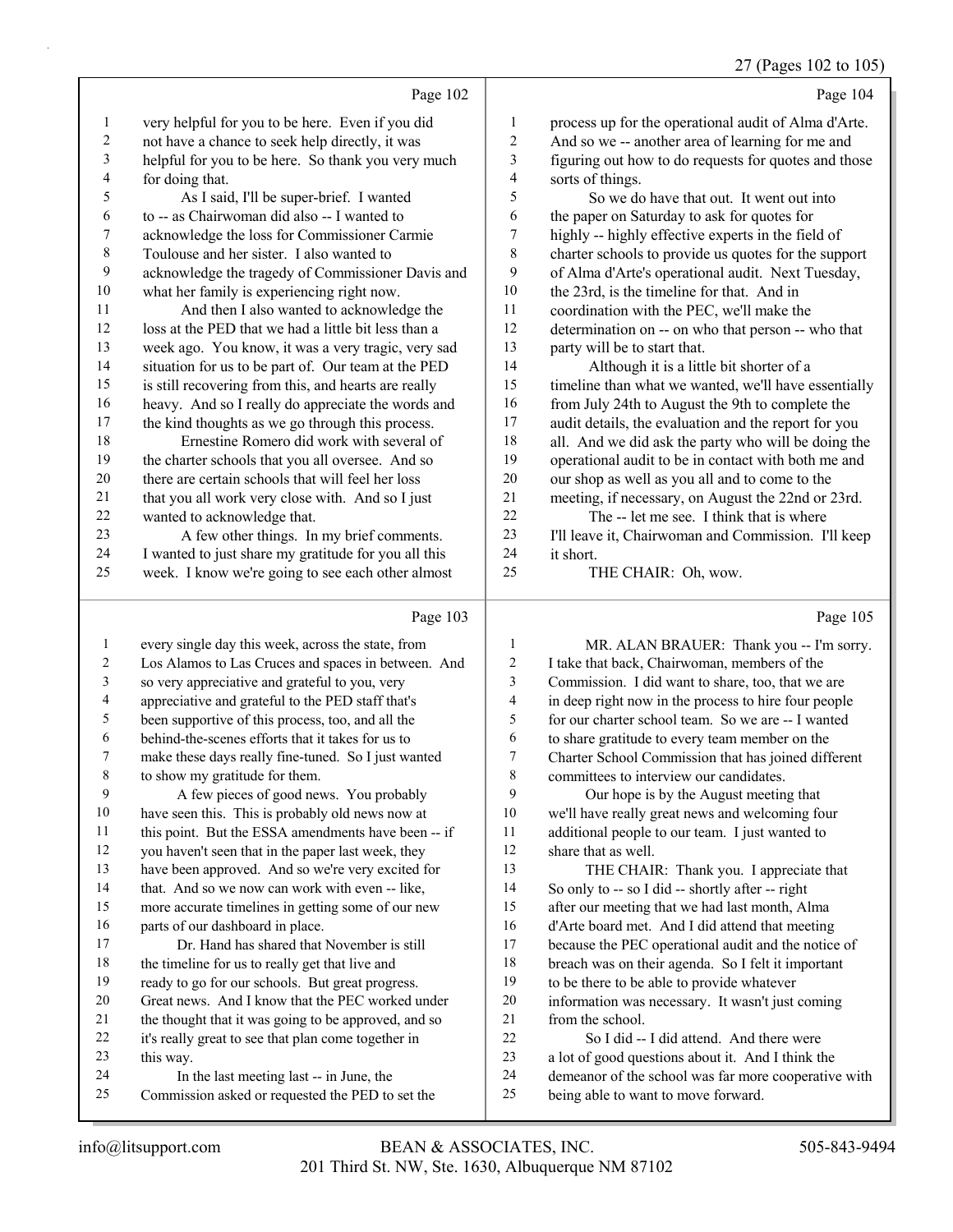Page 102

1 very helpful for you to be here. Even if you did
2 not have a chance to seek help directly, it was
3 helpful for you to be here. So thank you very much
4 for doing that.
5 As I said, I'll be super-brief. I wanted
6 to -- as Chairwoman did also -- I wanted to
7 acknowledge the loss for Commissioner Carmie
8 Toulouse and her sister. I also wanted to
9 acknowledge the tragedy of Commissioner Davis and
10 what her family is experiencing right now.
11 And then I also wanted to acknowledge the
12 loss at the PED that we had a little bit less than a
13 week ago. You know, it was a very tragic, very sad
14 situation for us to be part of. Our team at the PED
15 is still recovering from this, and hearts are really
16 heavy. And so I really do appreciate the words and
17 the kind thoughts as we go through this process.
18 Ernestine Romero did work with several of
19 the charter schools that you all oversee. And so
20 there are certain schools that will feel her loss
21 that you all work very close with. And so I just
22 wanted to acknowledge that.
23 A few other things. In my brief comments.
24 I wanted to just share my gratitude for you all this
25 week. I know we're going to see each other almost

Page 103

1 every single day this week, across the state, from
2 Los Alamos to Las Cruces and spaces in between. And
3 so very appreciative and grateful to you, very
4 appreciative and grateful to the PED staff that's
5 been supportive of this process, too, and all the
6 behind-the-scenes efforts that it takes for us to
7 make these days really fine-tuned. So I just wanted
8 to show my gratitude for them.
9 A few pieces of good news. You probably
10 have seen this. This is probably old news now at
11 this point. But the ESSA amendments have been -- if
12 you haven't seen that in the paper last week, they
13 have been approved. And so we're very excited for
14 that. And so we now can work with even -- like,
15 more accurate timelines in getting some of our new
16 parts of our dashboard in place.
17 Dr. Hand has shared that November is still
18 the timeline for us to really get that live and
19 ready to go for our schools. But great progress.
20 Great news. And I know that the PEC worked under
21 the thought that it was going to be approved, and so
22 it's really great to see that plan come together in
23 this way.
24 In the last meeting last -- in June, the
25 Commission asked or requested the PED to set the

Page 104

1 process up for the operational audit of Alma d'Arte.
2 And so we -- another area of learning for me and
3 figuring out how to do requests for quotes and those
4 sorts of things.
5 So we do have that out. It went out into
6 the paper on Saturday to ask for quotes for
7 highly -- highly effective experts in the field of
8 charter schools to provide us quotes for the support
9 of Alma d'Arte's operational audit. Next Tuesday,
10 the 23rd, is the timeline for that. And in
11 coordination with the PEC, we'll make the
12 determination on -- on who that person -- who that
13 party will be to start that.
14 Although it is a little bit shorter of a
15 timeline than what we wanted, we'll have essentially
16 from July 24th to August the 9th to complete the
17 audit details, the evaluation and the report for you
18 all. And we did ask the party who will be doing the
19 operational audit to be in contact with both me and
20 our shop as well as you all and to come to the
21 meeting, if necessary, on August the 22nd or 23rd.
22 The -- let me see. I think that is where
23 I'll leave it, Chairwoman and Commission. I'll keep
24 it short.
25 THE CHAIR: Oh, wow.

Page 105

1 MR. ALAN BRAUER: Thank you -- I'm sorry.
2 I take that back, Chairwoman, members of the
3 Commission. I did want to share, too, that we are
4 in deep right now in the process to hire four people
5 for our charter school team. So we are -- I wanted
6 to share gratitude to every team member on the
7 Charter School Commission that has joined different
8 committees to interview our candidates.
9 Our hope is by the August meeting that
10 we'll have really great news and welcoming four
11 additional people to our team. I just wanted to
12 share that as well.
13 THE CHAIR: Thank you. I appreciate that
14 So only to -- so I did -- shortly after -- right
15 after our meeting that we had last month, Alma
16 d'Arte board met. And I did attend that meeting
17 because the PEC operational audit and the notice of
18 breach was on their agenda. So I felt it important
19 to be there to be able to provide whatever
20 information was necessary. It wasn't just coming
21 from the school.
22 So I did -- I did attend. And there were
23 a lot of good questions about it. And I think the
24 demeanor of the school was far more cooperative with
25 being able to want to move forward.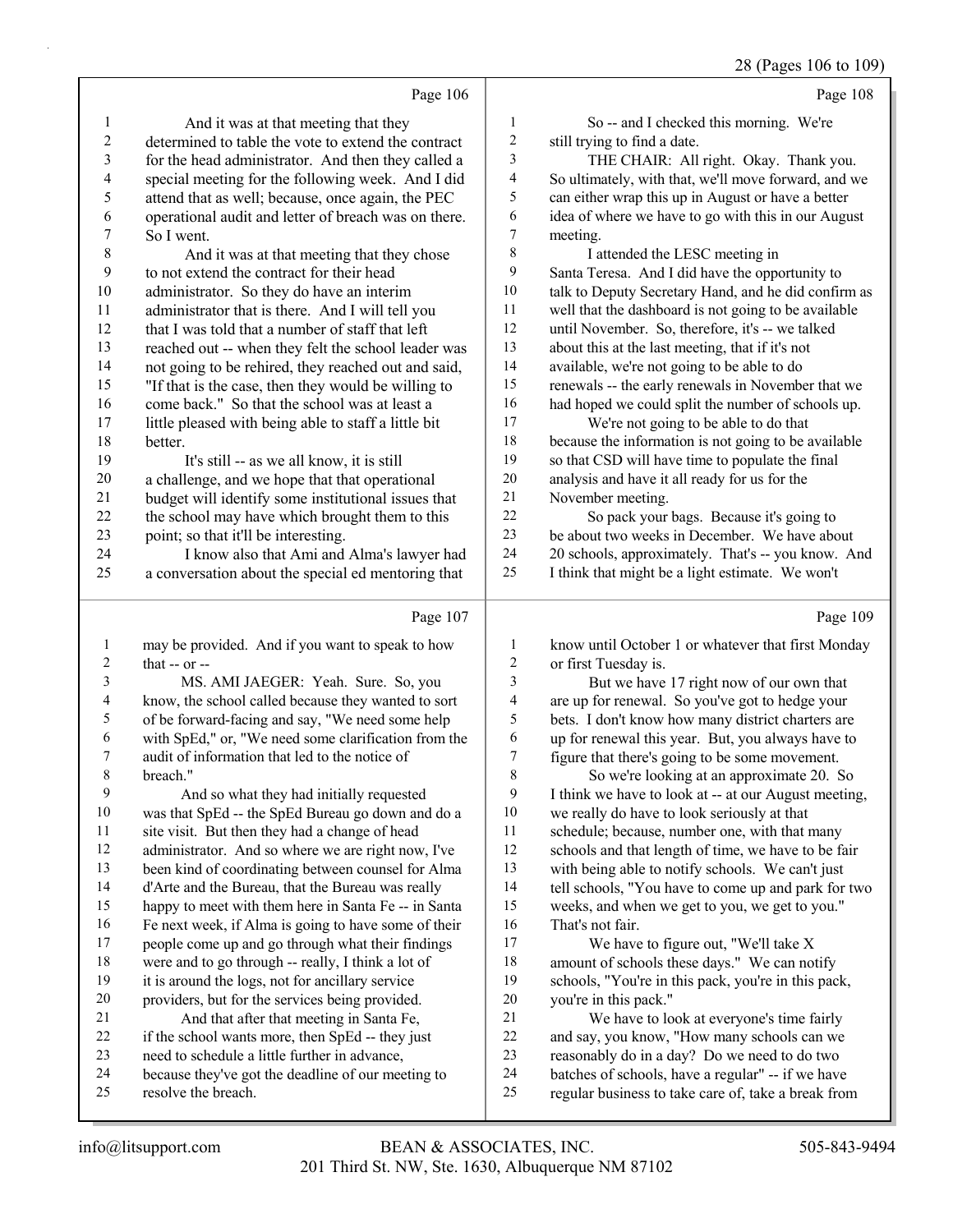Page 106

1 And it was at that meeting that they
2 determined to table the vote to extend the contract
3 for the head administrator. And then they called a
4 special meeting for the following week. And I did
5 attend that as well; because, once again, the PEC
6 operational audit and letter of breach was on there.
7 So I went.
8 And it was at that meeting that they chose
9 to not extend the contract for their head
10 administrator. So they do have an interim
11 administrator that is there. And I will tell you
12 that I was told that a number of staff that left
13 reached out -- when they felt the school leader was
14 not going to be rehired, they reached out and said,
15 "If that is the case, then they would be willing to
16 come back." So that the school was at least a
17 little pleased with being able to staff a little bit
18 better.
19 It's still -- as we all know, it is still
20 a challenge, and we hope that that operational
21 budget will identify some institutional issues that
22 the school may have which brought them to this
23 point; so that it'll be interesting.
24 I know also that Ami and Alma's lawyer had
25 a conversation about the special ed mentoring that

Page 107

1 may be provided. And if you want to speak to how
2 that -- or --
3 MS. AMI JAEGER: Yeah. Sure. So, you
4 know, the school called because they wanted to sort
5 of be forward-facing and say, "We need some help
6 with SpEd," or, "We need some clarification from the
7 audit of information that led to the notice of
8 breach."
9 And so what they had initially requested
10 was that SpEd -- the SpEd Bureau go down and do a
11 site visit. But then they had a change of head
12 administrator. And so where we are right now, I've
13 been kind of coordinating between counsel for Alma
14 d'Arte and the Bureau, that the Bureau was really
15 happy to meet with them here in Santa Fe -- in Santa
16 Fe next week, if Alma is going to have some of their
17 people come up and go through what their findings
18 were and to go through -- really, I think a lot of
19 it is around the logs, not for ancillary service
20 providers, but for the services being provided.
21 And that after that meeting in Santa Fe,
22 if the school wants more, then SpEd -- they just
23 need to schedule a little further in advance,
24 because they've got the deadline of our meeting to
25 resolve the breach.

Page 108

1 So -- and I checked this morning. We're
2 still trying to find a date.
3 THE CHAIR: All right. Okay. Thank you.
4 So ultimately, with that, we'll move forward, and we
5 can either wrap this up in August or have a better
6 idea of where we have to go with this in our August
7 meeting.
8 I attended the LESC meeting in
9 Santa Teresa. And I did have the opportunity to
10 talk to Deputy Secretary Hand, and he did confirm as
11 well that the dashboard is not going to be available
12 until November. So, therefore, it's -- we talked
13 about this at the last meeting, that if it's not
14 available, we're not going to be able to do
15 renewals -- the early renewals in November that we
16 had hoped we could split the number of schools up.
17 We're not going to be able to do that
18 because the information is not going to be available
19 so that CSD will have time to populate the final
20 analysis and have it all ready for us for the
21 November meeting.
22 So pack your bags. Because it's going to
23 be about two weeks in December. We have about
24 20 schools, approximately. That's -- you know. And
25 I think that might be a light estimate. We won't

Page 109

1 know until October 1 or whatever that first Monday
2 or first Tuesday is.
3 But we have 17 right now of our own that
4 are up for renewal. So you've got to hedge your
5 bets. I don't know how many district charters are
6 up for renewal this year. But, you always have to
7 figure that there's going to be some movement.
8 So we're looking at an approximate 20. So
9 I think we have to look at -- at our August meeting,
10 we really do have to look seriously at that
11 schedule; because, number one, with that many
12 schools and that length of time, we have to be fair
13 with being able to notify schools. We can't just
14 tell schools, "You have to come up and park for two
15 weeks, and when we get to you, we get to you."
16 That's not fair.
17 We have to figure out, "We'll take X
18 amount of schools these days." We can notify
19 schools, "You're in this pack, you're in this pack,
20 you're in this pack."
21 We have to look at everyone's time fairly
22 and say, you know, "How many schools can we
23 reasonably do in a day? Do we need to do two
24 batches of schools, have a regular" -- if we have
25 regular business to take care of, take a break from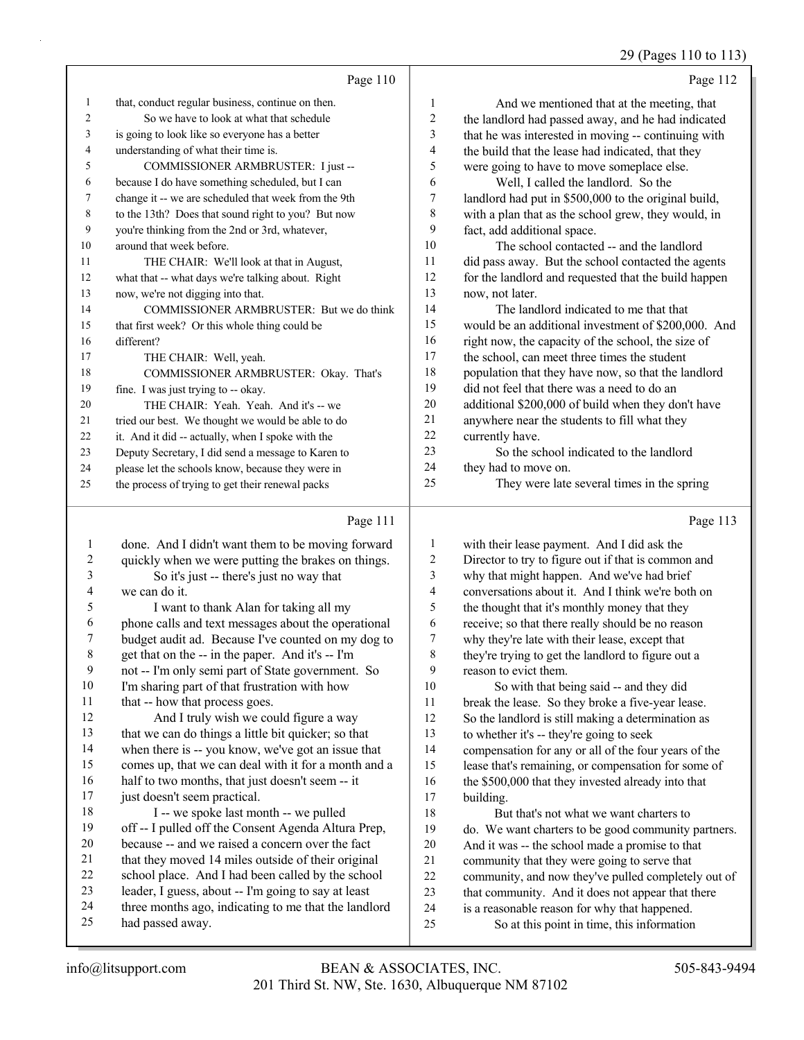Page 110

1 that, conduct regular business, continue on then.
2 So we have to look at what that schedule
3 is going to look like so everyone has a better
4 understanding of what their time is.
5 COMMISSIONER ARMBRUSTER: I just --
6 because I do have something scheduled, but I can
7 change it -- we are scheduled that week from the 9th
8 to the 13th? Does that sound right to you? But now
9 you're thinking from the 2nd or 3rd, whatever,
10 around that week before.
11 THE CHAIR: We'll look at that in August,
12 what that -- what days we're talking about. Right
13 now, we're not digging into that.
14 COMMISSIONER ARMBRUSTER: But we do think
15 that first week? Or this whole thing could be
16 different?
17 THE CHAIR: Well, yeah.
18 COMMISSIONER ARMBRUSTER: Okay. That's
19 fine. I was just trying to -- okay.
20 THE CHAIR: Yeah. Yeah. And it's -- we
21 tried our best. We thought we would be able to do
22 it. And it did -- actually, when I spoke with the
23 Deputy Secretary, I did send a message to Karen to
24 please let the schools know, because they were in
25 the process of trying to get their renewal packs

Page 111

1 done. And I didn't want them to be moving forward
2 quickly when we were putting the brakes on things.
3 So it's just -- there's just no way that
4 we can do it.
5 I want to thank Alan for taking all my
6 phone calls and text messages about the operational
7 budget audit ad. Because I've counted on my dog to
8 get that on the -- in the paper. And it's -- I'm
9 not -- I'm only semi part of State government. So
10 I'm sharing part of that frustration with how
11 that -- how that process goes.
12 And I truly wish we could figure a way
13 that we can do things a little bit quicker; so that
14 when there is -- you know, we've got an issue that
15 comes up, that we can deal with it for a month and a
16 half to two months, that just doesn't seem -- it
17 just doesn't seem practical.
18 I -- we spoke last month -- we pulled
19 off -- I pulled off the Consent Agenda Altura Prep,
20 because -- and we raised a concern over the fact
21 that they moved 14 miles outside of their original
22 school place. And I had been called by the school
23 leader, I guess, about -- I'm going to say at least
24 three months ago, indicating to me that the landlord
25 had passed away.

Page 112

1 And we mentioned that at the meeting, that
2 the landlord had passed away, and he had indicated
3 that he was interested in moving -- continuing with
4 the build that the lease had indicated, that they
5 were going to have to move someplace else.
6 Well, I called the landlord. So the
7 landlord had put in $500,000 to the original build,
8 with a plan that as the school grew, they would, in
9 fact, add additional space.
10 The school contacted -- and the landlord
11 did pass away. But the school contacted the agents
12 for the landlord and requested that the build happen
13 now, not later.
14 The landlord indicated to me that that
15 would be an additional investment of $200,000. And
16 right now, the capacity of the school, the size of
17 the school, can meet three times the student
18 population that they have now, so that the landlord
19 did not feel that there was a need to do an
20 additional $200,000 of build when they don't have
21 anywhere near the students to fill what they
22 currently have.
23 So the school indicated to the landlord
24 they had to move on.
25 They were late several times in the spring

Page 113

1 with their lease payment. And I did ask the
2 Director to try to figure out if that is common and
3 why that might happen. And we've had brief
4 conversations about it. And I think we're both on
5 the thought that it's monthly money that they
6 receive; so that there really should be no reason
7 why they're late with their lease, except that
8 they're trying to get the landlord to figure out a
9 reason to evict them.
10 So with that being said -- and they did
11 break the lease. So they broke a five-year lease.
12 So the landlord is still making a determination as
13 to whether it's -- they're going to seek
14 compensation for any or all of the four years of the
15 lease that's remaining, or compensation for some of
16 the $500,000 that they invested already into that
17 building.
18 But that's not what we want charters to
19 do. We want charters to be good community partners.
20 And it was -- the school made a promise to that
21 community that they were going to serve that
22 community, and now they've pulled completely out of
23 that community. And it does not appear that there
24 is a reasonable reason for why that happened.
25 So at this point in time, this information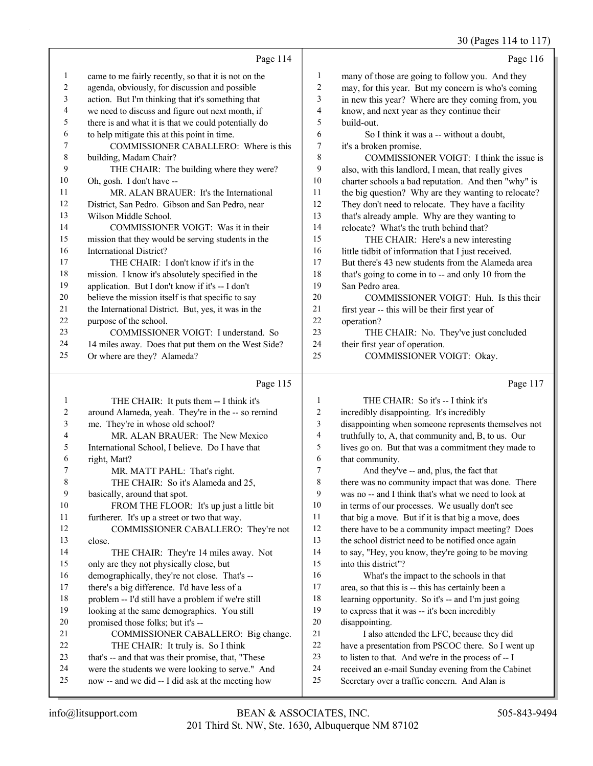Page 114

1 came to me fairly recently, so that it is not on the
2 agenda, obviously, for discussion and possible
3 action. But I'm thinking that it's something that
4 we need to discuss and figure out next month, if
5 there is and what it is that we could potentially do
6 to help mitigate this at this point in time.
7 COMMISSIONER CABALLERO: Where is this
8 building, Madam Chair?
9 THE CHAIR: The building where they were?
10 Oh, gosh. I don't have --
11 MR. ALAN BRAUER: It's the International
12 District, San Pedro. Gibson and San Pedro, near
13 Wilson Middle School.
14 COMMISSIONER VOIGT: Was it in their
15 mission that they would be serving students in the
16 International District?
17 THE CHAIR: I don't know if it's in the
18 mission. I know it's absolutely specified in the
19 application. But I don't know if it's -- I don't
20 believe the mission itself is that specific to say
21 the International District. But, yes, it was in the
22 purpose of the school.
23 COMMISSIONER VOIGT: I understand. So
24 14 miles away. Does that put them on the West Side?
25 Or where are they? Alameda?

Page 115

1 THE CHAIR: It puts them -- I think it's
2 around Alameda, yeah. They're in the -- so remind
3 me. They're in whose old school?
4 MR. ALAN BRAUER: The New Mexico
5 International School, I believe. Do I have that
6 right, Matt?
7 MR. MATT PAHL: That's right.
8 THE CHAIR: So it's Alameda and 25,
9 basically, around that spot.
10 FROM THE FLOOR: It's up just a little bit
11 furtheer. It's up a street or two that way.
12 COMMISSIONER CABALLERO: They're not
13 close.
14 THE CHAIR: They're 14 miles away. Not
15 only are they not physically close, but
16 demographically, they're not close. That's --
17 there's a big difference. I'd have less of a
18 problem -- I'd still have a problem if we're still
19 looking at the same demographics. You still
20 promised those folks; but it's --
21 COMMISSIONER CABALLERO: Big change.
22 THE CHAIR: It truly is. So I think
23 that's -- and that was their promise, that, "These
24 were the students we were looking to serve." And
25 now -- and we did -- I did ask at the meeting how

Page 116

1 many of those are going to follow you. And they
2 may, for this year. But my concern is who's coming
3 in new this year? Where are they coming from, you
4 know, and next year as they continue their
5 build-out.
6 So I think it was a -- without a doubt,
7 it's a broken promise.
8 COMMISSIONER VOIGT: I think the issue is
9 also, with this landlord, I mean, that really gives
10 charter schools a bad reputation. And then "why" is
11 the big question? Why are they wanting to relocate?
12 They don't need to relocate. They have a facility
13 that's already ample. Why are they wanting to
14 relocate? What's the truth behind that?
15 THE CHAIR: Here's a new interesting
16 little tidbit of information that I just received.
17 But there's 43 new students from the Alameda area
18 that's going to come in to -- and only 10 from the
19 San Pedro area.
20 COMMISSIONER VOIGT: Huh. Is this their
21 first year -- this will be their first year of
22 operation?
23 THE CHAIR: No. They've just concluded
24 their first year of operation.
25 COMMISSIONER VOIGT: Okay.

Page 117

1 THE CHAIR: So it's -- I think it's
2 incredibly disappointing. It's incredibly
3 disappointing when someone represents themselves not
4 truthfully to, A, that community and, B, to us. Our
5 lives go on. But that was a commitment they made to
6 that community.
7 And they've -- and, plus, the fact that
8 there was no community impact that was done. There
9 was no -- and I think that's what we need to look at
10 in terms of our processes. We usually don't see
11 that big a move. But if it is that big a move, does
12 there have to be a community impact meeting? Does
13 the school district need to be notified once again
14 to say, "Hey, you know, they're going to be moving
15 into this district"?
16 What's the impact to the schools in that
17 area, so that this is -- this has certainly been a
18 learning opportunity. So it's -- and I'm just going
19 to express that it was -- it's been incredibly
20 disappointing.
21 I also attended the LFC, because they did
22 have a presentation from PSCOC there. So I went up
23 to listen to that. And we're in the process of -- I
24 received an e-mail Sunday evening from the Cabinet
25 Secretary over a traffic concern. And Alan is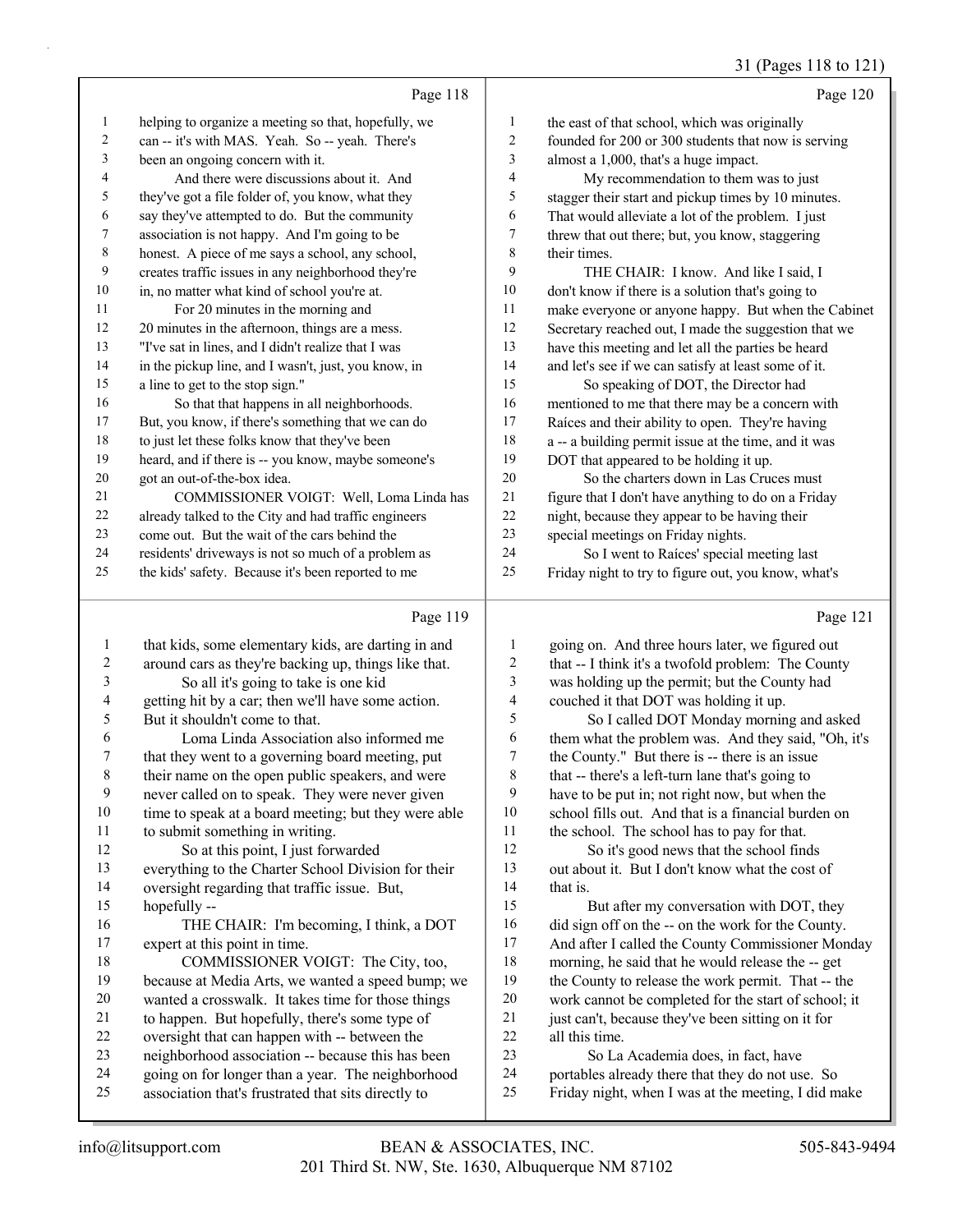Page 118

1 helping to organize a meeting so that, hopefully, we
2 can -- it's with MAS. Yeah. So -- yeah. There's
3 been an ongoing concern with it.
4 And there were discussions about it. And
5 they've got a file folder of, you know, what they
6 say they've attempted to do. But the community
7 association is not happy. And I'm going to be
8 honest. A piece of me says a school, any school,
9 creates traffic issues in any neighborhood they're
10 in, no matter what kind of school you're at.
11 For 20 minutes in the morning and
12 20 minutes in the afternoon, things are a mess.
13 "I've sat in lines, and I didn't realize that I was
14 in the pickup line, and I wasn't, just, you know, in
15 a line to get to the stop sign."
16 So that that happens in all neighborhoods.
17 But, you know, if there's something that we can do
18 to just let these folks know that they've been
19 heard, and if there is -- you know, maybe someone's
20 got an out-of-the-box idea.
21 COMMISSIONER VOIGT: Well, Loma Linda has
22 already talked to the City and had traffic engineers
23 come out. But the wait of the cars behind the
24 residents' driveways is not so much of a problem as
25 the kids' safety. Because it's been reported to me

Page 119

1 that kids, some elementary kids, are darting in and
2 around cars as they're backing up, things like that.
3 So all it's going to take is one kid
4 getting hit by a car; then we'll have some action.
5 But it shouldn't come to that.
6 Loma Linda Association also informed me
7 that they went to a governing board meeting, put
8 their name on the open public speakers, and were
9 never called on to speak. They were never given
10 time to speak at a board meeting; but they were able
11 to submit something in writing.
12 So at this point, I just forwarded
13 everything to the Charter School Division for their
14 oversight regarding that traffic issue. But,
15 hopefully --
16 THE CHAIR: I'm becoming, I think, a DOT
17 expert at this point in time.
18 COMMISSIONER VOIGT: The City, too,
19 because at Media Arts, we wanted a speed bump; we
20 wanted a crosswalk. It takes time for those things
21 to happen. But hopefully, there's some type of
22 oversight that can happen with -- between the
23 neighborhood association -- because this has been
24 going on for longer than a year. The neighborhood
25 association that's frustrated that sits directly to

Page 120

1 the east of that school, which was originally
2 founded for 200 or 300 students that now is serving
3 almost a 1,000, that's a huge impact.
4 My recommendation to them was to just
5 stagger their start and pickup times by 10 minutes.
6 That would alleviate a lot of the problem. I just
7 threw that out there; but, you know, staggering
8 their times.
9 THE CHAIR: I know. And like I said, I
10 don't know if there is a solution that's going to
11 make everyone or anyone happy. But when the Cabinet
12 Secretary reached out, I made the suggestion that we
13 have this meeting and let all the parties be heard
14 and let's see if we can satisfy at least some of it.
15 So speaking of DOT, the Director had
16 mentioned to me that there may be a concern with
17 Raíces and their ability to open. They're having
18 a -- a building permit issue at the time, and it was
19 DOT that appeared to be holding it up.
20 So the charters down in Las Cruces must
21 figure that I don't have anything to do on a Friday
22 night, because they appear to be having their
23 special meetings on Friday nights.
24 So I went to Raíces' special meeting last
25 Friday night to try to figure out, you know, what's

Page 121

1 going on. And three hours later, we figured out
2 that -- I think it's a twofold problem: The County
3 was holding up the permit; but the County had
4 couched it that DOT was holding it up.
5 So I called DOT Monday morning and asked
6 them what the problem was. And they said, "Oh, it's
7 the County." But there is -- there is an issue
8 that -- there's a left-turn lane that's going to
9 have to be put in; not right now, but when the
10 school fills out. And that is a financial burden on
11 the school. The school has to pay for that.
12 So it's good news that the school finds
13 out about it. But I don't know what the cost of
14 that is.
15 But after my conversation with DOT, they
16 did sign off on the -- on the work for the County.
17 And after I called the County Commissioner Monday
18 morning, he said that he would release the -- get
19 the County to release the work permit. That -- the
20 work cannot be completed for the start of school; it
21 just can't, because they've been sitting on it for
22 all this time.
23 So La Academia does, in fact, have
24 portables already there that they do not use. So
25 Friday night, when I was at the meeting, I did make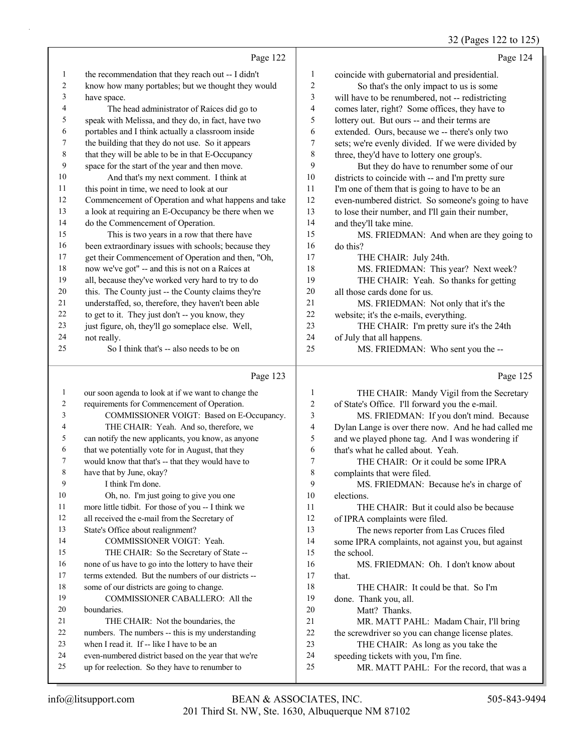Page 122

1 the recommendation that they reach out -- I didn't
2 know how many portables; but we thought they would
3 have space.
4 The head administrator of Raíces did go to
5 speak with Melissa, and they do, in fact, have two
6 portables and I think actually a classroom inside
7 the building that they do not use. So it appears
8 that they will be able to be in that E-Occupancy
9 space for the start of the year and then move.
10 And that's my next comment. I think at
11 this point in time, we need to look at our
12 Commencement of Operation and what happens and take
13 a look at requiring an E-Occupancy be there when we
14 do the Commencement of Operation.
15 This is two years in a row that there have
16 been extraordinary issues with schools; because they
17 get their Commencement of Operation and then, "Oh,
18 now we've got" -- and this is not on a Raíces at
19 all, because they've worked very hard to try to do
20 this. The County just -- the County claims they're
21 understaffed, so, therefore, they haven't been able
22 to get to it. They just don't -- you know, they
23 just figure, oh, they'll go someplace else. Well,
24 not really.
25 So I think that's -- also needs to be on

Page 123

1 our soon agenda to look at if we want to change the
2 requirements for Commencement of Operation.
3 COMMISSIONER VOIGT: Based on E-Occupancy.
4 THE CHAIR: Yeah. And so, therefore, we
5 can notify the new applicants, you know, as anyone
6 that we potentially vote for in August, that they
7 would know that that's -- that they would have to
8 have that by June, okay?
9 I think I'm done.
10 Oh, no. I'm just going to give you one
11 more little tidbit. For those of you -- I think we
12 all received the e-mail from the Secretary of
13 State's Office about realignment?
14 COMMISSIONER VOIGT: Yeah.
15 THE CHAIR: So the Secretary of State --
16 none of us have to go into the lottery to have their
17 terms extended. But the numbers of our districts --
18 some of our districts are going to change.
19 COMMISSIONER CABALLERO: All the
20 boundaries.
21 THE CHAIR: Not the boundaries, the
22 numbers. The numbers -- this is my understanding
23 when I read it. If -- like I have to be an
24 even-numbered district based on the year that we're
25 up for reelection. So they have to renumber to

Page 124

1 coincide with gubernatorial and presidential.
2 So that's the only impact to us is some
3 will have to be renumbered, not -- redistricting
4 comes later, right? Some offices, they have to
5 lottery out. But ours -- and their terms are
6 extended. Ours, because we -- there's only two
7 sets; we're evenly divided. If we were divided by
8 three, they'd have to lottery one group's.
9 But they do have to renumber some of our
10 districts to coincide with -- and I'm pretty sure
11 I'm one of them that is going to have to be an
12 even-numbered district. So someone's going to have
13 to lose their number, and I'll gain their number,
14 and they'll take mine.
15 MS. FRIEDMAN: And when are they going to
16 do this?
17 THE CHAIR: July 24th.
18 MS. FRIEDMAN: This year? Next week?
19 THE CHAIR: Yeah. So thanks for getting
20 all those cards done for us.
21 MS. FRIEDMAN: Not only that it's the
22 website; it's the e-mails, everything.
23 THE CHAIR: I'm pretty sure it's the 24th
24 of July that all happens.
25 MS. FRIEDMAN: Who sent you the --

Page 125

1 THE CHAIR: Mandy Vigil from the Secretary
2 of State's Office. I'll forward you the e-mail.
3 MS. FRIEDMAN: If you don't mind. Because
4 Dylan Lange is over there now. And he had called me
5 and we played phone tag. And I was wondering if
6 that's what he called about. Yeah.
7 THE CHAIR: Or it could be some IPRA
8 complaints that were filed.
9 MS. FRIEDMAN: Because he's in charge of
10 elections.
11 THE CHAIR: But it could also be because
12 of IPRA complaints were filed.
13 The news reporter from Las Cruces filed
14 some IPRA complaints, not against you, but against
15 the school.
16 MS. FRIEDMAN: Oh. I don't know about
17 that.
18 THE CHAIR: It could be that. So I'm
19 done. Thank you, all.
20 Matt? Thanks.
21 MR. MATT PAHL: Madam Chair, I'll bring
22 the screwdriver so you can change license plates.
23 THE CHAIR: As long as you take the
24 speeding tickets with you, I'm fine.
25 MR. MATT PAHL: For the record, that was a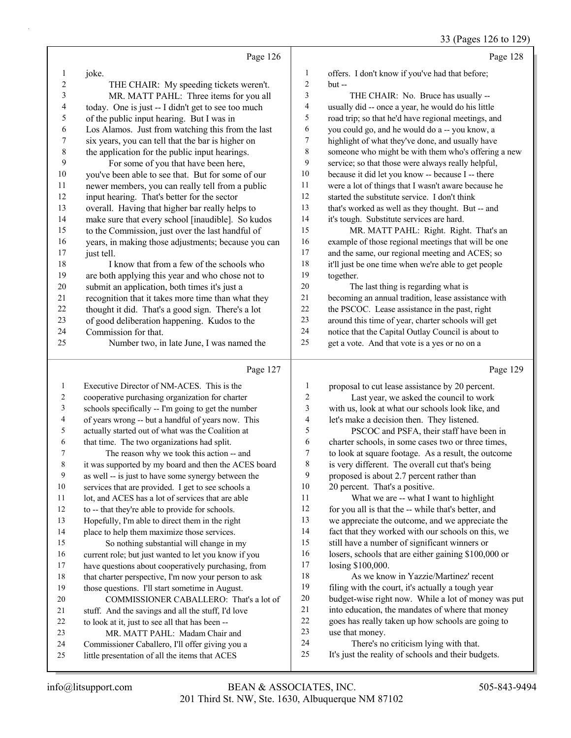Page 126

1 joke.
2 THE CHAIR: My speeding tickets weren't.
3 MR. MATT PAHL: Three items for you all
4 today. One is just -- I didn't get to see too much
5 of the public input hearing. But I was in
6 Los Alamos. Just from watching this from the last
7 six years, you can tell that the bar is higher on
8 the application for the public input hearings.
9 For some of you that have been here,
10 you've been able to see that. But for some of our
11 newer members, you can really tell from a public
12 input hearing. That's better for the sector
13 overall. Having that higher bar really helps to
14 make sure that every school [inaudible]. So kudos
15 to the Commission, just over the last handful of
16 years, in making those adjustments; because you can
17 just tell.
18 I know that from a few of the schools who
19 are both applying this year and who chose not to
20 submit an application, both times it's just a
21 recognition that it takes more time than what they
22 thought it did. That's a good sign. There's a lot
23 of good deliberation happening. Kudos to the
24 Commission for that.
25 Number two, in late June, I was named the

Page 127

1 Executive Director of NM-ACES. This is the
2 cooperative purchasing organization for charter
3 schools specifically -- I'm going to get the number
4 of years wrong -- but a handful of years now. This
5 actually started out of what was the Coalition at
6 that time. The two organizations had split.
7 The reason why we took this action -- and
8 it was supported by my board and then the ACES board
9 as well -- is just to have some synergy between the
10 services that are provided. I get to see schools a
11 lot, and ACES has a lot of services that are able
12 to -- that they're able to provide for schools.
13 Hopefully, I'm able to direct them in the right
14 place to help them maximize those services.
15 So nothing substantial will change in my
16 current role; but just wanted to let you know if you
17 have questions about cooperatively purchasing, from
18 that charter perspective, I'm now your person to ask
19 those questions. I'll start sometime in August.
20 COMMISSIONER CABALLERO: That's a lot of
21 stuff. And the savings and all the stuff, I'd love
22 to look at it, just to see all that has been --
23 MR. MATT PAHL: Madam Chair and
24 Commissioner Caballero, I'll offer giving you a
25 little presentation of all the items that ACES

Page 128

1 offers. I don't know if you've had that before;
2 but --
3 THE CHAIR: No. Bruce has usually --
4 usually did -- once a year, he would do his little
5 road trip; so that he'd have regional meetings, and
6 you could go, and he would do a -- you know, a
7 highlight of what they've done, and usually have
8 someone who might be with them who's offering a new
9 service; so that those were always really helpful,
10 because it did let you know -- because I -- there
11 were a lot of things that I wasn't aware because he
12 started the substitute service. I don't think
13 that's worked as well as they thought. But -- and
14 it's tough. Substitute services are hard.
15 MR. MATT PAHL: Right. Right. That's an
16 example of those regional meetings that will be one
17 and the same, our regional meeting and ACES; so
18 it'll just be one time when we're able to get people
19 together.
20 The last thing is regarding what is
21 becoming an annual tradition, lease assistance with
22 the PSCOC. Lease assistance in the past, right
23 around this time of year, charter schools will get
24 notice that the Capital Outlay Council is about to
25 get a vote. And that vote is a yes or no on a

Page 129

1 proposal to cut lease assistance by 20 percent.
2 Last year, we asked the council to work
3 with us, look at what our schools look like, and
4 let's make a decision then. They listened.
5 PSCOC and PSFA, their staff have been in
6 charter schools, in some cases two or three times,
7 to look at square footage. As a result, the outcome
8 is very different. The overall cut that's being
9 proposed is about 2.7 percent rather than
10 20 percent. That's a positive.
11 What we are -- what I want to highlight
12 for you all is that the -- while that's better, and
13 we appreciate the outcome, and we appreciate the
14 fact that they worked with our schools on this, we
15 still have a number of significant winners or
16 losers, schools that are either gaining $100,000 or
17 losing $100,000.
18 As we know in Yazzie/Martinez' recent
19 filing with the court, it's actually a tough year
20 budget-wise right now. While a lot of money was put
21 into education, the mandates of where that money
22 goes has really taken up how schools are going to
23 use that money.
24 There's no criticism lying with that.
25 It's just the reality of schools and their budgets.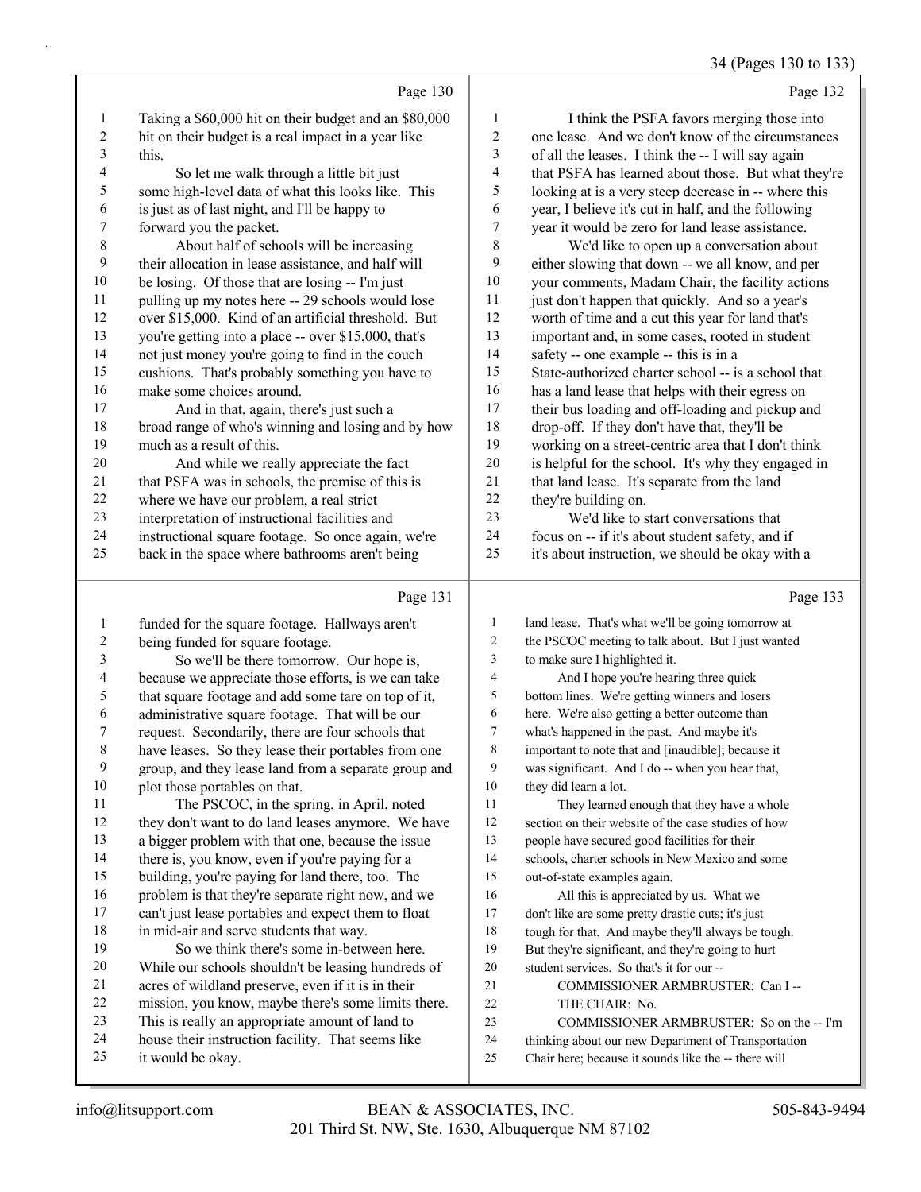Page 130

1 Taking a $60,000 hit on their budget and an $80,000
2 hit on their budget is a real impact in a year like
3 this.
4 So let me walk through a little bit just
5 some high-level data of what this looks like. This
6 is just as of last night, and I'll be happy to
7 forward you the packet.
8 About half of schools will be increasing
9 their allocation in lease assistance, and half will
10 be losing. Of those that are losing -- I'm just
11 pulling up my notes here -- 29 schools would lose
12 over $15,000. Kind of an artificial threshold. But
13 you're getting into a place -- over $15,000, that's
14 not just money you're going to find in the couch
15 cushions. That's probably something you have to
16 make some choices around.
17 And in that, again, there's just such a
18 broad range of who's winning and losing and by how
19 much as a result of this.
20 And while we really appreciate the fact
21 that PSFA was in schools, the premise of this is
22 where we have our problem, a real strict
23 interpretation of instructional facilities and
24 instructional square footage. So once again, we're
25 back in the space where bathrooms aren't being

Page 131

1 funded for the square footage. Hallways aren't
2 being funded for square footage.
3 So we'll be there tomorrow. Our hope is,
4 because we appreciate those efforts, is we can take
5 that square footage and add some tare on top of it,
6 administrative square footage. That will be our
7 request. Secondarily, there are four schools that
8 have leases. So they lease their portables from one
9 group, and they lease land from a separate group and
10 plot those portables on that.
11 The PSCOC, in the spring, in April, noted
12 they don't want to do land leases anymore. We have
13 a bigger problem with that one, because the issue
14 there is, you know, even if you're paying for a
15 building, you're paying for land there, too. The
16 problem is that they're separate right now, and we
17 can't just lease portables and expect them to float
18 in mid-air and serve students that way.
19 So we think there's some in-between here.
20 While our schools shouldn't be leasing hundreds of
21 acres of wildland preserve, even if it is in their
22 mission, you know, maybe there's some limits there.
23 This is really an appropriate amount of land to
24 house their instruction facility. That seems like
25 it would be okay.

Page 132

1 I think the PSFA favors merging those into
2 one lease. And we don't know of the circumstances
3 of all the leases. I think the -- I will say again
4 that PSFA has learned about those. But what they're
5 looking at is a very steep decrease in -- where this
6 year, I believe it's cut in half, and the following
7 year it would be zero for land lease assistance.
8 We'd like to open up a conversation about
9 either slowing that down -- we all know, and per
10 your comments, Madam Chair, the facility actions
11 just don't happen that quickly. And so a year's
12 worth of time and a cut this year for land that's
13 important and, in some cases, rooted in student
14 safety -- one example -- this is in a
15 State-authorized charter school -- is a school that
16 has a land lease that helps with their egress on
17 their bus loading and off-loading and pickup and
18 drop-off. If they don't have that, they'll be
19 working on a street-centric area that I don't think
20 is helpful for the school. It's why they engaged in
21 that land lease. It's separate from the land
22 they're building on.
23 We'd like to start conversations that
24 focus on -- if it's about student safety, and if
25 it's about instruction, we should be okay with a

Page 133

1 land lease. That's what we'll be going tomorrow at
2 the PSCOC meeting to talk about. But I just wanted
3 to make sure I highlighted it.
4 And I hope you're hearing three quick
5 bottom lines. We're getting winners and losers
6 here. We're also getting a better outcome than
7 what's happened in the past. And maybe it's
8 important to note that and [inaudible]; because it
9 was significant. And I do -- when you hear that,
10 they did learn a lot.
11 They learned enough that they have a whole
12 section on their website of the case studies of how
13 people have secured good facilities for their
14 schools, charter schools in New Mexico and some
15 out-of-state examples again.
16 All this is appreciated by us. What we
17 don't like are some pretty drastic cuts; it's just
18 tough for that. And maybe they'll always be tough.
19 But they're significant, and they're going to hurt
20 student services. So that's it for our --
21 COMMISSIONER ARMBRUSTER: Can I --
22 THE CHAIR: No.
23 COMMISSIONER ARMBRUSTER: So on the -- I'm
24 thinking about our new Department of Transportation
25 Chair here; because it sounds like the -- there will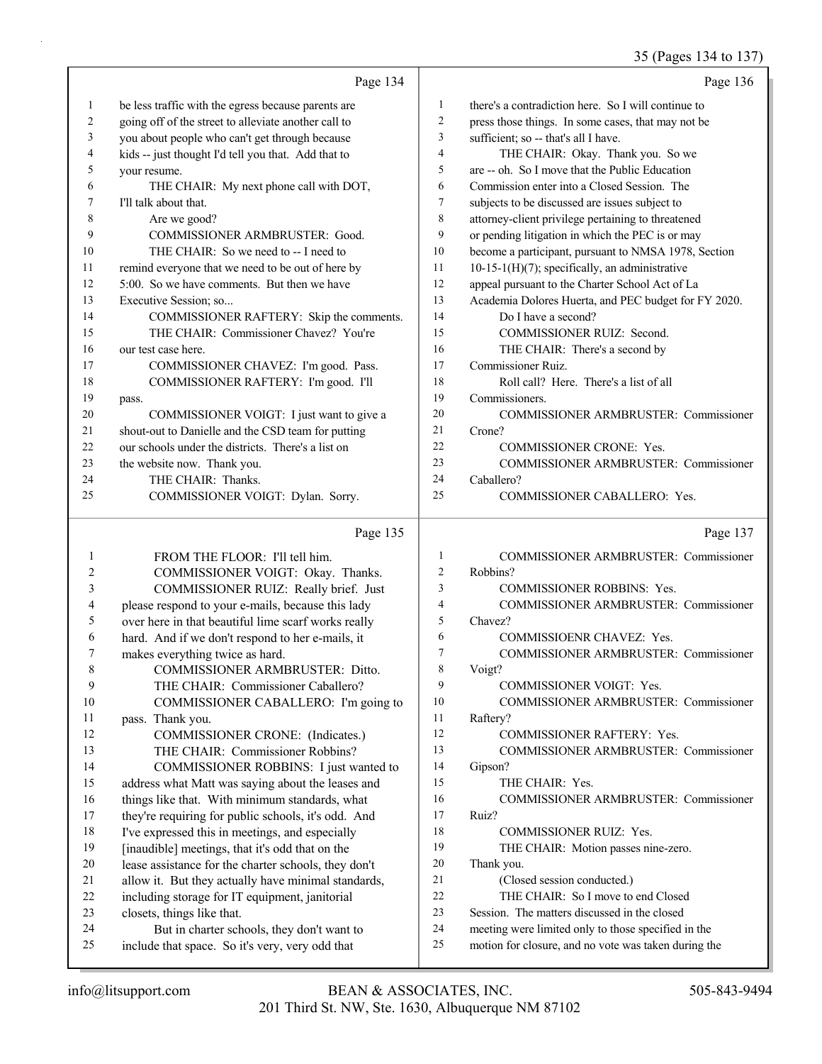Page 134

1 be less traffic with the egress because parents are
2 going off of the street to alleviate another call to
3 you about people who can't get through because
4 kids -- just thought I'd tell you that. Add that to
5 your resume.
6 THE CHAIR: My next phone call with DOT,
7 I'll talk about that.
8 Are we good?
9 COMMISSIONER ARMBRUSTER: Good.
10 THE CHAIR: So we need to -- I need to
11 remind everyone that we need to be out of here by
12 5:00. So we have comments. But then we have
13 Executive Session; so...
14 COMMISSIONER RAFTERY: Skip the comments.
15 THE CHAIR: Commissioner Chavez? You're
16 our test case here.
17 COMMISSIONER CHAVEZ: I'm good. Pass.
18 COMMISSIONER RAFTERY: I'm good. I'll
19 pass.
20 COMMISSIONER VOIGT: I just want to give a
21 shout-out to Danielle and the CSD team for putting
22 our schools under the districts. There's a list on
23 the website now. Thank you.
24 THE CHAIR: Thanks.
25 COMMISSIONER VOIGT: Dylan. Sorry.

Page 135

1 FROM THE FLOOR: I'll tell him.
2 COMMISSIONER VOIGT: Okay. Thanks.
3 COMMISSIONER RUIZ: Really brief. Just
4 please respond to your e-mails, because this lady
5 over here in that beautiful lime scarf works really
6 hard. And if we don't respond to her e-mails, it
7 makes everything twice as hard.
8 COMMISSIONER ARMBRUSTER: Ditto.
9 THE CHAIR: Commissioner Caballero?
10 COMMISSIONER CABALLERO: I'm going to
11 pass. Thank you.
12 COMMISSIONER CRONE: (Indicates.)
13 THE CHAIR: Commissioner Robbins?
14 COMMISSIONER ROBBINS: I just wanted to
15 address what Matt was saying about the leases and
16 things like that. With minimum standards, what
17 they're requiring for public schools, it's odd. And
18 I've expressed this in meetings, and especially
19 [inaudible] meetings, that it's odd that on the
20 lease assistance for the charter schools, they don't
21 allow it. But they actually have minimal standards,
22 including storage for IT equipment, janitorial
23 closets, things like that.
24 But in charter schools, they don't want to
25 include that space. So it's very, very odd that

Page 136

1 there's a contradiction here. So I will continue to
2 press those things. In some cases, that may not be
3 sufficient; so -- that's all I have.
4 THE CHAIR: Okay. Thank you. So we
5 are -- oh. So I move that the Public Education
6 Commission enter into a Closed Session. The
7 subjects to be discussed are issues subject to
8 attorney-client privilege pertaining to threatened
9 or pending litigation in which the PEC is or may
10 become a participant, pursuant to NMSA 1978, Section
11 10-15-1(H)(7); specifically, an administrative
12 appeal pursuant to the Charter School Act of La
13 Academia Dolores Huerta, and PEC budget for FY 2020.
14 Do I have a second?
15 COMMISSIONER RUIZ: Second.
16 THE CHAIR: There's a second by
17 Commissioner Ruiz.
18 Roll call? Here. There's a list of all
19 Commissioners.
20 COMMISSIONER ARMBRUSTER: Commissioner
21 Crone?
22 COMMISSIONER CRONE: Yes.
23 COMMISSIONER ARMBRUSTER: Commissioner
24 Caballero?
25 COMMISSIONER CABALLERO: Yes.

Page 137

1 COMMISSIONER ARMBRUSTER: Commissioner
2 Robbins?
3 COMMISSIONER ROBBINS: Yes.
4 COMMISSIONER ARMBRUSTER: Commissioner
5 Chavez?
6 COMMISSIOENR CHAVEZ: Yes.
7 COMMISSIONER ARMBRUSTER: Commissioner
8 Voigt?
9 COMMISSIONER VOIGT: Yes.
10 COMMISSIONER ARMBRUSTER: Commissioner
11 Raftery?
12 COMMISSIONER RAFTERY: Yes.
13 COMMISSIONER ARMBRUSTER: Commissioner
14 Gipson?
15 THE CHAIR: Yes.
16 COMMISSIONER ARMBRUSTER: Commissioner
17 Ruiz?
18 COMMISSIONER RUIZ: Yes.
19 THE CHAIR: Motion passes nine-zero.
20 Thank you.
21 (Closed session conducted.)
22 THE CHAIR: So I move to end Closed
23 Session. The matters discussed in the closed
24 meeting were limited only to those specified in the
25 motion for closure, and no vote was taken during the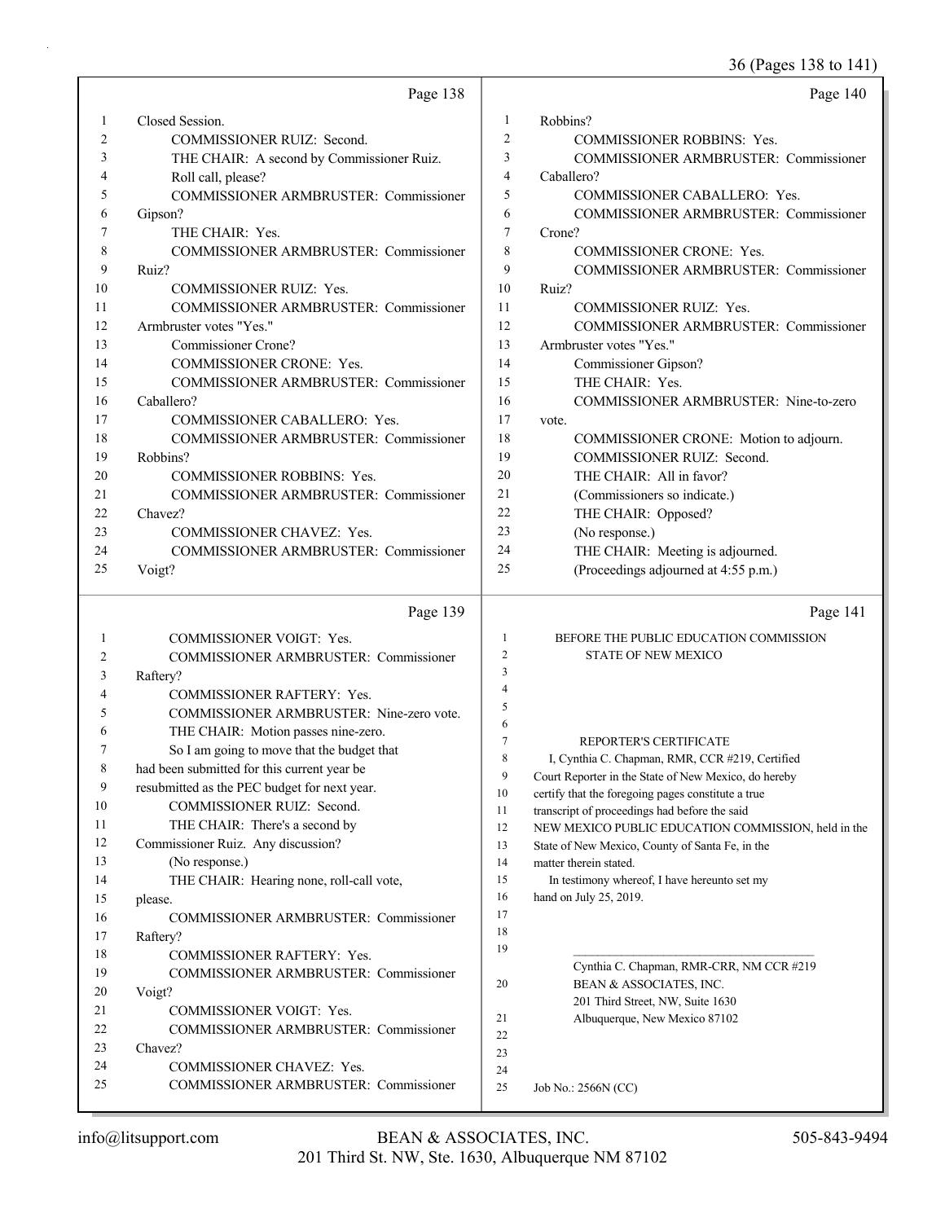Page 138

1 Closed Session.
2 COMMISSIONER RUIZ: Second.
3 THE CHAIR: A second by Commissioner Ruiz.
4 Roll call, please?
5 COMMISSIONER ARMBRUSTER: Commissioner
6 Gipson?
7 THE CHAIR: Yes.
8 COMMISSIONER ARMBRUSTER: Commissioner
9 Ruiz?
10 COMMISSIONER RUIZ: Yes.
11 COMMISSIONER ARMBRUSTER: Commissioner
12 Armbruster votes "Yes."
13 Commissioner Crone?
14 COMMISSIONER CRONE: Yes.
15 COMMISSIONER ARMBRUSTER: Commissioner
16 Caballero?
17 COMMISSIONER CABALLERO: Yes.
18 COMMISSIONER ARMBRUSTER: Commissioner
19 Robbins?
20 COMMISSIONER ROBBINS: Yes.
21 COMMISSIONER ARMBRUSTER: Commissioner
22 Chavez?
23 COMMISSIONER CHAVEZ: Yes.
24 COMMISSIONER ARMBRUSTER: Commissioner
25 Voigt?

Page 139

1 COMMISSIONER VOIGT: Yes.
2 COMMISSIONER ARMBRUSTER: Commissioner
3 Raftery?
4 COMMISSIONER RAFTERY: Yes.
5 COMMISSIONER ARMBRUSTER: Nine-zero vote.
6 THE CHAIR: Motion passes nine-zero.
7 So I am going to move that the budget that
8 had been submitted for this current year be
9 resubmitted as the PEC budget for next year.
10 COMMISSIONER RUIZ: Second.
11 THE CHAIR: There's a second by
12 Commissioner Ruiz. Any discussion?
13 (No response.)
14 THE CHAIR: Hearing none, roll-call vote,
15 please.
16 COMMISSIONER ARMBRUSTER: Commissioner
17 Raftery?
18 COMMISSIONER RAFTERY: Yes.
19 COMMISSIONER ARMBRUSTER: Commissioner
20 Voigt?
21 COMMISSIONER VOIGT: Yes.
22 COMMISSIONER ARMBRUSTER: Commissioner
23 Chavez?
24 COMMISSIONER CHAVEZ: Yes.
25 COMMISSIONER ARMBRUSTER: Commissioner

Page 140

1 Robbins?
2 COMMISSIONER ROBBINS: Yes.
3 COMMISSIONER ARMBRUSTER: Commissioner
4 Caballero?
5 COMMISSIONER CABALLERO: Yes.
6 COMMISSIONER ARMBRUSTER: Commissioner
7 Crone?
8 COMMISSIONER CRONE: Yes.
9 COMMISSIONER ARMBRUSTER: Commissioner
10 Ruiz?
11 COMMISSIONER RUIZ: Yes.
12 COMMISSIONER ARMBRUSTER: Commissioner
13 Armbruster votes "Yes."
14 Commissioner Gipson?
15 THE CHAIR: Yes.
16 COMMISSIONER ARMBRUSTER: Nine-to-zero
17 vote.
18 COMMISSIONER CRONE: Motion to adjourn.
19 COMMISSIONER RUIZ: Second.
20 THE CHAIR: All in favor?
21 (Commissioners so indicate.)
22 THE CHAIR: Opposed?
23 (No response.)
24 THE CHAIR: Meeting is adjourned.
25 (Proceedings adjourned at 4:55 p.m.)

Page 141

1 BEFORE THE PUBLIC EDUCATION COMMISSION
2 STATE OF NEW MEXICO
3
4
5
6
7 REPORTER'S CERTIFICATE
8 I, Cynthia C. Chapman, RMR, CCR #219, Certified
9 Court Reporter in the State of New Mexico, do hereby
10 certify that the foregoing pages constitute a true
11 transcript of proceedings had before the said
12 NEW MEXICO PUBLIC EDUCATION COMMISSION, held in the
13 State of New Mexico, County of Santa Fe, in the
14 matter therein stated.
15 In testimony whereof, I have hereunto set my
16 hand on July 25, 2019.
17
18
19 \_\_\_\_\_\_\_\_\_\_\_\_\_\_\_\_\_\_\_\_\_\_\_\_\_\_\_\_\_\_\_\_\_\_\_\_\_\_\_\_
Cynthia C. Chapman, RMR-CRR, NM CCR #219
20 BEAN & ASSOCIATES, INC.
201 Third Street, NW, Suite 1630
21 Albuquerque, New Mexico 87102
22
23
24
25 Job No.: 2566N (CC)